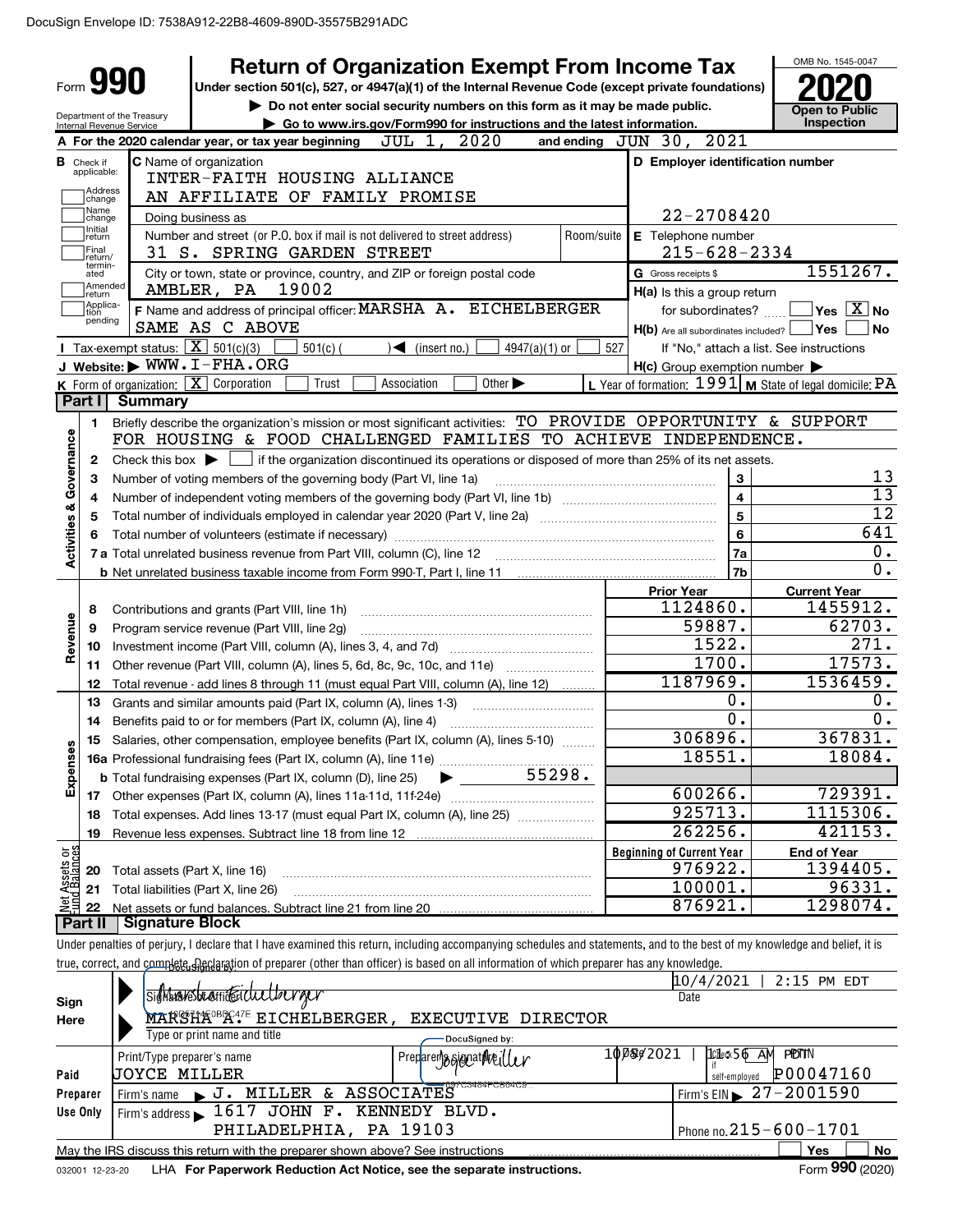DocuSign Envelope ID: 7538A912-22B8-4609-890D-35575B291ADC

# Form 990 — Return of Organization Exempt From Income Tax

Under section 501(c), 527, or 4947(a)(1) of the Internal Revenue Code (except private foundations)

▶ Do not enter social security numbers on this form as it may be made public.

▶ Go to www.irs.gov/Form990 for instructions and the latest information.

Department of the Treasury, Internal Revenue Service

OMB No. 1545-0047 — **2020** — Open to Public Inspection

**A** For the 2020 calendar year, or tax year beginning JUL 1, 2020 and ending JUN 30, 2021

**B** Check if applicable: Address change / Name change / Initial return / Final return/terminated / Amended return / Application pending

**C** Name of organization: INTER-FAITH HOUSING ALLIANCE, AN AFFILIATE OF FAMILY PROMISE

Doing business as

Number and street (or P.O. box if mail is not delivered to street address): 31 S. SPRING GARDEN STREET — Room/suite

City or town, state or province, country, and ZIP or foreign postal code: AMBLER, PA 19002

**D** Employer identification number: 22-2708420

**E** Telephone number: 215-628-2334

**G** Gross receipts $ 1551267.

**F** Name and address of principal officer: MARSHA A. EICHELBERGER, SAME AS C ABOVE

**H(a)** Is this a group return for subordinates? ☐ Yes ☒ No

**H(b)** Are all subordinates included? ☐ Yes ☐ No — If "No," attach a list. See instructions

**H(c)** Group exemption number ▶

**I** Tax-exempt status: ☒ 501(c)(3) ☐ 501(c) ( ) ◀ (insert no.) ☐ 4947(a)(1) or ☐ 527

**J** Website: ▶ WWW.I-FHA.ORG

**K** Form of organization: ☒ Corporation ☐ Trust ☐ Association ☐ Other ▶

**L** Year of formation: 1991 **M** State of legal domicile: PA

## Part I Summary

**Activities & Governance**

1. Briefly describe the organization's mission or most significant activities: TO PROVIDE OPPORTUNITY & SUPPORT FOR HOUSING & FOOD CHALLENGED FAMILIES TO ACHIEVE INDEPENDENCE.
2. Check this box ▶ ☐ if the organization discontinued its operations or disposed of more than 25% of its net assets.

| Line | Description | | Value |
|---|---|---|---|
| 3 | Number of voting members of the governing body (Part VI, line 1a) | 3 | 13 |
| 4 | Number of independent voting members of the governing body (Part VI, line 1b) | 4 | 13 |
| 5 | Total number of individuals employed in calendar year 2020 (Part V, line 2a) | 5 | 12 |
| 6 | Total number of volunteers (estimate if necessary) | 6 | 641 |
| 7a | Total unrelated business revenue from Part VIII, column (C), line 12 | 7a | 0. |
| 7b | Net unrelated business taxable income from Form 990-T, Part I, line 11 | 7b | 0. |

| Line | Description | Prior Year | Current Year |
|---|---|---|---|
| **Revenue** | | | |
| 8 | Contributions and grants (Part VIII, line 1h) | 1124860. | 1455912. |
| 9 | Program service revenue (Part VIII, line 2g) | 59887. | 62703. |
| 10 | Investment income (Part VIII, column (A), lines 3, 4, and 7d) | 1522. | 271. |
| 11 | Other revenue (Part VIII, column (A), lines 5, 6d, 8c, 9c, 10c, and 11e) | 1700. | 17573. |
| 12 | Total revenue - add lines 8 through 11 (must equal Part VIII, column (A), line 12) | 1187969. | 1536459. |
| **Expenses** | | | |
| 13 | Grants and similar amounts paid (Part IX, column (A), lines 1-3) | 0. | 0. |
| 14 | Benefits paid to or for members (Part IX, column (A), line 4) | 0. | 0. |
| 15 | Salaries, other compensation, employee benefits (Part IX, column (A), lines 5-10) | 306896. | 367831. |
| 16a | Professional fundraising fees (Part IX, column (A), line 11e) | 18551. | 18084. |
| b | Total fundraising expenses (Part IX, column (D), line 25) ▶ 55298. | | |
| 17 | Other expenses (Part IX, column (A), lines 11a-11d, 11f-24e) | 600266. | 729391. |
| 18 | Total expenses. Add lines 13-17 (must equal Part IX, column (A), line 25) | 925713. | 1115306. |
| 19 | Revenue less expenses. Subtract line 18 from line 12 | 262256. | 421153. |

| Line | Net Assets or Fund Balances | Beginning of Current Year | End of Year |
|---|---|---|---|
| 20 | Total assets (Part X, line 16) | 976922. | 1394405. |
| 21 | Total liabilities (Part X, line 26) | 100001. | 96331. |
| 22 | Net assets or fund balances. Subtract line 21 from line 20 | 876921. | 1298074. |

## Part II Signature Block

Under penalties of perjury, I declare that I have examined this return, including accompanying schedules and statements, and to the best of my knowledge and belief, it is true, correct, and complete. Declaration of preparer (other than officer) is based on all information of which preparer has any knowledge.

**Sign Here**

Signature of officer: Marsha A. Eichelberger — Date: 10/4/2021 | 2:15 PM EDT

MARSHA A. EICHELBERGER, EXECUTIVE DIRECTOR

Type or print name and title

**Paid Preparer Use Only**

Print/Type preparer's name: JOYCE MILLER — Preparer's signature: Joyce Miller — Date: 10/5/2021 | 11:56 AM — Check ☐ if self-employed — PTIN: P00047160

Firm's name ▶ J. MILLER & ASSOCIATES — Firm's EIN ▶ 27-2001590

Firm's address ▶ 1617 JOHN F. KENNEDY BLVD. PHILADELPHIA, PA 19103 — Phone no. 215-600-1701

May the IRS discuss this return with the preparer shown above? See instructions ☐ Yes ☐ No

032001 12-23-20 LHA For Paperwork Reduction Act Notice, see the separate instructions. Form **990** (2020)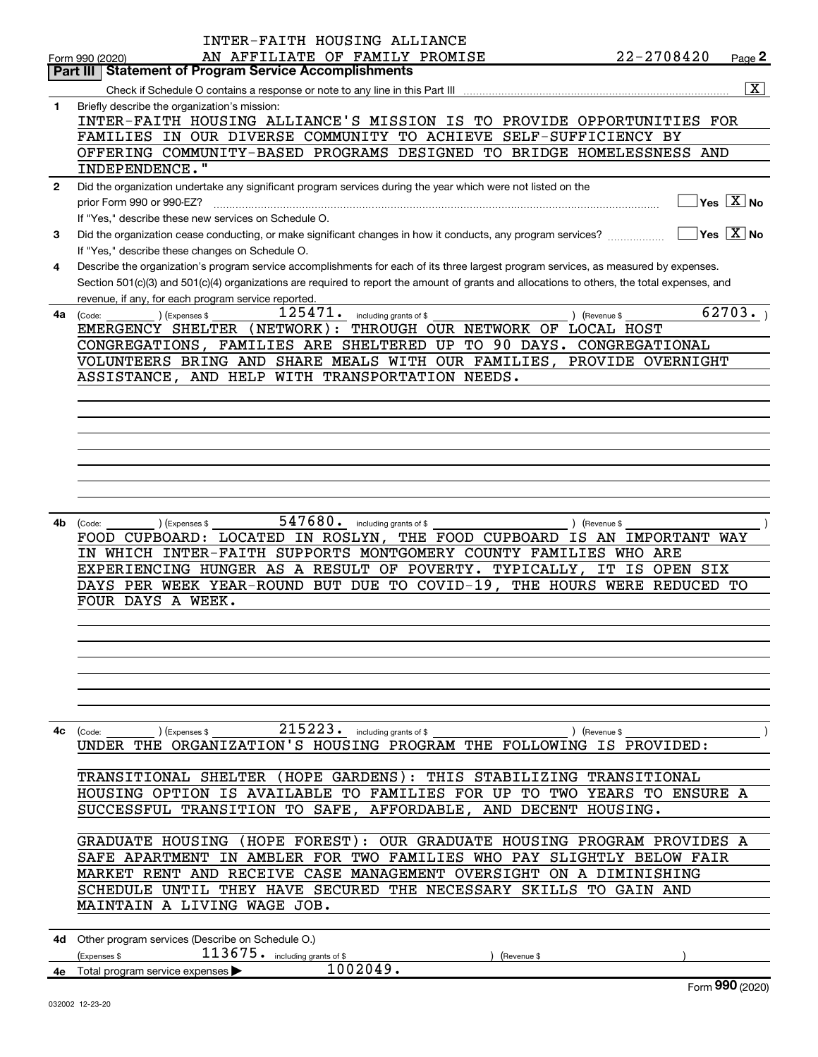INTER-FAITH HOUSING ALLIANCE
AN AFFILIATE OF FAMILY PROMISE 22-2708420

Form 990 (2020) Page **2**

## Part III Statement of Program Service Accomplishments

Check if Schedule O contains a response or note to any line in this Part III ..... [X]

**1** Briefly describe the organization's mission:

INTER-FAITH HOUSING ALLIANCE'S MISSION IS TO PROVIDE OPPORTUNITIES FOR FAMILIES IN OUR DIVERSE COMMUNITY TO ACHIEVE SELF-SUFFICIENCY BY OFFERING COMMUNITY-BASED PROGRAMS DESIGNED TO BRIDGE HOMELESSNESS AND INDEPENDENCE."

**2** Did the organization undertake any significant program services during the year which were not listed on the prior Form 990 or 990-EZ? ..... [ ] Yes [X] No

If "Yes," describe these new services on Schedule O.

**3** Did the organization cease conducting, or make significant changes in how it conducts, any program services? ..... [ ] Yes [X] No

If "Yes," describe these changes on Schedule O.

**4** Describe the organization's program service accomplishments for each of its three largest program services, as measured by expenses. Section 501(c)(3) and 501(c)(4) organizations are required to report the amount of grants and allocations to others, the total expenses, and revenue, if any, for each program service reported.

**4a** (Code: ) (Expenses $ 125471. including grants of $ ) (Revenue $ 62703. )

EMERGENCY SHELTER (NETWORK): THROUGH OUR NETWORK OF LOCAL HOST CONGREGATIONS, FAMILIES ARE SHELTERED UP TO 90 DAYS. CONGREGATIONAL VOLUNTEERS BRING AND SHARE MEALS WITH OUR FAMILIES, PROVIDE OVERNIGHT ASSISTANCE, AND HELP WITH TRANSPORTATION NEEDS.

**4b** (Code: ) (Expenses $ 547680. including grants of $ ) (Revenue $ )

FOOD CUPBOARD: LOCATED IN ROSLYN, THE FOOD CUPBOARD IS AN IMPORTANT WAY IN WHICH INTER-FAITH SUPPORTS MONTGOMERY COUNTY FAMILIES WHO ARE EXPERIENCING HUNGER AS A RESULT OF POVERTY. TYPICALLY, IT IS OPEN SIX DAYS PER WEEK YEAR-ROUND BUT DUE TO COVID-19, THE HOURS WERE REDUCED TO FOUR DAYS A WEEK.

**4c** (Code: ) (Expenses $ 215223. including grants of $ ) (Revenue $ )

UNDER THE ORGANIZATION'S HOUSING PROGRAM THE FOLLOWING IS PROVIDED:

TRANSITIONAL SHELTER (HOPE GARDENS): THIS STABILIZING TRANSITIONAL HOUSING OPTION IS AVAILABLE TO FAMILIES FOR UP TO TWO YEARS TO ENSURE A SUCCESSFUL TRANSITION TO SAFE, AFFORDABLE, AND DECENT HOUSING.

GRADUATE HOUSING (HOPE FOREST): OUR GRADUATE HOUSING PROGRAM PROVIDES A SAFE APARTMENT IN AMBLER FOR TWO FAMILIES WHO PAY SLIGHTLY BELOW FAIR MARKET RENT AND RECEIVE CASE MANAGEMENT OVERSIGHT ON A DIMINISHING SCHEDULE UNTIL THEY HAVE SECURED THE NECESSARY SKILLS TO GAIN AND MAINTAIN A LIVING WAGE JOB.

**4d** Other program services (Describe on Schedule O.)

(Expenses $ 113675. including grants of $ ) (Revenue $ )

**4e** Total program service expenses ▶ 1002049.

Form **990** (2020)

032002 12-23-20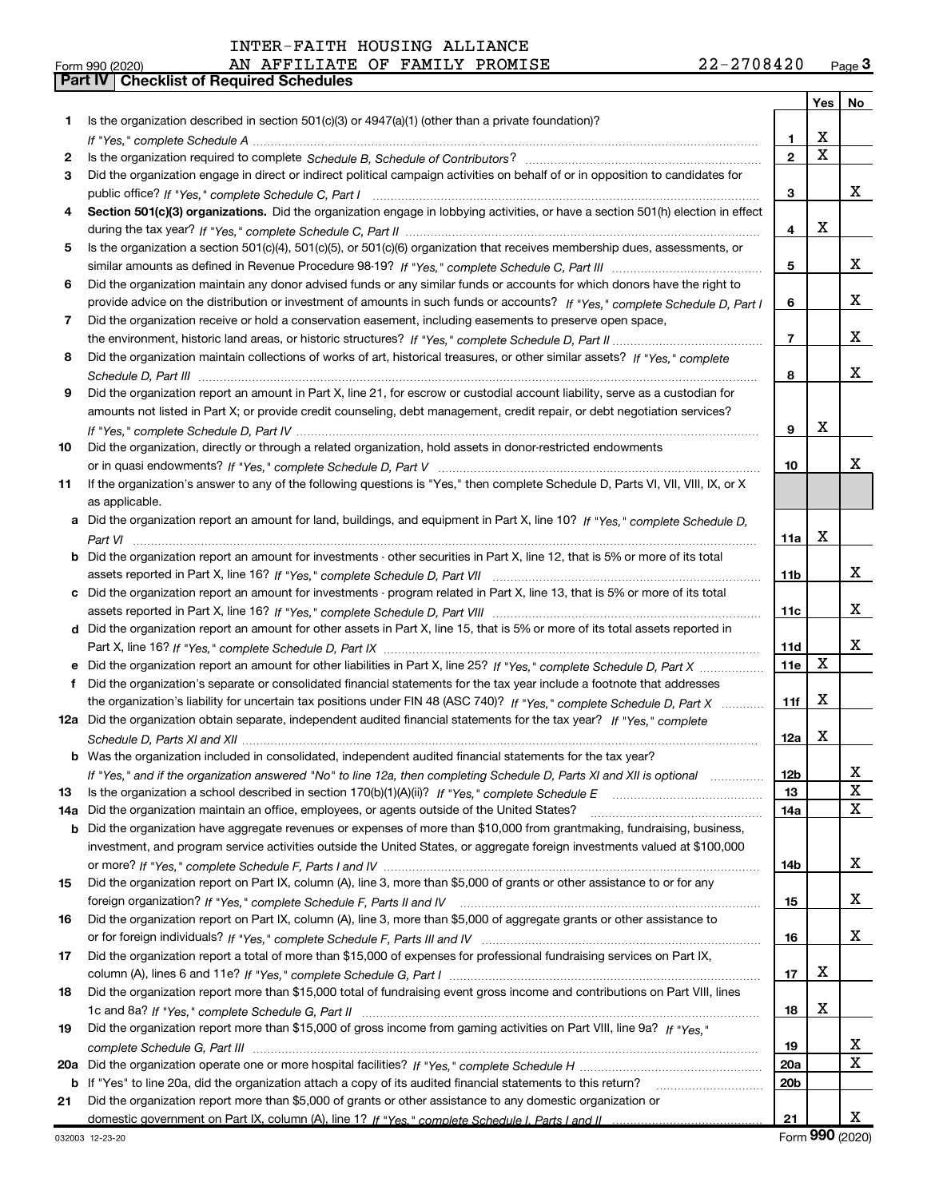INTER-FAITH HOUSING ALLIANCE

Form 990 (2020) AN AFFILIATE OF FAMILY PROMISE 22-2708420 Page 3

**Part IV | Checklist of Required Schedules**

| | | | Yes | No |
|---|---|---|---|---|
| 1 | Is the organization described in section 501(c)(3) or 4947(a)(1) (other than a private foundation)? *If "Yes," complete Schedule A* | 1 | X | |
| 2 | Is the organization required to complete *Schedule B, Schedule of Contributors*? | 2 | X | |
| 3 | Did the organization engage in direct or indirect political campaign activities on behalf of or in opposition to candidates for public office? *If "Yes," complete Schedule C, Part I* | 3 | | X |
| 4 | **Section 501(c)(3) organizations.** Did the organization engage in lobbying activities, or have a section 501(h) election in effect during the tax year? *If "Yes," complete Schedule C, Part II* | 4 | X | |
| 5 | Is the organization a section 501(c)(4), 501(c)(5), or 501(c)(6) organization that receives membership dues, assessments, or similar amounts as defined in Revenue Procedure 98-19? *If "Yes," complete Schedule C, Part III* | 5 | | X |
| 6 | Did the organization maintain any donor advised funds or any similar funds or accounts for which donors have the right to provide advice on the distribution or investment of amounts in such funds or accounts? *If "Yes," complete Schedule D, Part I* | 6 | | X |
| 7 | Did the organization receive or hold a conservation easement, including easements to preserve open space, the environment, historic land areas, or historic structures? *If "Yes," complete Schedule D, Part II* | 7 | | X |
| 8 | Did the organization maintain collections of works of art, historical treasures, or other similar assets? *If "Yes," complete Schedule D, Part III* | 8 | | X |
| 9 | Did the organization report an amount in Part X, line 21, for escrow or custodial account liability, serve as a custodian for amounts not listed in Part X; or provide credit counseling, debt management, credit repair, or debt negotiation services? *If "Yes," complete Schedule D, Part IV* | 9 | X | |
| 10 | Did the organization, directly or through a related organization, hold assets in donor-restricted endowments or in quasi endowments? *If "Yes," complete Schedule D, Part V* | 10 | | X |
| 11 | If the organization's answer to any of the following questions is "Yes," then complete Schedule D, Parts VI, VII, VIII, IX, or X as applicable. | | | |
| a | Did the organization report an amount for land, buildings, and equipment in Part X, line 10? *If "Yes," complete Schedule D, Part VI* | 11a | X | |
| b | Did the organization report an amount for investments - other securities in Part X, line 12, that is 5% or more of its total assets reported in Part X, line 16? *If "Yes," complete Schedule D, Part VII* | 11b | | X |
| c | Did the organization report an amount for investments - program related in Part X, line 13, that is 5% or more of its total assets reported in Part X, line 16? *If "Yes," complete Schedule D, Part VIII* | 11c | | X |
| d | Did the organization report an amount for other assets in Part X, line 15, that is 5% or more of its total assets reported in Part X, line 16? *If "Yes," complete Schedule D, Part IX* | 11d | | X |
| e | Did the organization report an amount for other liabilities in Part X, line 25? *If "Yes," complete Schedule D, Part X* | 11e | X | |
| f | Did the organization's separate or consolidated financial statements for the tax year include a footnote that addresses the organization's liability for uncertain tax positions under FIN 48 (ASC 740)? *If "Yes," complete Schedule D, Part X* | 11f | X | |
| 12a | Did the organization obtain separate, independent audited financial statements for the tax year? *If "Yes," complete Schedule D, Parts XI and XII* | 12a | X | |
| b | Was the organization included in consolidated, independent audited financial statements for the tax year? *If "Yes," and if the organization answered "No" to line 12a, then completing Schedule D, Parts XI and XII is optional* | 12b | | X |
| 13 | Is the organization a school described in section 170(b)(1)(A)(ii)? *If "Yes," complete Schedule E* | 13 | | X |
| 14a | Did the organization maintain an office, employees, or agents outside of the United States? | 14a | | X |
| b | Did the organization have aggregate revenues or expenses of more than $10,000 from grantmaking, fundraising, business, investment, and program service activities outside the United States, or aggregate foreign investments valued at $100,000 or more? *If "Yes," complete Schedule F, Parts I and IV* | 14b | | X |
| 15 | Did the organization report on Part IX, column (A), line 3, more than $5,000 of grants or other assistance to or for any foreign organization? *If "Yes," complete Schedule F, Parts II and IV* | 15 | | X |
| 16 | Did the organization report on Part IX, column (A), line 3, more than $5,000 of aggregate grants or other assistance to or for foreign individuals? *If "Yes," complete Schedule F, Parts III and IV* | 16 | | X |
| 17 | Did the organization report a total of more than $15,000 of expenses for professional fundraising services on Part IX, column (A), lines 6 and 11e? *If "Yes," complete Schedule G, Part I* | 17 | X | |
| 18 | Did the organization report more than $15,000 total of fundraising event gross income and contributions on Part VIII, lines 1c and 8a? *If "Yes," complete Schedule G, Part II* | 18 | X | |
| 19 | Did the organization report more than $15,000 of gross income from gaming activities on Part VIII, line 9a? *If "Yes," complete Schedule G, Part III* | 19 | | X |
| 20a | Did the organization operate one or more hospital facilities? *If "Yes," complete Schedule H* | 20a | | X |
| b | If "Yes" to line 20a, did the organization attach a copy of its audited financial statements to this return? | 20b | | |
| 21 | Did the organization report more than $5,000 of grants or other assistance to any domestic organization or domestic government on Part IX, column (A), line 1? *If "Yes," complete Schedule I, Parts I and II* | 21 | | X |

032003 12-23-20 Form **990** (2020)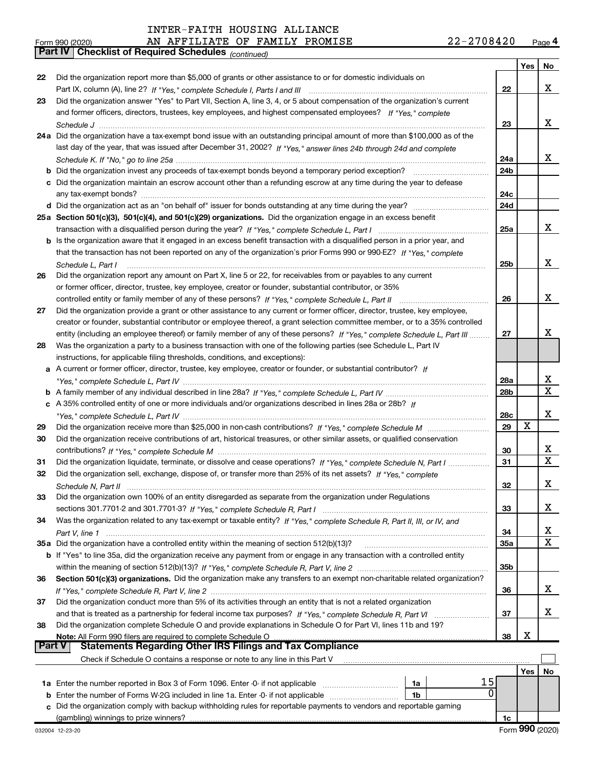INTER-FAITH HOUSING ALLIANCE
AN AFFILIATE OF FAMILY PROMISE 22-2708420

Form 990 (2020) Page 4

**Part IV | Checklist of Required Schedules** *(continued)*

| | | | Yes | No |
|---|---|---|---|---|
| 22 | Did the organization report more than $5,000 of grants or other assistance to or for domestic individuals on Part IX, column (A), line 2? *If "Yes," complete Schedule I, Parts I and III* | 22 | | X |
| 23 | Did the organization answer "Yes" to Part VII, Section A, line 3, 4, or 5 about compensation of the organization's current and former officers, directors, trustees, key employees, and highest compensated employees? *If "Yes," complete Schedule J* | 23 | | X |
| 24a | Did the organization have a tax-exempt bond issue with an outstanding principal amount of more than $100,000 as of the last day of the year, that was issued after December 31, 2002? *If "Yes," answer lines 24b through 24d and complete Schedule K. If "No," go to line 25a* | 24a | | X |
| b | Did the organization invest any proceeds of tax-exempt bonds beyond a temporary period exception? | 24b | | |
| c | Did the organization maintain an escrow account other than a refunding escrow at any time during the year to defease any tax-exempt bonds? | 24c | | |
| d | Did the organization act as an "on behalf of" issuer for bonds outstanding at any time during the year? | 24d | | |
| 25a | **Section 501(c)(3), 501(c)(4), and 501(c)(29) organizations.** Did the organization engage in an excess benefit transaction with a disqualified person during the year? *If "Yes," complete Schedule L, Part I* | 25a | | X |
| b | Is the organization aware that it engaged in an excess benefit transaction with a disqualified person in a prior year, and that the transaction has not been reported on any of the organization's prior Forms 990 or 990-EZ? *If "Yes," complete Schedule L, Part I* | 25b | | X |
| 26 | Did the organization report any amount on Part X, line 5 or 22, for receivables from or payables to any current or former officer, director, trustee, key employee, creator or founder, substantial contributor, or 35% controlled entity or family member of any of these persons? *If "Yes," complete Schedule L, Part II* | 26 | | X |
| 27 | Did the organization provide a grant or other assistance to any current or former officer, director, trustee, key employee, creator or founder, substantial contributor or employee thereof, a grant selection committee member, or to a 35% controlled entity (including an employee thereof) or family member of any of these persons? *If "Yes," complete Schedule L, Part III* | 27 | | X |
| 28 | Was the organization a party to a business transaction with one of the following parties (see Schedule L, Part IV instructions, for applicable filing thresholds, conditions, and exceptions): | | | |
| a | A current or former officer, director, trustee, key employee, creator or founder, or substantial contributor? *If "Yes," complete Schedule L, Part IV* | 28a | | X |
| b | A family member of any individual described in line 28a? *If "Yes," complete Schedule L, Part IV* | 28b | | X |
| c | A 35% controlled entity of one or more individuals and/or organizations described in lines 28a or 28b? *If "Yes," complete Schedule L, Part IV* | 28c | | X |
| 29 | Did the organization receive more than $25,000 in non-cash contributions? *If "Yes," complete Schedule M* | 29 | X | |
| 30 | Did the organization receive contributions of art, historical treasures, or other similar assets, or qualified conservation contributions? *If "Yes," complete Schedule M* | 30 | | X |
| 31 | Did the organization liquidate, terminate, or dissolve and cease operations? *If "Yes," complete Schedule N, Part I* | 31 | | X |
| 32 | Did the organization sell, exchange, dispose of, or transfer more than 25% of its net assets? *If "Yes," complete Schedule N, Part II* | 32 | | X |
| 33 | Did the organization own 100% of an entity disregarded as separate from the organization under Regulations sections 301.7701-2 and 301.7701-3? *If "Yes," complete Schedule R, Part I* | 33 | | X |
| 34 | Was the organization related to any tax-exempt or taxable entity? *If "Yes," complete Schedule R, Part II, III, or IV, and Part V, line 1* | 34 | | X |
| 35a | Did the organization have a controlled entity within the meaning of section 512(b)(13)? | 35a | | X |
| b | If "Yes" to line 35a, did the organization receive any payment from or engage in any transaction with a controlled entity within the meaning of section 512(b)(13)? *If "Yes," complete Schedule R, Part V, line 2* | 35b | | |
| 36 | **Section 501(c)(3) organizations.** Did the organization make any transfers to an exempt non-charitable related organization? *If "Yes," complete Schedule R, Part V, line 2* | 36 | | X |
| 37 | Did the organization conduct more than 5% of its activities through an entity that is not a related organization and that is treated as a partnership for federal income tax purposes? *If "Yes," complete Schedule R, Part VI* | 37 | | X |
| 38 | Did the organization complete Schedule O and provide explanations in Schedule O for Part VI, lines 11b and 19? **Note:** All Form 990 filers are required to complete Schedule O | 38 | X | |

**Part V | Statements Regarding Other IRS Filings and Tax Compliance**

Check if Schedule O contains a response or note to any line in this Part V ☐

| | | | | | Yes | No |
|---|---|---|---|---|---|---|
| 1a | Enter the number reported in Box 3 of Form 1096. Enter -0- if not applicable | 1a | 15 | | | |
| b | Enter the number of Forms W-2G included in line 1a. Enter -0- if not applicable | 1b | 0 | | | |
| c | Did the organization comply with backup withholding rules for reportable payments to vendors and reportable gaming (gambling) winnings to prize winners? | | | 1c | | |

032004 12-23-20 Form **990** (2020)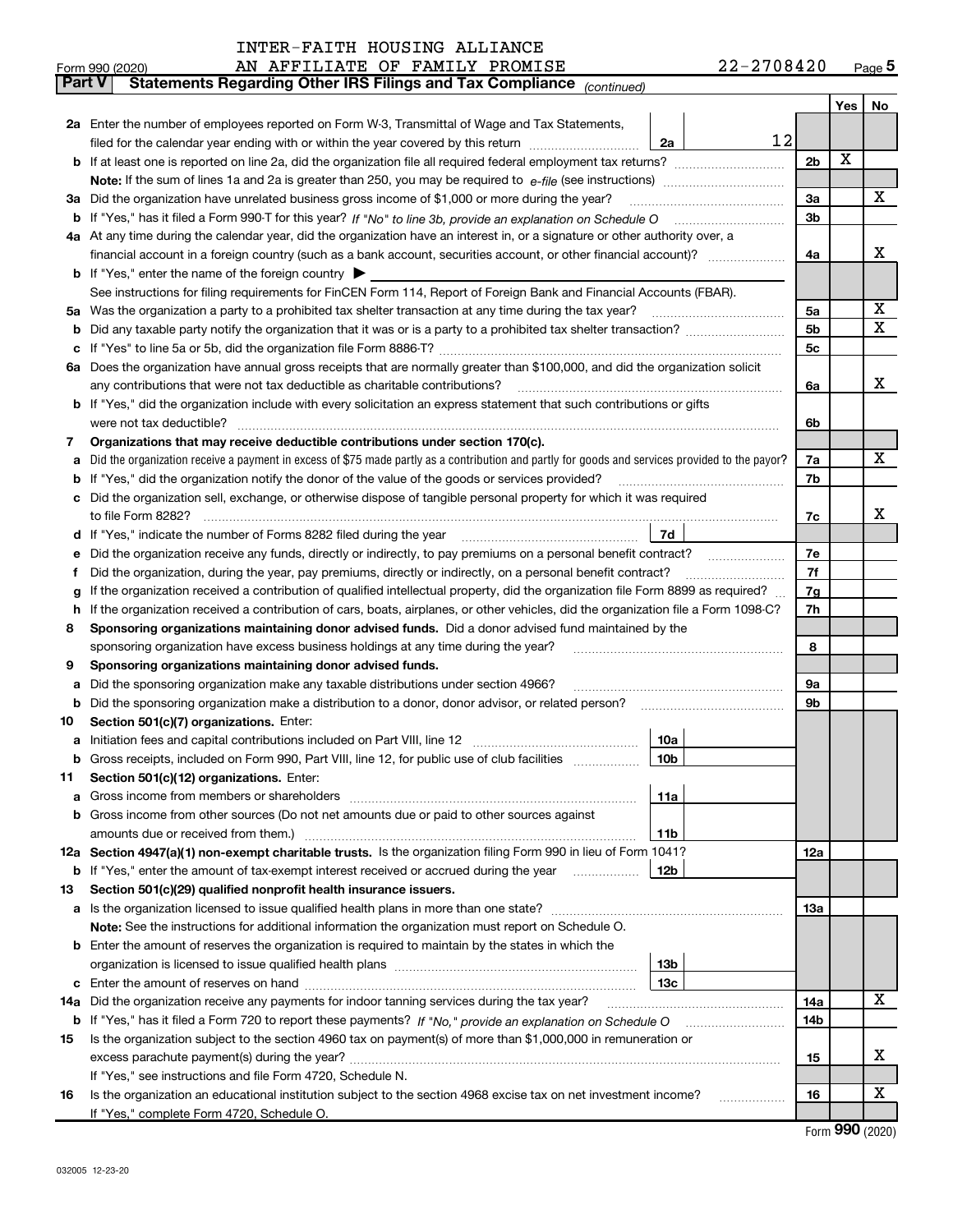INTER-FAITH HOUSING ALLIANCE
AN AFFILIATE OF FAMILY PROMISE

Form 990 (2020) 22-2708420 Page 5

**Part V** **Statements Regarding Other IRS Filings and Tax Compliance** *(continued)*

| | | | | | Yes | No |
|---|---|---|---|---|---|---|
| **2a** | Enter the number of employees reported on Form W-3, Transmittal of Wage and Tax Statements, filed for the calendar year ending with or within the year covered by this return | 2a | 12 | | | |
| **b** | If at least one is reported on line 2a, did the organization file all required federal employment tax returns? | | | 2b | X | |
| | **Note:** If the sum of lines 1a and 2a is greater than 250, you may be required to *e-file* (see instructions) | | | | | |
| **3a** | Did the organization have unrelated business gross income of $1,000 or more during the year? | | | 3a | | X |
| **b** | If "Yes," has it filed a Form 990-T for this year? *If "No" to line 3b, provide an explanation on Schedule O* | | | 3b | | |
| **4a** | At any time during the calendar year, did the organization have an interest in, or a signature or other authority over, a financial account in a foreign country (such as a bank account, securities account, or other financial account)? | | | 4a | | X |
| **b** | If "Yes," enter the name of the foreign country ▶ | | | | | |
| | See instructions for filing requirements for FinCEN Form 114, Report of Foreign Bank and Financial Accounts (FBAR). | | | | | |
| **5a** | Was the organization a party to a prohibited tax shelter transaction at any time during the tax year? | | | 5a | | X |
| **b** | Did any taxable party notify the organization that it was or is a party to a prohibited tax shelter transaction? | | | 5b | | X |
| **c** | If "Yes" to line 5a or 5b, did the organization file Form 8886-T? | | | 5c | | |
| **6a** | Does the organization have annual gross receipts that are normally greater than $100,000, and did the organization solicit any contributions that were not tax deductible as charitable contributions? | | | 6a | | X |
| **b** | If "Yes," did the organization include with every solicitation an express statement that such contributions or gifts were not tax deductible? | | | 6b | | |
| **7** | **Organizations that may receive deductible contributions under section 170(c).** | | | | | |
| **a** | Did the organization receive a payment in excess of $75 made partly as a contribution and partly for goods and services provided to the payor? | | | 7a | | X |
| **b** | If "Yes," did the organization notify the donor of the value of the goods or services provided? | | | 7b | | |
| **c** | Did the organization sell, exchange, or otherwise dispose of tangible personal property for which it was required to file Form 8282? | | | 7c | | X |
| **d** | If "Yes," indicate the number of Forms 8282 filed during the year | 7d | | | | |
| **e** | Did the organization receive any funds, directly or indirectly, to pay premiums on a personal benefit contract? | | | 7e | | |
| **f** | Did the organization, during the year, pay premiums, directly or indirectly, on a personal benefit contract? | | | 7f | | |
| **g** | If the organization received a contribution of qualified intellectual property, did the organization file Form 8899 as required? | | | 7g | | |
| **h** | If the organization received a contribution of cars, boats, airplanes, or other vehicles, did the organization file a Form 1098-C? | | | 7h | | |
| **8** | **Sponsoring organizations maintaining donor advised funds.** Did a donor advised fund maintained by the sponsoring organization have excess business holdings at any time during the year? | | | 8 | | |
| **9** | **Sponsoring organizations maintaining donor advised funds.** | | | | | |
| **a** | Did the sponsoring organization make any taxable distributions under section 4966? | | | 9a | | |
| **b** | Did the sponsoring organization make a distribution to a donor, donor advisor, or related person? | | | 9b | | |
| **10** | **Section 501(c)(7) organizations.** Enter: | | | | | |
| **a** | Initiation fees and capital contributions included on Part VIII, line 12 | 10a | | | | |
| **b** | Gross receipts, included on Form 990, Part VIII, line 12, for public use of club facilities | 10b | | | | |
| **11** | **Section 501(c)(12) organizations.** Enter: | | | | | |
| **a** | Gross income from members or shareholders | 11a | | | | |
| **b** | Gross income from other sources (Do not net amounts due or paid to other sources against amounts due or received from them.) | 11b | | | | |
| **12a** | **Section 4947(a)(1) non-exempt charitable trusts.** Is the organization filing Form 990 in lieu of Form 1041? | | | 12a | | |
| **b** | If "Yes," enter the amount of tax-exempt interest received or accrued during the year | 12b | | | | |
| **13** | **Section 501(c)(29) qualified nonprofit health insurance issuers.** | | | | | |
| **a** | Is the organization licensed to issue qualified health plans in more than one state? | | | 13a | | |
| | **Note:** See the instructions for additional information the organization must report on Schedule O. | | | | | |
| **b** | Enter the amount of reserves the organization is required to maintain by the states in which the organization is licensed to issue qualified health plans | 13b | | | | |
| **c** | Enter the amount of reserves on hand | 13c | | | | |
| **14a** | Did the organization receive any payments for indoor tanning services during the tax year? | | | 14a | | X |
| **b** | If "Yes," has it filed a Form 720 to report these payments? *If "No," provide an explanation on Schedule O* | | | 14b | | |
| **15** | Is the organization subject to the section 4960 tax on payment(s) of more than $1,000,000 in remuneration or excess parachute payment(s) during the year? | | | 15 | | X |
| | If "Yes," see instructions and file Form 4720, Schedule N. | | | | | |
| **16** | Is the organization an educational institution subject to the section 4968 excise tax on net investment income? | | | 16 | | X |
| | If "Yes," complete Form 4720, Schedule O. | | | | | |

Form **990** (2020)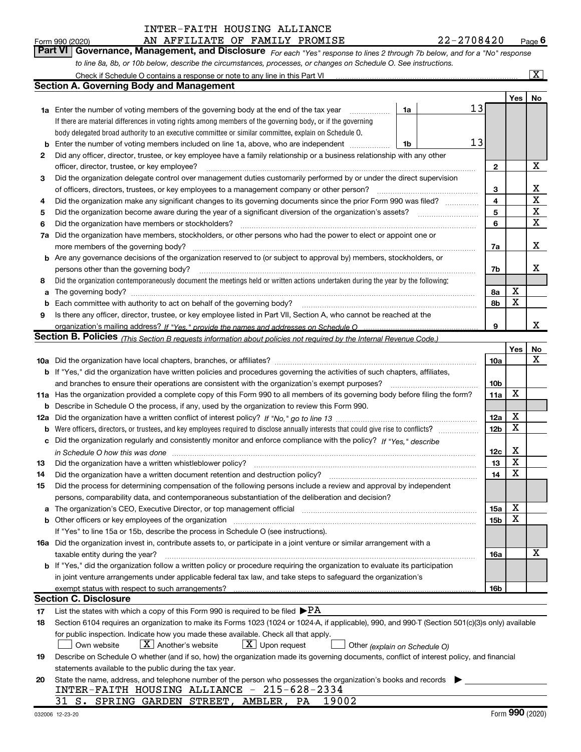INTER-FAITH HOUSING ALLIANCE
AN AFFILIATE OF FAMILY PROMISE

Form 990 (2020) 22-2708420 Page 6

**Part VI Governance, Management, and Disclosure** *For each "Yes" response to lines 2 through 7b below, and for a "No" response to line 8a, 8b, or 10b below, describe the circumstances, processes, or changes on Schedule O. See instructions.*

Check if Schedule O contains a response or note to any line in this Part VI ... [X]

## Section A. Governing Body and Management

| | | | | Yes | No |
|---|---|---|---|---|---|
| **1a** | Enter the number of voting members of the governing body at the end of the tax year | 1a | 13 | | |
| | If there are material differences in voting rights among members of the governing body, or if the governing body delegated broad authority to an executive committee or similar committee, explain on Schedule O. | | | | |
| **b** | Enter the number of voting members included on line 1a, above, who are independent | 1b | 13 | | |
| **2** | Did any officer, director, trustee, or key employee have a family relationship or a business relationship with any other officer, director, trustee, or key employee? | 2 | | | X |
| **3** | Did the organization delegate control over management duties customarily performed by or under the direct supervision of officers, directors, trustees, or key employees to a management company or other person? | 3 | | | X |
| **4** | Did the organization make any significant changes to its governing documents since the prior Form 990 was filed? | 4 | | | X |
| **5** | Did the organization become aware during the year of a significant diversion of the organization's assets? | 5 | | | X |
| **6** | Did the organization have members or stockholders? | 6 | | | X |
| **7a** | Did the organization have members, stockholders, or other persons who had the power to elect or appoint one or more members of the governing body? | 7a | | | X |
| **b** | Are any governance decisions of the organization reserved to (or subject to approval by) members, stockholders, or persons other than the governing body? | 7b | | | X |
| **8** | Did the organization contemporaneously document the meetings held or written actions undertaken during the year by the following: | | | | |
| **a** | The governing body? | 8a | | X | |
| **b** | Each committee with authority to act on behalf of the governing body? | 8b | | X | |
| **9** | Is there any officer, director, trustee, or key employee listed in Part VII, Section A, who cannot be reached at the organization's mailing address? *If "Yes," provide the names and addresses on Schedule O* | 9 | | | X |

## Section B. Policies *(This Section B requests information about policies not required by the Internal Revenue Code.)*

| | | | Yes | No |
|---|---|---|---|---|
| **10a** | Did the organization have local chapters, branches, or affiliates? | 10a | | X |
| **b** | If "Yes," did the organization have written policies and procedures governing the activities of such chapters, affiliates, and branches to ensure their operations are consistent with the organization's exempt purposes? | 10b | | |
| **11a** | Has the organization provided a complete copy of this Form 990 to all members of its governing body before filing the form? | 11a | X | |
| **b** | Describe in Schedule O the process, if any, used by the organization to review this Form 990. | | | |
| **12a** | Did the organization have a written conflict of interest policy? *If "No," go to line 13* | 12a | X | |
| **b** | Were officers, directors, or trustees, and key employees required to disclose annually interests that could give rise to conflicts? | 12b | X | |
| **c** | Did the organization regularly and consistently monitor and enforce compliance with the policy? *If "Yes," describe in Schedule O how this was done* | 12c | X | |
| **13** | Did the organization have a written whistleblower policy? | 13 | X | |
| **14** | Did the organization have a written document retention and destruction policy? | 14 | X | |
| **15** | Did the process for determining compensation of the following persons include a review and approval by independent persons, comparability data, and contemporaneous substantiation of the deliberation and decision? | | | |
| **a** | The organization's CEO, Executive Director, or top management official | 15a | X | |
| **b** | Other officers or key employees of the organization | 15b | X | |
| | If "Yes" to line 15a or 15b, describe the process in Schedule O (see instructions). | | | |
| **16a** | Did the organization invest in, contribute assets to, or participate in a joint venture or similar arrangement with a taxable entity during the year? | 16a | | X |
| **b** | If "Yes," did the organization follow a written policy or procedure requiring the organization to evaluate its participation in joint venture arrangements under applicable federal tax law, and take steps to safeguard the organization's exempt status with respect to such arrangements? | 16b | | |

## Section C. Disclosure

**17** List the states with which a copy of this Form 990 is required to be filed ▶PA

**18** Section 6104 requires an organization to make its Forms 1023 (1024 or 1024-A, if applicable), 990, and 990-T (Section 501(c)(3)s only) available for public inspection. Indicate how you made these available. Check all that apply.

[ ] Own website [X] Another's website [X] Upon request [ ] Other *(explain on Schedule O)*

**19** Describe on Schedule O whether (and if so, how) the organization made its governing documents, conflict of interest policy, and financial statements available to the public during the tax year.

**20** State the name, address, and telephone number of the person who possesses the organization's books and records ▶

INTER-FAITH HOUSING ALLIANCE - 215-628-2334
31 S. SPRING GARDEN STREET, AMBLER, PA 19002

032006 12-23-20 Form **990** (2020)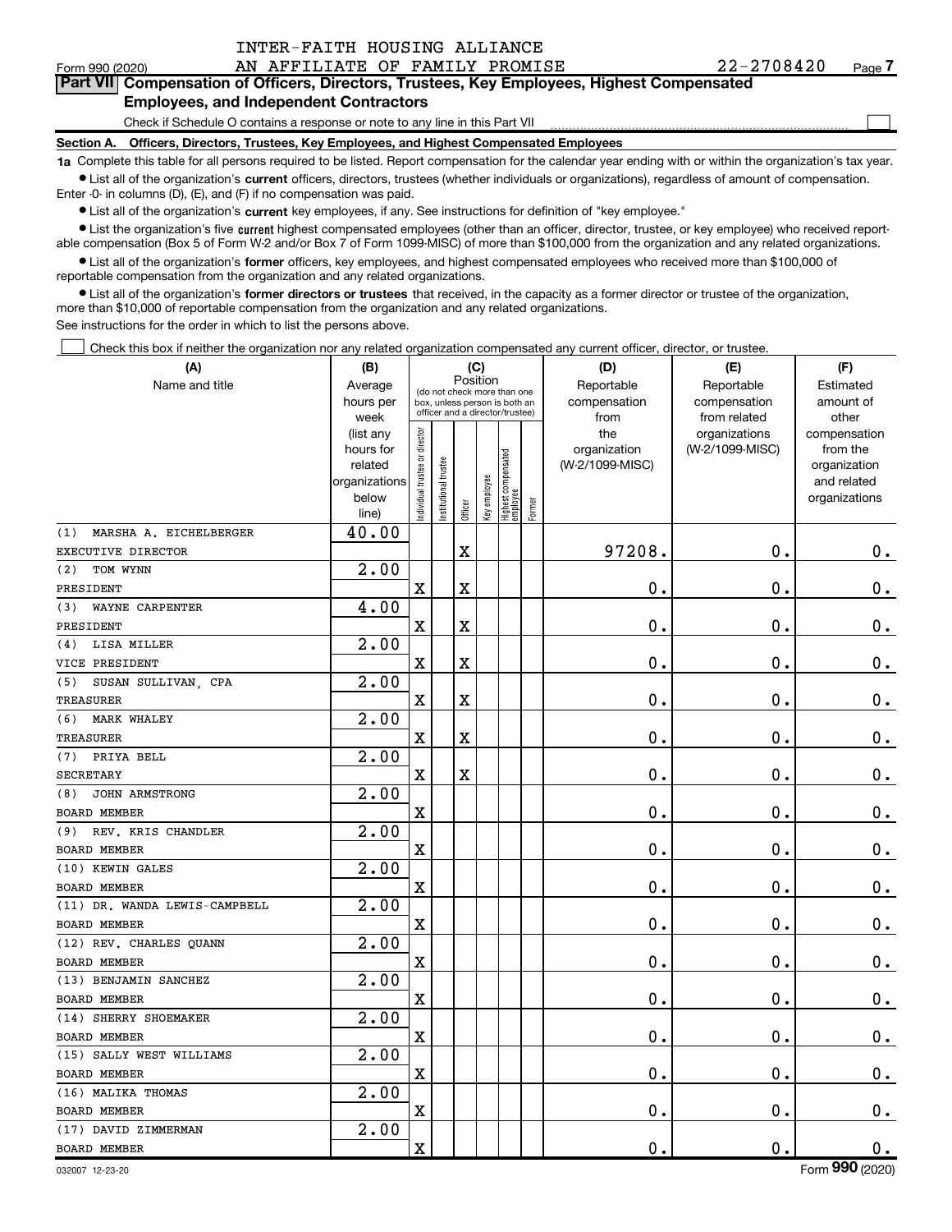INTER-FAITH HOUSING ALLIANCE

Form 990 (2020) AN AFFILIATE OF FAMILY PROMISE 22-2708420 Page 7

**Part VII Compensation of Officers, Directors, Trustees, Key Employees, Highest Compensated Employees, and Independent Contractors**

Check if Schedule O contains a response or note to any line in this Part VII

**Section A. Officers, Directors, Trustees, Key Employees, and Highest Compensated Employees**

**1a** Complete this table for all persons required to be listed. Report compensation for the calendar year ending with or within the organization's tax year.

- List all of the organization's **current** officers, directors, trustees (whether individuals or organizations), regardless of amount of compensation. Enter -0- in columns (D), (E), and (F) if no compensation was paid.
- List all of the organization's **current** key employees, if any. See instructions for definition of "key employee."
- List the organization's five **current** highest compensated employees (other than an officer, director, trustee, or key employee) who received reportable compensation (Box 5 of Form W-2 and/or Box 7 of Form 1099-MISC) of more than $100,000 from the organization and any related organizations.
- List all of the organization's **former** officers, key employees, and highest compensated employees who received more than $100,000 of reportable compensation from the organization and any related organizations.
- List all of the organization's **former directors or trustees** that received, in the capacity as a former director or trustee of the organization, more than $10,000 of reportable compensation from the organization and any related organizations.

See instructions for the order in which to list the persons above.

Check this box if neither the organization nor any related organization compensated any current officer, director, or trustee.

| (A) Name and title | (B) Average hours per week (list any hours for related organizations below line) | (C) Position: Individual trustee or director | Institutional trustee | Officer | Key employee | Highest compensated employee | Former | (D) Reportable compensation from the organization (W-2/1099-MISC) | (E) Reportable compensation from related organizations (W-2/1099-MISC) | (F) Estimated amount of other compensation from the organization and related organizations |
|---|---|---|---|---|---|---|---|---|---|---|
| (1) MARSHA A. EICHELBERGER<br>EXECUTIVE DIRECTOR | 40.00 | | | X | | | | 97208. | 0. | 0. |
| (2) TOM WYNN<br>PRESIDENT | 2.00 | X | | X | | | | 0. | 0. | 0. |
| (3) WAYNE CARPENTER<br>PRESIDENT | 4.00 | X | | X | | | | 0. | 0. | 0. |
| (4) LISA MILLER<br>VICE PRESIDENT | 2.00 | X | | X | | | | 0. | 0. | 0. |
| (5) SUSAN SULLIVAN, CPA<br>TREASURER | 2.00 | X | | X | | | | 0. | 0. | 0. |
| (6) MARK WHALEY<br>TREASURER | 2.00 | X | | X | | | | 0. | 0. | 0. |
| (7) PRIYA BELL<br>SECRETARY | 2.00 | X | | X | | | | 0. | 0. | 0. |
| (8) JOHN ARMSTRONG<br>BOARD MEMBER | 2.00 | X | | | | | | 0. | 0. | 0. |
| (9) REV. KRIS CHANDLER<br>BOARD MEMBER | 2.00 | X | | | | | | 0. | 0. | 0. |
| (10) KEWIN GALES<br>BOARD MEMBER | 2.00 | X | | | | | | 0. | 0. | 0. |
| (11) DR. WANDA LEWIS-CAMPBELL<br>BOARD MEMBER | 2.00 | X | | | | | | 0. | 0. | 0. |
| (12) REV. CHARLES QUANN<br>BOARD MEMBER | 2.00 | X | | | | | | 0. | 0. | 0. |
| (13) BENJAMIN SANCHEZ<br>BOARD MEMBER | 2.00 | X | | | | | | 0. | 0. | 0. |
| (14) SHERRY SHOEMAKER<br>BOARD MEMBER | 2.00 | X | | | | | | 0. | 0. | 0. |
| (15) SALLY WEST WILLIAMS<br>BOARD MEMBER | 2.00 | X | | | | | | 0. | 0. | 0. |
| (16) MALIKA THOMAS<br>BOARD MEMBER | 2.00 | X | | | | | | 0. | 0. | 0. |
| (17) DAVID ZIMMERMAN<br>BOARD MEMBER | 2.00 | X | | | | | | 0. | 0. | 0. |

032007 12-23-20 Form 990 (2020)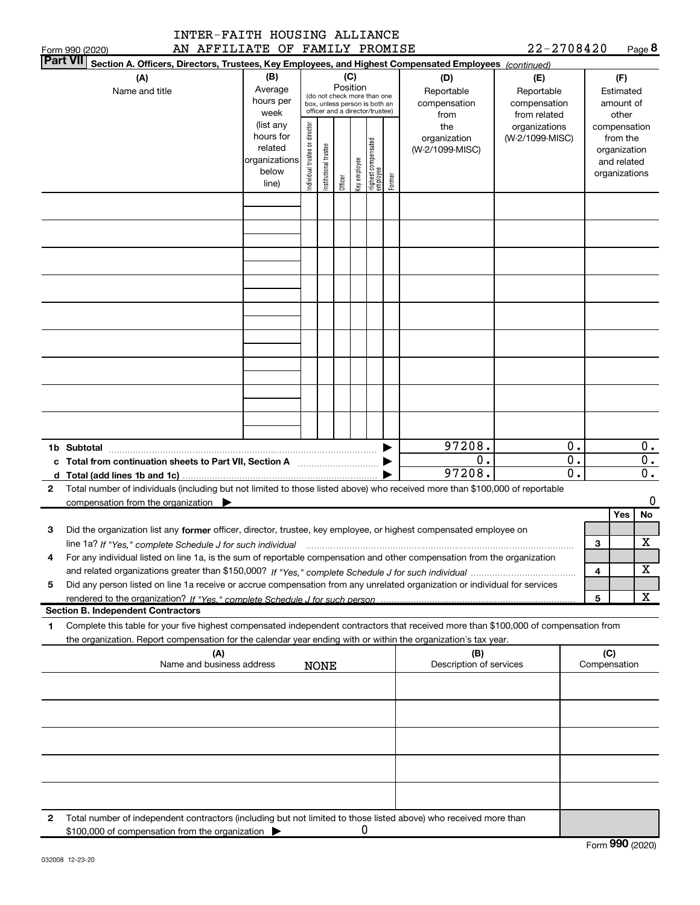INTER-FAITH HOUSING ALLIANCE
AN AFFILIATE OF FAMILY PROMISE

Form 990 (2020) 22-2708420 Page 8

**Part VII** **Section A. Officers, Directors, Trustees, Key Employees, and Highest Compensated Employees** *(continued)*

| (A) Name and title | (B) Average hours per week (list any hours for related organizations below line) | (C) Position (do not check more than one box, unless person is both an officer and a director/trustee): Individual trustee or director | Institutional trustee | Officer | Key employee | Highest compensated employee | Former | (D) Reportable compensation from the organization (W-2/1099-MISC) | (E) Reportable compensation from related organizations (W-2/1099-MISC) | (F) Estimated amount of other compensation from the organization and related organizations |
|---|---|---|---|---|---|---|---|---|---|---|
| | | | | | | | | | | |
| | | | | | | | | | | |
| | | | | | | | | | | |
| | | | | | | | | | | |
| | | | | | | | | | | |
| | | | | | | | | | | |
| | | | | | | | | | | |
| | | | | | | | | | | |
| | | | | | | | | | | |
| **1b Subtotal** | | | | | | | ▶ | 97208. | 0. | 0. |
| **c Total from continuation sheets to Part VII, Section A** | | | | | | | ▶ | 0. | 0. | 0. |
| **d Total (add lines 1b and 1c)** | | | | | | | ▶ | 97208. | 0. | 0. |

**2** Total number of individuals (including but not limited to those listed above) who received more than $100,000 of reportable compensation from the organization ▶ 0

| | | | Yes | No |
|---|---|---|---|---|
| **3** | Did the organization list any **former** officer, director, trustee, key employee, or highest compensated employee on line 1a? *If "Yes," complete Schedule J for such individual* | 3 | | X |
| **4** | For any individual listed on line 1a, is the sum of reportable compensation and other compensation from the organization and related organizations greater than $150,000? *If "Yes," complete Schedule J for such individual* | 4 | | X |
| **5** | Did any person listed on line 1a receive or accrue compensation from any unrelated organization or individual for services rendered to the organization? *If "Yes," complete Schedule J for such person* | 5 | | X |

**Section B. Independent Contractors**

**1** Complete this table for your five highest compensated independent contractors that received more than $100,000 of compensation from the organization. Report compensation for the calendar year ending with or within the organization's tax year.

| (A) Name and business address NONE | (B) Description of services | (C) Compensation |
|---|---|---|
| | | |
| | | |
| | | |
| | | |
| | | |

**2** Total number of independent contractors (including but not limited to those listed above) who received more than $100,000 of compensation from the organization ▶ 0

Form **990** (2020)

032008 12-23-20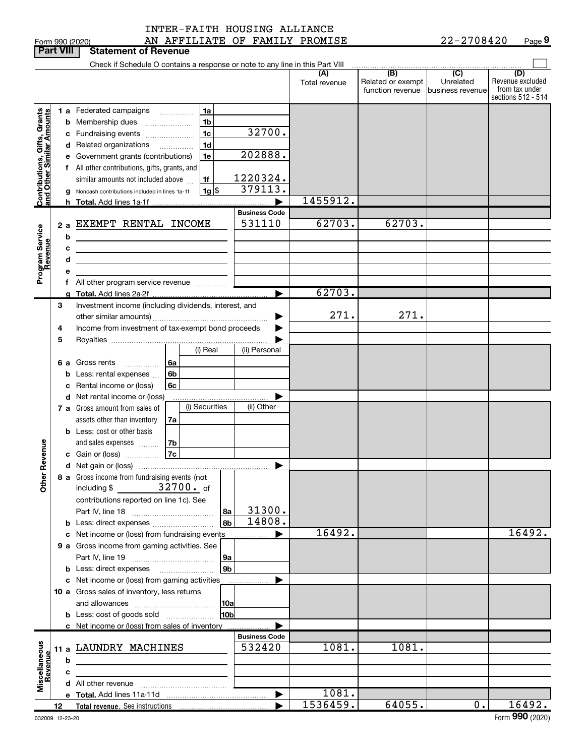INTER-FAITH HOUSING ALLIANCE
AN AFFILIATE OF FAMILY PROMISE 22-2708420

Form 990 (2020) Page 9

**Part VIII Statement of Revenue**

Check if Schedule O contains a response or note to any line in this Part VIII

| | | | | (A) Total revenue | (B) Related or exempt function revenue | (C) Unrelated business revenue | (D) Revenue excluded from tax under sections 512 - 514 |
|---|---|---|---|---|---|---|---|
| **Contributions, Gifts, Grants and Other Similar Amounts** | 1 a | Federated campaigns | 1a | | | | |
| | b | Membership dues | 1b | | | | |
| | c | Fundraising events | 1c 32700. | | | | |
| | d | Related organizations | 1d | | | | |
| | e | Government grants (contributions) | 1e 202888. | | | | |
| | f | All other contributions, gifts, grants, and similar amounts not included above | 1f 1220324. | | | | |
| | g | Noncash contributions included in lines 1a-1f | 1g $ 379113. | | | | |
| | h | **Total.** Add lines 1a-1f | | 1455912. | | | |
| **Program Service Revenue** | | | **Business Code** | | | | |
| | 2 a | EXEMPT RENTAL INCOME | 531110 | 62703. | 62703. | | |
| | b | | | | | | |
| | c | | | | | | |
| | d | | | | | | |
| | e | | | | | | |
| | f | All other program service revenue | | | | | |
| | g | **Total.** Add lines 2a-2f | | 62703. | | | |
| **Other Revenue** | 3 | Investment income (including dividends, interest, and other similar amounts) | | 271. | 271. | | |
| | 4 | Income from investment of tax-exempt bond proceeds | | | | | |
| | 5 | Royalties | | | | | |
| | | | (i) Real / (ii) Personal | | | | |
| | 6 a | Gross rents | 6a | | | | |
| | b | Less: rental expenses | 6b | | | | |
| | c | Rental income or (loss) | 6c | | | | |
| | d | Net rental income or (loss) | | | | | |
| | | | (i) Securities / (ii) Other | | | | |
| | 7 a | Gross amount from sales of assets other than inventory | 7a | | | | |
| | b | Less: cost or other basis and sales expenses | 7b | | | | |
| | c | Gain or (loss) | 7c | | | | |
| | d | Net gain or (loss) | | | | | |
| | 8 a | Gross income from fundraising events (not including $ 32700. of contributions reported on line 1c). See Part IV, line 18 | 8a 31300. | | | | |
| | b | Less: direct expenses | 8b 14808. | | | | |
| | c | Net income or (loss) from fundraising events | | 16492. | | | 16492. |
| | 9 a | Gross income from gaming activities. See Part IV, line 19 | 9a | | | | |
| | b | Less: direct expenses | 9b | | | | |
| | c | Net income or (loss) from gaming activities | | | | | |
| | 10 a | Gross sales of inventory, less returns and allowances | 10a | | | | |
| | b | Less: cost of goods sold | 10b | | | | |
| | c | Net income or (loss) from sales of inventory | | | | | |
| **Miscellaneous Revenue** | | | **Business Code** | | | | |
| | 11 a | LAUNDRY MACHINES | 532420 | 1081. | 1081. | | |
| | b | | | | | | |
| | c | | | | | | |
| | d | All other revenue | | | | | |
| | e | **Total.** Add lines 11a-11d | | 1081. | | | |
| | 12 | **Total revenue.** See instructions | | 1536459. | 64055. | 0. | 16492. |

032009 12-23-20 Form **990** (2020)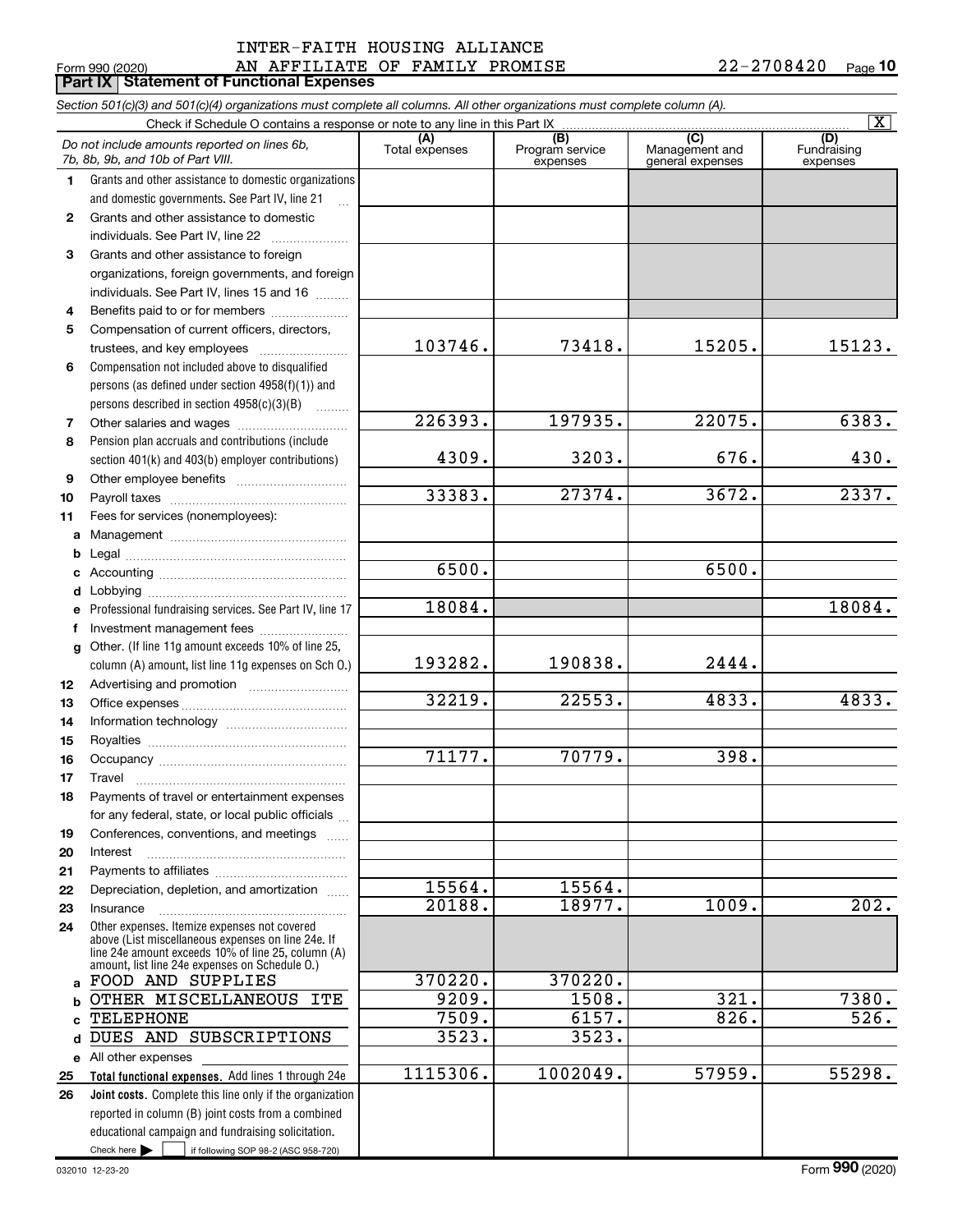INTER-FAITH HOUSING ALLIANCE

Form 990 (2020) AN AFFILIATE OF FAMILY PROMISE 22-2708420 Page 10

**Part IX Statement of Functional Expenses**

*Section 501(c)(3) and 501(c)(4) organizations must complete all columns. All other organizations must complete column (A).*

Check if Schedule O contains a response or note to any line in this Part IX [X]

| | *Do not include amounts reported on lines 6b, 7b, 8b, 9b, and 10b of Part VIII.* | (A) Total expenses | (B) Program service expenses | (C) Management and general expenses | (D) Fundraising expenses |
|---|---|---|---|---|---|
| 1 | Grants and other assistance to domestic organizations and domestic governments. See Part IV, line 21 | | | | |
| 2 | Grants and other assistance to domestic individuals. See Part IV, line 22 | | | | |
| 3 | Grants and other assistance to foreign organizations, foreign governments, and foreign individuals. See Part IV, lines 15 and 16 | | | | |
| 4 | Benefits paid to or for members | | | | |
| 5 | Compensation of current officers, directors, trustees, and key employees | 103746. | 73418. | 15205. | 15123. |
| 6 | Compensation not included above to disqualified persons (as defined under section 4958(f)(1)) and persons described in section 4958(c)(3)(B) | | | | |
| 7 | Other salaries and wages | 226393. | 197935. | 22075. | 6383. |
| 8 | Pension plan accruals and contributions (include section 401(k) and 403(b) employer contributions) | 4309. | 3203. | 676. | 430. |
| 9 | Other employee benefits | | | | |
| 10 | Payroll taxes | 33383. | 27374. | 3672. | 2337. |
| 11 | Fees for services (nonemployees): | | | | |
| a | Management | | | | |
| b | Legal | | | | |
| c | Accounting | 6500. | | 6500. | |
| d | Lobbying | | | | |
| e | Professional fundraising services. See Part IV, line 17 | 18084. | | | 18084. |
| f | Investment management fees | | | | |
| g | Other. (If line 11g amount exceeds 10% of line 25, column (A) amount, list line 11g expenses on Sch O.) | 193282. | 190838. | 2444. | |
| 12 | Advertising and promotion | | | | |
| 13 | Office expenses | 32219. | 22553. | 4833. | 4833. |
| 14 | Information technology | | | | |
| 15 | Royalties | | | | |
| 16 | Occupancy | 71177. | 70779. | 398. | |
| 17 | Travel | | | | |
| 18 | Payments of travel or entertainment expenses for any federal, state, or local public officials | | | | |
| 19 | Conferences, conventions, and meetings | | | | |
| 20 | Interest | | | | |
| 21 | Payments to affiliates | | | | |
| 22 | Depreciation, depletion, and amortization | 15564. | 15564. | | |
| 23 | Insurance | 20188. | 18977. | 1009. | 202. |
| 24 | Other expenses. Itemize expenses not covered above (List miscellaneous expenses on line 24e. If line 24e amount exceeds 10% of line 25, column (A) amount, list line 24e expenses on Schedule O.) | | | | |
| a | FOOD AND SUPPLIES | 370220. | 370220. | | |
| b | OTHER MISCELLANEOUS ITE | 9209. | 1508. | 321. | 7380. |
| c | TELEPHONE | 7509. | 6157. | 826. | 526. |
| d | DUES AND SUBSCRIPTIONS | 3523. | 3523. | | |
| e | All other expenses | | | | |
| 25 | **Total functional expenses.** Add lines 1 through 24e | 1115306. | 1002049. | 57959. | 55298. |
| 26 | **Joint costs.** Complete this line only if the organization reported in column (B) joint costs from a combined educational campaign and fundraising solicitation. Check here [ ] if following SOP 98-2 (ASC 958-720) | | | | |

032010 12-23-20 Form **990** (2020)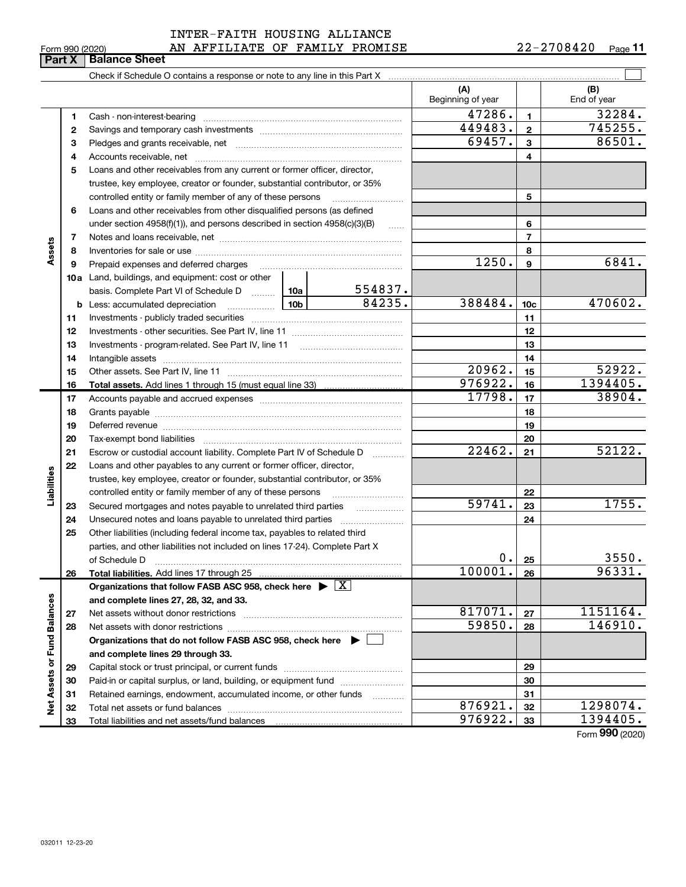INTER-FAITH HOUSING ALLIANCE
AN AFFILIATE OF FAMILY PROMISE

Form 990 (2020) 22-2708420 Page 11

## Part X | Balance Sheet

Check if Schedule O contains a response or note to any line in this Part X ☐

| | | | | (A) Beginning of year | | (B) End of year |
|---|---|---|---|---|---|---|
| Assets | 1 | Cash - non-interest-bearing | | 47286. | 1 | 32284. |
| | 2 | Savings and temporary cash investments | | 449483. | 2 | 745255. |
| | 3 | Pledges and grants receivable, net | | 69457. | 3 | 86501. |
| | 4 | Accounts receivable, net | | | 4 | |
| | 5 | Loans and other receivables from any current or former officer, director, trustee, key employee, creator or founder, substantial contributor, or 35% controlled entity or family member of any of these persons | | | 5 | |
| | 6 | Loans and other receivables from other disqualified persons (as defined under section 4958(f)(1)), and persons described in section 4958(c)(3)(B) | | | 6 | |
| | 7 | Notes and loans receivable, net | | | 7 | |
| | 8 | Inventories for sale or use | | | 8 | |
| | 9 | Prepaid expenses and deferred charges | | 1250. | 9 | 6841. |
| | 10a | Land, buildings, and equipment: cost or other basis. Complete Part VI of Schedule D | 10a 554837. | | | |
| | b | Less: accumulated depreciation | 10b 84235. | 388484. | 10c | 470602. |
| | 11 | Investments - publicly traded securities | | | 11 | |
| | 12 | Investments - other securities. See Part IV, line 11 | | | 12 | |
| | 13 | Investments - program-related. See Part IV, line 11 | | | 13 | |
| | 14 | Intangible assets | | | 14 | |
| | 15 | Other assets. See Part IV, line 11 | | 20962. | 15 | 52922. |
| | 16 | **Total assets.** Add lines 1 through 15 (must equal line 33) | | 976922. | 16 | 1394405. |
| Liabilities | 17 | Accounts payable and accrued expenses | | 17798. | 17 | 38904. |
| | 18 | Grants payable | | | 18 | |
| | 19 | Deferred revenue | | | 19 | |
| | 20 | Tax-exempt bond liabilities | | | 20 | |
| | 21 | Escrow or custodial account liability. Complete Part IV of Schedule D | | 22462. | 21 | 52122. |
| | 22 | Loans and other payables to any current or former officer, director, trustee, key employee, creator or founder, substantial contributor, or 35% controlled entity or family member of any of these persons | | | 22 | |
| | 23 | Secured mortgages and notes payable to unrelated third parties | | 59741. | 23 | 1755. |
| | 24 | Unsecured notes and loans payable to unrelated third parties | | | 24 | |
| | 25 | Other liabilities (including federal income tax, payables to related third parties, and other liabilities not included on lines 17-24). Complete Part X of Schedule D | | 0. | 25 | 3550. |
| | 26 | **Total liabilities.** Add lines 17 through 25 | | 100001. | 26 | 96331. |
| Net Assets or Fund Balances | | **Organizations that follow FASB ASC 958, check here** ☒ **and complete lines 27, 28, 32, and 33.** | | | | |
| | 27 | Net assets without donor restrictions | | 817071. | 27 | 1151164. |
| | 28 | Net assets with donor restrictions | | 59850. | 28 | 146910. |
| | | **Organizations that do not follow FASB ASC 958, check here** ☐ **and complete lines 29 through 33.** | | | | |
| | 29 | Capital stock or trust principal, or current funds | | | 29 | |
| | 30 | Paid-in or capital surplus, or land, building, or equipment fund | | | 30 | |
| | 31 | Retained earnings, endowment, accumulated income, or other funds | | | 31 | |
| | 32 | Total net assets or fund balances | | 876921. | 32 | 1298074. |
| | 33 | Total liabilities and net assets/fund balances | | 976922. | 33 | 1394405. |

Form 990 (2020)

032011 12-23-20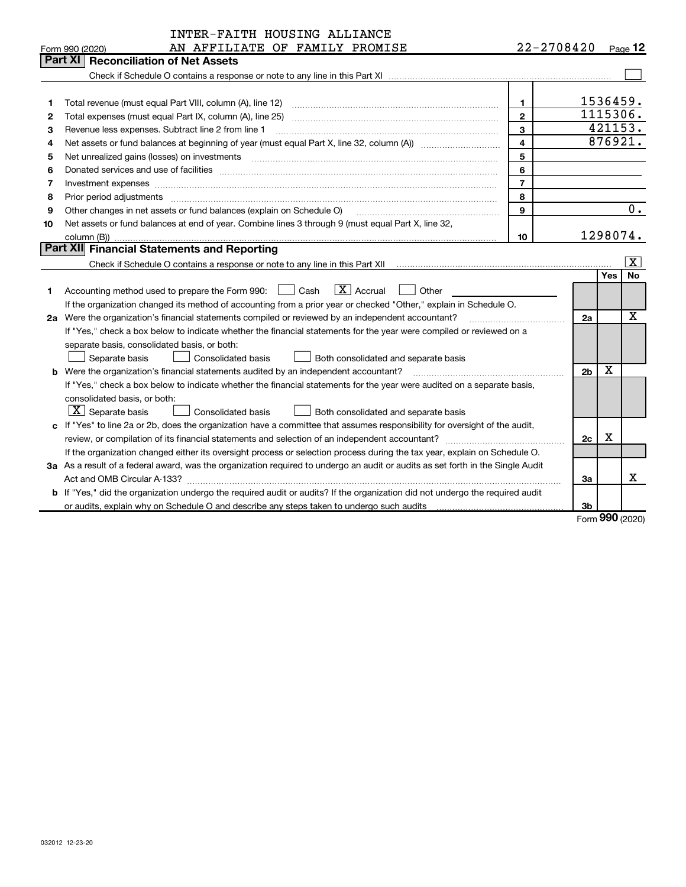INTER-FAITH HOUSING ALLIANCE
AN AFFILIATE OF FAMILY PROMISE

Form 990 (2020) 22-2708420 Page 12

## Part XI Reconciliation of Net Assets

Check if Schedule O contains a response or note to any line in this Part XI ☐

| | | | |
|---|---|---|---|
| 1 | Total revenue (must equal Part VIII, column (A), line 12) | 1 | 1536459. |
| 2 | Total expenses (must equal Part IX, column (A), line 25) | 2 | 1115306. |
| 3 | Revenue less expenses. Subtract line 2 from line 1 | 3 | 421153. |
| 4 | Net assets or fund balances at beginning of year (must equal Part X, line 32, column (A)) | 4 | 876921. |
| 5 | Net unrealized gains (losses) on investments | 5 | |
| 6 | Donated services and use of facilities | 6 | |
| 7 | Investment expenses | 7 | |
| 8 | Prior period adjustments | 8 | |
| 9 | Other changes in net assets or fund balances (explain on Schedule O) | 9 | 0. |
| 10 | Net assets or fund balances at end of year. Combine lines 3 through 9 (must equal Part X, line 32, column (B)) | 10 | 1298074. |

## Part XII Financial Statements and Reporting

Check if Schedule O contains a response or note to any line in this Part XII ☒

| | | | Yes | No |
|---|---|---|---|---|
| 1 | Accounting method used to prepare the Form 990: ☐ Cash ☒ Accrual ☐ Other<br>If the organization changed its method of accounting from a prior year or checked "Other," explain in Schedule O. | | | |
| 2a | Were the organization's financial statements compiled or reviewed by an independent accountant?<br>If "Yes," check a box below to indicate whether the financial statements for the year were compiled or reviewed on a separate basis, consolidated basis, or both:<br>☐ Separate basis ☐ Consolidated basis ☐ Both consolidated and separate basis | 2a | | X |
| b | Were the organization's financial statements audited by an independent accountant?<br>If "Yes," check a box below to indicate whether the financial statements for the year were audited on a separate basis, consolidated basis, or both:<br>☒ Separate basis ☐ Consolidated basis ☐ Both consolidated and separate basis | 2b | X | |
| c | If "Yes" to line 2a or 2b, does the organization have a committee that assumes responsibility for oversight of the audit, review, or compilation of its financial statements and selection of an independent accountant?<br>If the organization changed either its oversight process or selection process during the tax year, explain on Schedule O. | 2c | X | |
| 3a | As a result of a federal award, was the organization required to undergo an audit or audits as set forth in the Single Audit Act and OMB Circular A-133? | 3a | | X |
| b | If "Yes," did the organization undergo the required audit or audits? If the organization did not undergo the required audit or audits, explain why on Schedule O and describe any steps taken to undergo such audits | 3b | | |

Form 990 (2020)

032012 12-23-20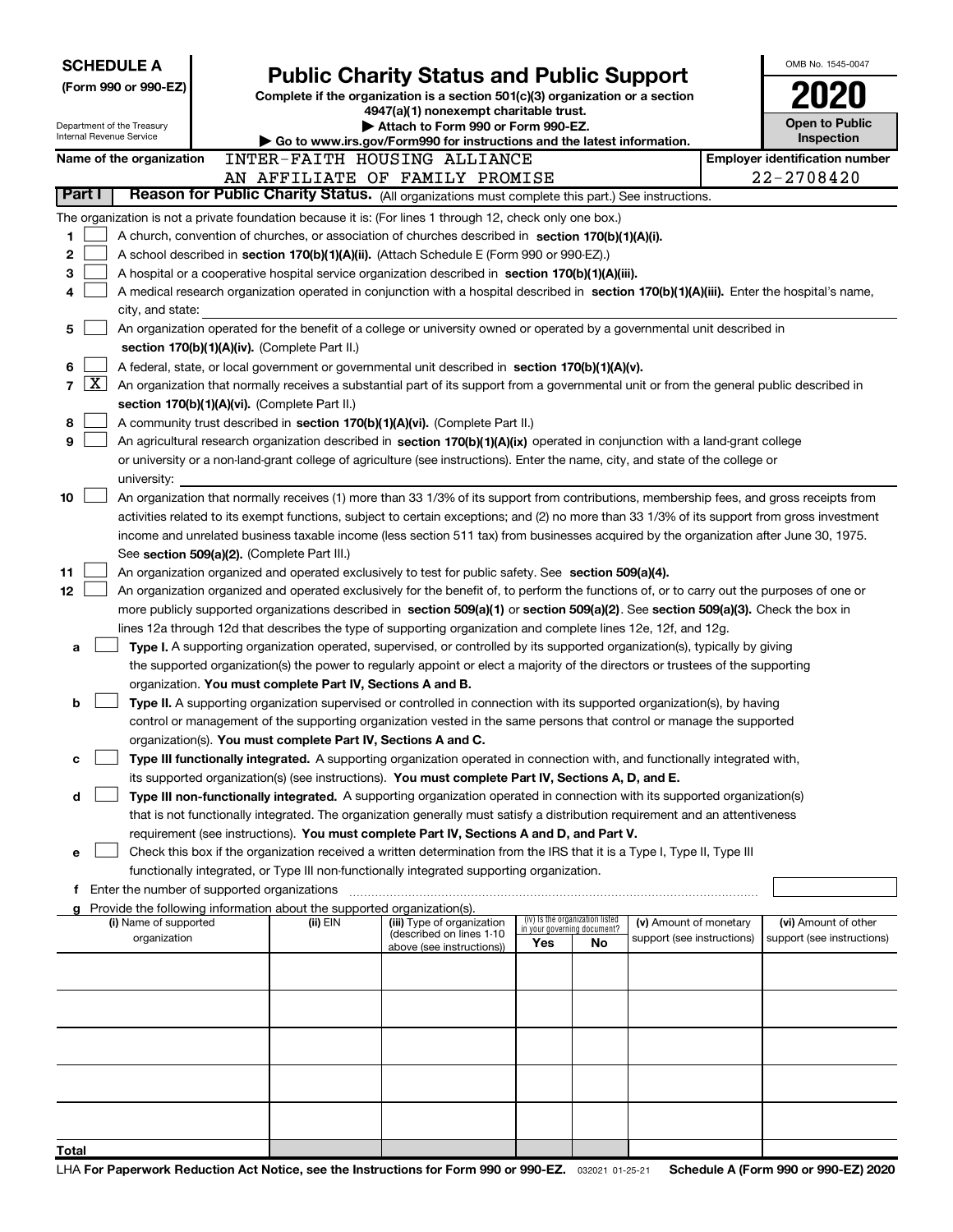**SCHEDULE A**
**(Form 990 or 990-EZ)**

Department of the Treasury
Internal Revenue Service

# Public Charity Status and Public Support

**Complete if the organization is a section 501(c)(3) organization or a section 4947(a)(1) nonexempt charitable trust.**
**▶ Attach to Form 990 or Form 990-EZ.**
**▶ Go to www.irs.gov/Form990 for instructions and the latest information.**

OMB No. 1545-0047

**2020**

**Open to Public Inspection**

**Name of the organization** INTER-FAITH HOUSING ALLIANCE AN AFFILIATE OF FAMILY PROMISE

**Employer identification number** 22-2708420

**Part I** **Reason for Public Charity Status.** (All organizations must complete this part.) See instructions.

The organization is not a private foundation because it is: (For lines 1 through 12, check only one box.)

1 ☐ A church, convention of churches, or association of churches described in **section 170(b)(1)(A)(i).**

2 ☐ A school described in **section 170(b)(1)(A)(ii).** (Attach Schedule E (Form 990 or 990-EZ).)

3 ☐ A hospital or a cooperative hospital service organization described in **section 170(b)(1)(A)(iii).**

4 ☐ A medical research organization operated in conjunction with a hospital described in **section 170(b)(1)(A)(iii).** Enter the hospital's name, city, and state:

5 ☐ An organization operated for the benefit of a college or university owned or operated by a governmental unit described in **section 170(b)(1)(A)(iv).** (Complete Part II.)

6 ☐ A federal, state, or local government or governmental unit described in **section 170(b)(1)(A)(v).**

7 ☒ An organization that normally receives a substantial part of its support from a governmental unit or from the general public described in **section 170(b)(1)(A)(vi).** (Complete Part II.)

8 ☐ A community trust described in **section 170(b)(1)(A)(vi).** (Complete Part II.)

9 ☐ An agricultural research organization described in **section 170(b)(1)(A)(ix)** operated in conjunction with a land-grant college or university or a non-land-grant college of agriculture (see instructions). Enter the name, city, and state of the college or university:

10 ☐ An organization that normally receives (1) more than 33 1/3% of its support from contributions, membership fees, and gross receipts from activities related to its exempt functions, subject to certain exceptions; and (2) no more than 33 1/3% of its support from gross investment income and unrelated business taxable income (less section 511 tax) from businesses acquired by the organization after June 30, 1975. See **section 509(a)(2).** (Complete Part III.)

11 ☐ An organization organized and operated exclusively to test for public safety. See **section 509(a)(4).**

12 ☐ An organization organized and operated exclusively for the benefit of, to perform the functions of, or to carry out the purposes of one or more publicly supported organizations described in **section 509(a)(1)** or **section 509(a)(2)**. See **section 509(a)(3).** Check the box in lines 12a through 12d that describes the type of supporting organization and complete lines 12e, 12f, and 12g.

a ☐ **Type I.** A supporting organization operated, supervised, or controlled by its supported organization(s), typically by giving the supported organization(s) the power to regularly appoint or elect a majority of the directors or trustees of the supporting organization. **You must complete Part IV, Sections A and B.**

b ☐ **Type II.** A supporting organization supervised or controlled in connection with its supported organization(s), by having control or management of the supporting organization vested in the same persons that control or manage the supported organization(s). **You must complete Part IV, Sections A and C.**

c ☐ **Type III functionally integrated.** A supporting organization operated in connection with, and functionally integrated with, its supported organization(s) (see instructions). **You must complete Part IV, Sections A, D, and E.**

d ☐ **Type III non-functionally integrated.** A supporting organization operated in connection with its supported organization(s) that is not functionally integrated. The organization generally must satisfy a distribution requirement and an attentiveness requirement (see instructions). **You must complete Part IV, Sections A and D, and Part V.**

e ☐ Check this box if the organization received a written determination from the IRS that it is a Type I, Type II, Type III functionally integrated, or Type III non-functionally integrated supporting organization.

f Enter the number of supported organizations

g Provide the following information about the supported organization(s).

| (i) Name of supported organization | (ii) EIN | (iii) Type of organization (described on lines 1-10 above (see instructions)) | (iv) Is the organization listed in your governing document? | | (v) Amount of monetary support (see instructions) | (vi) Amount of other support (see instructions) |
|---|---|---|---|---|---|---|
| | | | Yes | No | | |
| | | | | | | |
| | | | | | | |
| | | | | | | |
| | | | | | | |
| | | | | | | |
| **Total** | | | | | | |

LHA **For Paperwork Reduction Act Notice, see the Instructions for Form 990 or 990-EZ.** 032021 01-25-21 **Schedule A (Form 990 or 990-EZ) 2020**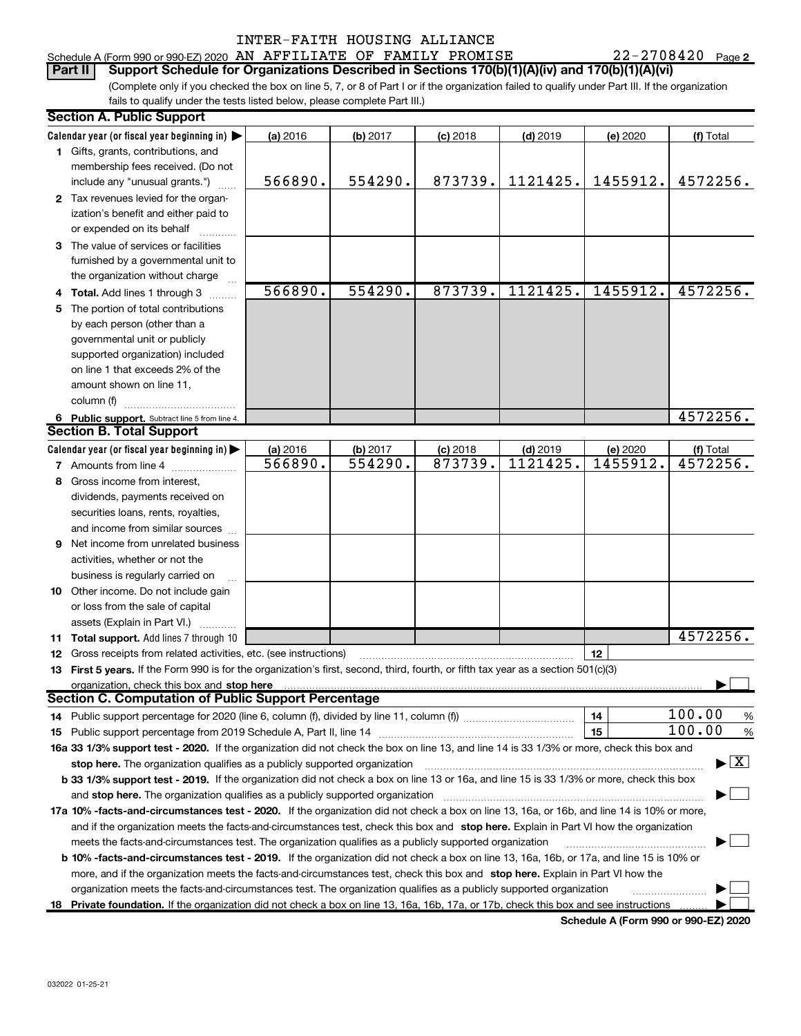INTER-FAITH HOUSING ALLIANCE

Schedule A (Form 990 or 990-EZ) 2020 AN AFFILIATE OF FAMILY PROMISE 22-2708420 Page 2

**Part II Support Schedule for Organizations Described in Sections 170(b)(1)(A)(iv) and 170(b)(1)(A)(vi)**

(Complete only if you checked the box on line 5, 7, or 8 of Part I or if the organization failed to qualify under Part III. If the organization fails to qualify under the tests listed below, please complete Part III.)

**Section A. Public Support**

| Calendar year (or fiscal year beginning in) | (a) 2016 | (b) 2017 | (c) 2018 | (d) 2019 | (e) 2020 | (f) Total |
|---|---|---|---|---|---|---|
| 1 Gifts, grants, contributions, and membership fees received. (Do not include any "unusual grants.") | 566890. | 554290. | 873739. | 1121425. | 1455912. | 4572256. |
| 2 Tax revenues levied for the organization's benefit and either paid to or expended on its behalf | | | | | | |
| 3 The value of services or facilities furnished by a governmental unit to the organization without charge | | | | | | |
| 4 Total. Add lines 1 through 3 | 566890. | 554290. | 873739. | 1121425. | 1455912. | 4572256. |
| 5 The portion of total contributions by each person (other than a governmental unit or publicly supported organization) included on line 1 that exceeds 2% of the amount shown on line 11, column (f) | | | | | | |
| 6 Public support. Subtract line 5 from line 4. | | | | | | 4572256. |

**Section B. Total Support**

| Calendar year (or fiscal year beginning in) | (a) 2016 | (b) 2017 | (c) 2018 | (d) 2019 | (e) 2020 | (f) Total |
|---|---|---|---|---|---|---|
| 7 Amounts from line 4 | 566890. | 554290. | 873739. | 1121425. | 1455912. | 4572256. |
| 8 Gross income from interest, dividends, payments received on securities loans, rents, royalties, and income from similar sources | | | | | | |
| 9 Net income from unrelated business activities, whether or not the business is regularly carried on | | | | | | |
| 10 Other income. Do not include gain or loss from the sale of capital assets (Explain in Part VI.) | | | | | | |
| 11 Total support. Add lines 7 through 10 | | | | | | 4572256. |

12 Gross receipts from related activities, etc. (see instructions) | 12 |

13 **First 5 years.** If the Form 990 is for the organization's first, second, third, fourth, or fifth tax year as a section 501(c)(3) organization, check this box and **stop here** ☐

**Section C. Computation of Public Support Percentage**

14 Public support percentage for 2020 (line 6, column (f), divided by line 11, column (f)) | 14 | 100.00 %

15 Public support percentage from 2019 Schedule A, Part II, line 14 | 15 | 100.00 %

**16a 33 1/3% support test - 2020.** If the organization did not check the box on line 13, and line 14 is 33 1/3% or more, check this box and **stop here.** The organization qualifies as a publicly supported organization ☒

**b 33 1/3% support test - 2019.** If the organization did not check a box on line 13 or 16a, and line 15 is 33 1/3% or more, check this box and **stop here.** The organization qualifies as a publicly supported organization ☐

**17a 10% -facts-and-circumstances test - 2020.** If the organization did not check a box on line 13, 16a, or 16b, and line 14 is 10% or more, and if the organization meets the facts-and-circumstances test, check this box and **stop here.** Explain in Part VI how the organization meets the facts-and-circumstances test. The organization qualifies as a publicly supported organization ☐

**b 10% -facts-and-circumstances test - 2019.** If the organization did not check a box on line 13, 16a, 16b, or 17a, and line 15 is 10% or more, and if the organization meets the facts-and-circumstances test, check this box and **stop here.** Explain in Part VI how the organization meets the facts-and-circumstances test. The organization qualifies as a publicly supported organization ☐

**18 Private foundation.** If the organization did not check a box on line 13, 16a, 16b, 17a, or 17b, check this box and see instructions ☐

**Schedule A (Form 990 or 990-EZ) 2020**

032022 01-25-21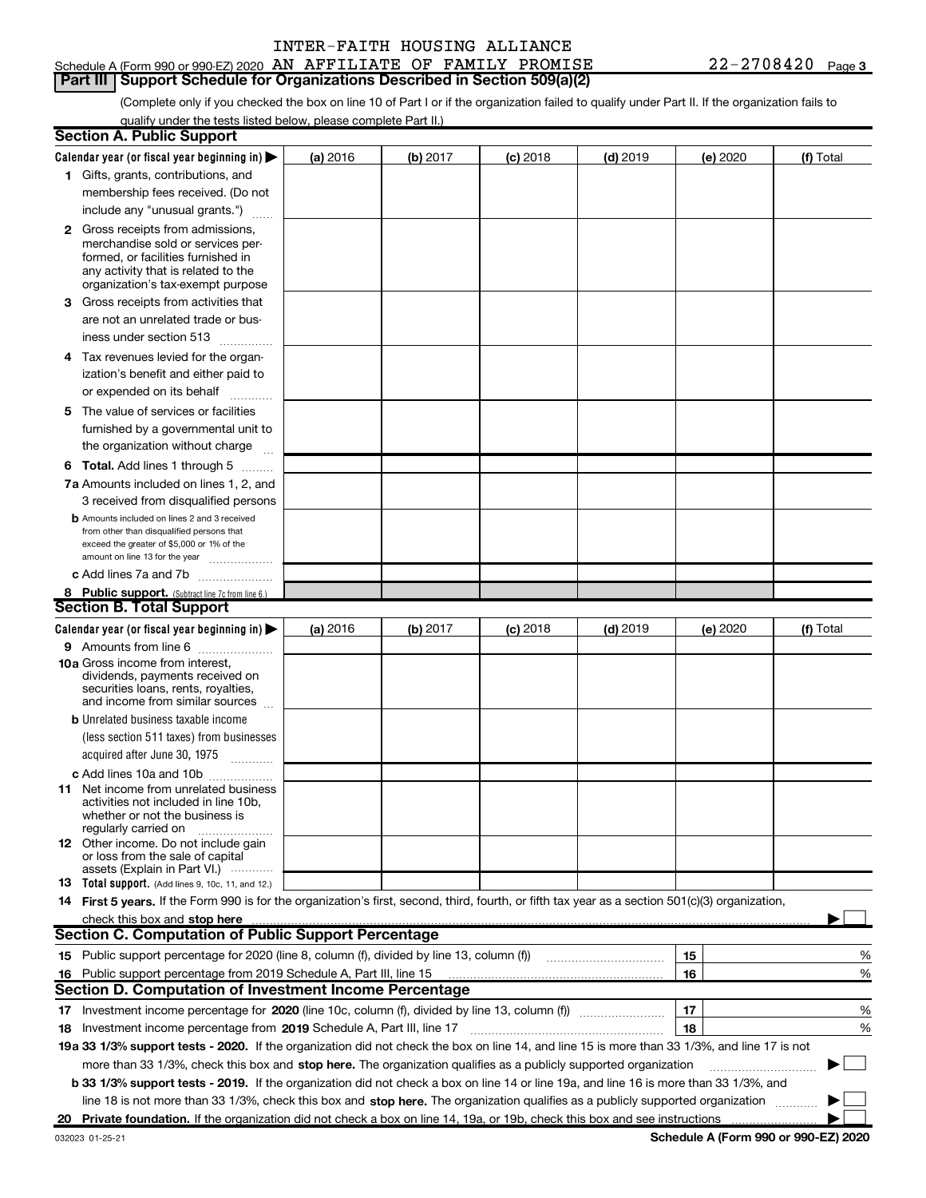INTER-FAITH HOUSING ALLIANCE

Schedule A (Form 990 or 990-EZ) 2020 AN AFFILIATE OF FAMILY PROMISE 22-2708420 Page 3

**Part III Support Schedule for Organizations Described in Section 509(a)(2)**

(Complete only if you checked the box on line 10 of Part I or if the organization failed to qualify under Part II. If the organization fails to qualify under the tests listed below, please complete Part II.)

## Section A. Public Support

| Calendar year (or fiscal year beginning in) ▶ | (a) 2016 | (b) 2017 | (c) 2018 | (d) 2019 | (e) 2020 | (f) Total |
|---|---|---|---|---|---|---|
| 1 Gifts, grants, contributions, and membership fees received. (Do not include any "unusual grants.") | | | | | | |
| 2 Gross receipts from admissions, merchandise sold or services performed, or facilities furnished in any activity that is related to the organization's tax-exempt purpose | | | | | | |
| 3 Gross receipts from activities that are not an unrelated trade or business under section 513 | | | | | | |
| 4 Tax revenues levied for the organization's benefit and either paid to or expended on its behalf | | | | | | |
| 5 The value of services or facilities furnished by a governmental unit to the organization without charge | | | | | | |
| 6 **Total.** Add lines 1 through 5 | | | | | | |
| 7a Amounts included on lines 1, 2, and 3 received from disqualified persons | | | | | | |
| b Amounts included on lines 2 and 3 received from other than disqualified persons that exceed the greater of $5,000 or 1% of the amount on line 13 for the year | | | | | | |
| c Add lines 7a and 7b | | | | | | |
| 8 **Public support.** (Subtract line 7c from line 6.) | | | | | | |

## Section B. Total Support

| Calendar year (or fiscal year beginning in) ▶ | (a) 2016 | (b) 2017 | (c) 2018 | (d) 2019 | (e) 2020 | (f) Total |
|---|---|---|---|---|---|---|
| 9 Amounts from line 6 | | | | | | |
| 10a Gross income from interest, dividends, payments received on securities loans, rents, royalties, and income from similar sources | | | | | | |
| b Unrelated business taxable income (less section 511 taxes) from businesses acquired after June 30, 1975 | | | | | | |
| c Add lines 10a and 10b | | | | | | |
| 11 Net income from unrelated business activities not included in line 10b, whether or not the business is regularly carried on | | | | | | |
| 12 Other income. Do not include gain or loss from the sale of capital assets (Explain in Part VI.) | | | | | | |
| 13 **Total support.** (Add lines 9, 10c, 11, and 12.) | | | | | | |

14 **First 5 years.** If the Form 990 is for the organization's first, second, third, fourth, or fifth tax year as a section 501(c)(3) organization, check this box and **stop here** ▶ ☐

## Section C. Computation of Public Support Percentage

| | | | |
|---|---|---|---|
| 15 | Public support percentage for 2020 (line 8, column (f), divided by line 13, column (f)) | 15 | % |
| 16 | Public support percentage from 2019 Schedule A, Part III, line 15 | 16 | % |

## Section D. Computation of Investment Income Percentage

| | | | |
|---|---|---|---|
| 17 | Investment income percentage for **2020** (line 10c, column (f), divided by line 13, column (f)) | 17 | % |
| 18 | Investment income percentage from **2019** Schedule A, Part III, line 17 | 18 | % |

**19a 33 1/3% support tests - 2020.** If the organization did not check the box on line 14, and line 15 is more than 33 1/3%, and line 17 is not more than 33 1/3%, check this box and **stop here.** The organization qualifies as a publicly supported organization ▶ ☐

**b 33 1/3% support tests - 2019.** If the organization did not check a box on line 14 or line 19a, and line 16 is more than 33 1/3%, and line 18 is not more than 33 1/3%, check this box and **stop here.** The organization qualifies as a publicly supported organization ▶ ☐

**20 Private foundation.** If the organization did not check a box on line 14, 19a, or 19b, check this box and see instructions ▶ ☐

032023 01-25-21 **Schedule A (Form 990 or 990-EZ) 2020**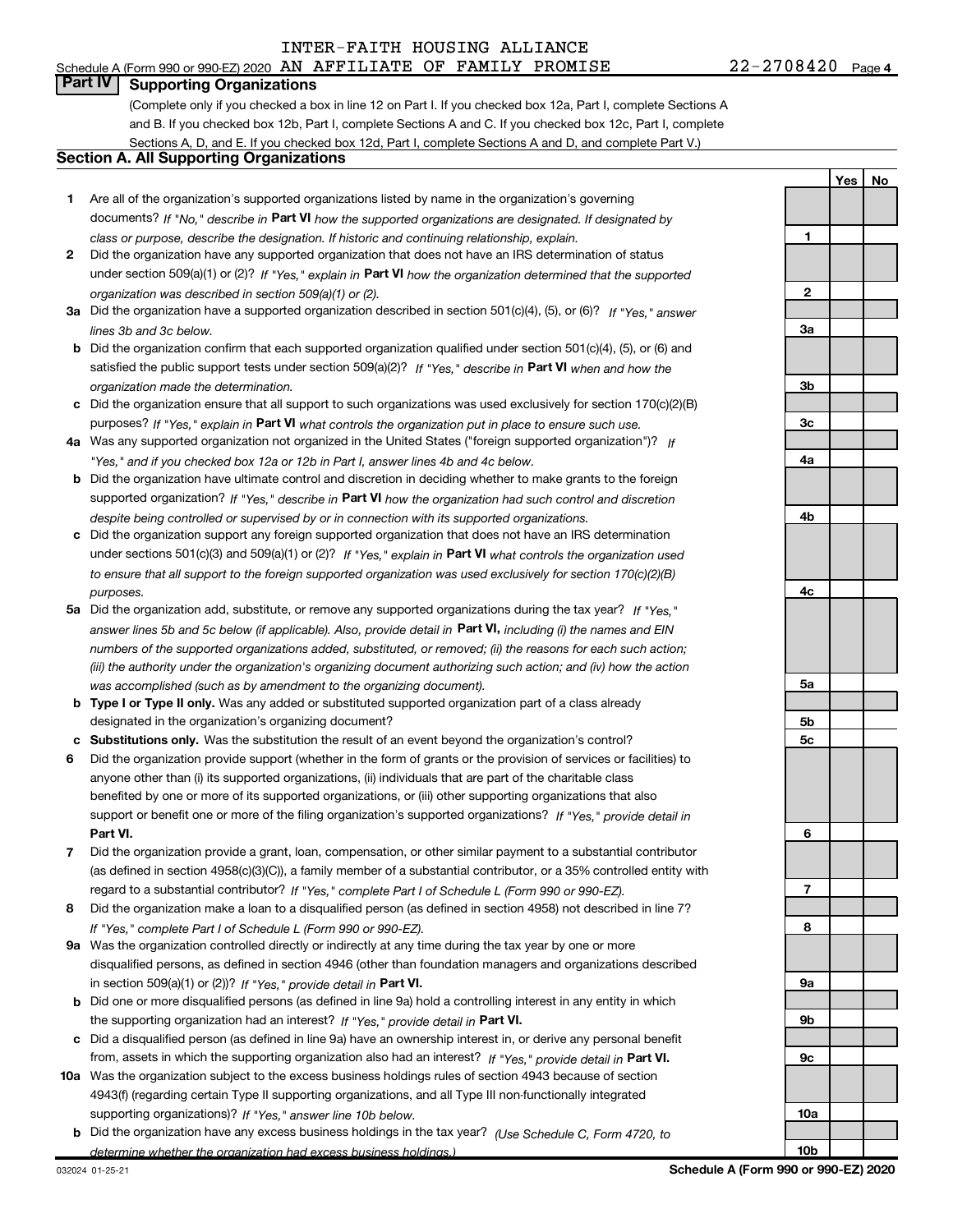INTER-FAITH HOUSING ALLIANCE

Schedule A (Form 990 or 990-EZ) 2020 AN AFFILIATE OF FAMILY PROMISE 22-2708420 Page 4

## Part IV Supporting Organizations

(Complete only if you checked a box in line 12 on Part I. If you checked box 12a, Part I, complete Sections A and B. If you checked box 12b, Part I, complete Sections A and C. If you checked box 12c, Part I, complete Sections A, D, and E. If you checked box 12d, Part I, complete Sections A and D, and complete Part V.)

### Section A. All Supporting Organizations

| | | | Yes | No |
|---|---|---|---|---|
| 1 | Are all of the organization's supported organizations listed by name in the organization's governing documents? *If "No," describe in* **Part VI** *how the supported organizations are designated. If designated by class or purpose, describe the designation. If historic and continuing relationship, explain.* | 1 | | |
| 2 | Did the organization have any supported organization that does not have an IRS determination of status under section 509(a)(1) or (2)? *If "Yes," explain in* **Part VI** *how the organization determined that the supported organization was described in section 509(a)(1) or (2).* | 2 | | |
| 3a | Did the organization have a supported organization described in section 501(c)(4), (5), or (6)? *If "Yes," answer lines 3b and 3c below.* | 3a | | |
| b | Did the organization confirm that each supported organization qualified under section 501(c)(4), (5), or (6) and satisfied the public support tests under section 509(a)(2)? *If "Yes," describe in* **Part VI** *when and how the organization made the determination.* | 3b | | |
| c | Did the organization ensure that all support to such organizations was used exclusively for section 170(c)(2)(B) purposes? *If "Yes," explain in* **Part VI** *what controls the organization put in place to ensure such use.* | 3c | | |
| 4a | Was any supported organization not organized in the United States ("foreign supported organization")? *If "Yes," and if you checked box 12a or 12b in Part I, answer lines 4b and 4c below.* | 4a | | |
| b | Did the organization have ultimate control and discretion in deciding whether to make grants to the foreign supported organization? *If "Yes," describe in* **Part VI** *how the organization had such control and discretion despite being controlled or supervised by or in connection with its supported organizations.* | 4b | | |
| c | Did the organization support any foreign supported organization that does not have an IRS determination under sections 501(c)(3) and 509(a)(1) or (2)? *If "Yes," explain in* **Part VI** *what controls the organization used to ensure that all support to the foreign supported organization was used exclusively for section 170(c)(2)(B) purposes.* | 4c | | |
| 5a | Did the organization add, substitute, or remove any supported organizations during the tax year? *If "Yes," answer lines 5b and 5c below (if applicable). Also, provide detail in* **Part VI,** *including (i) the names and EIN numbers of the supported organizations added, substituted, or removed; (ii) the reasons for each such action; (iii) the authority under the organization's organizing document authorizing such action; and (iv) how the action was accomplished (such as by amendment to the organizing document).* | 5a | | |
| b | **Type I or Type II only.** Was any added or substituted supported organization part of a class already designated in the organization's organizing document? | 5b | | |
| c | **Substitutions only.** Was the substitution the result of an event beyond the organization's control? | 5c | | |
| 6 | Did the organization provide support (whether in the form of grants or the provision of services or facilities) to anyone other than (i) its supported organizations, (ii) individuals that are part of the charitable class benefited by one or more of its supported organizations, or (iii) other supporting organizations that also support or benefit one or more of the filing organization's supported organizations? *If "Yes," provide detail in* **Part VI.** | 6 | | |
| 7 | Did the organization provide a grant, loan, compensation, or other similar payment to a substantial contributor (as defined in section 4958(c)(3)(C)), a family member of a substantial contributor, or a 35% controlled entity with regard to a substantial contributor? *If "Yes," complete Part I of Schedule L (Form 990 or 990-EZ).* | 7 | | |
| 8 | Did the organization make a loan to a disqualified person (as defined in section 4958) not described in line 7? *If "Yes," complete Part I of Schedule L (Form 990 or 990-EZ).* | 8 | | |
| 9a | Was the organization controlled directly or indirectly at any time during the tax year by one or more disqualified persons, as defined in section 4946 (other than foundation managers and organizations described in section 509(a)(1) or (2))? *If "Yes," provide detail in* **Part VI.** | 9a | | |
| b | Did one or more disqualified persons (as defined in line 9a) hold a controlling interest in any entity in which the supporting organization had an interest? *If "Yes," provide detail in* **Part VI.** | 9b | | |
| c | Did a disqualified person (as defined in line 9a) have an ownership interest in, or derive any personal benefit from, assets in which the supporting organization also had an interest? *If "Yes," provide detail in* **Part VI.** | 9c | | |
| 10a | Was the organization subject to the excess business holdings rules of section 4943 because of section 4943(f) (regarding certain Type II supporting organizations, and all Type III non-functionally integrated supporting organizations)? *If "Yes," answer line 10b below.* | 10a | | |
| b | Did the organization have any excess business holdings in the tax year? *(Use Schedule C, Form 4720, to determine whether the organization had excess business holdings.)* | 10b | | |

032024 01-25-21 **Schedule A (Form 990 or 990-EZ) 2020**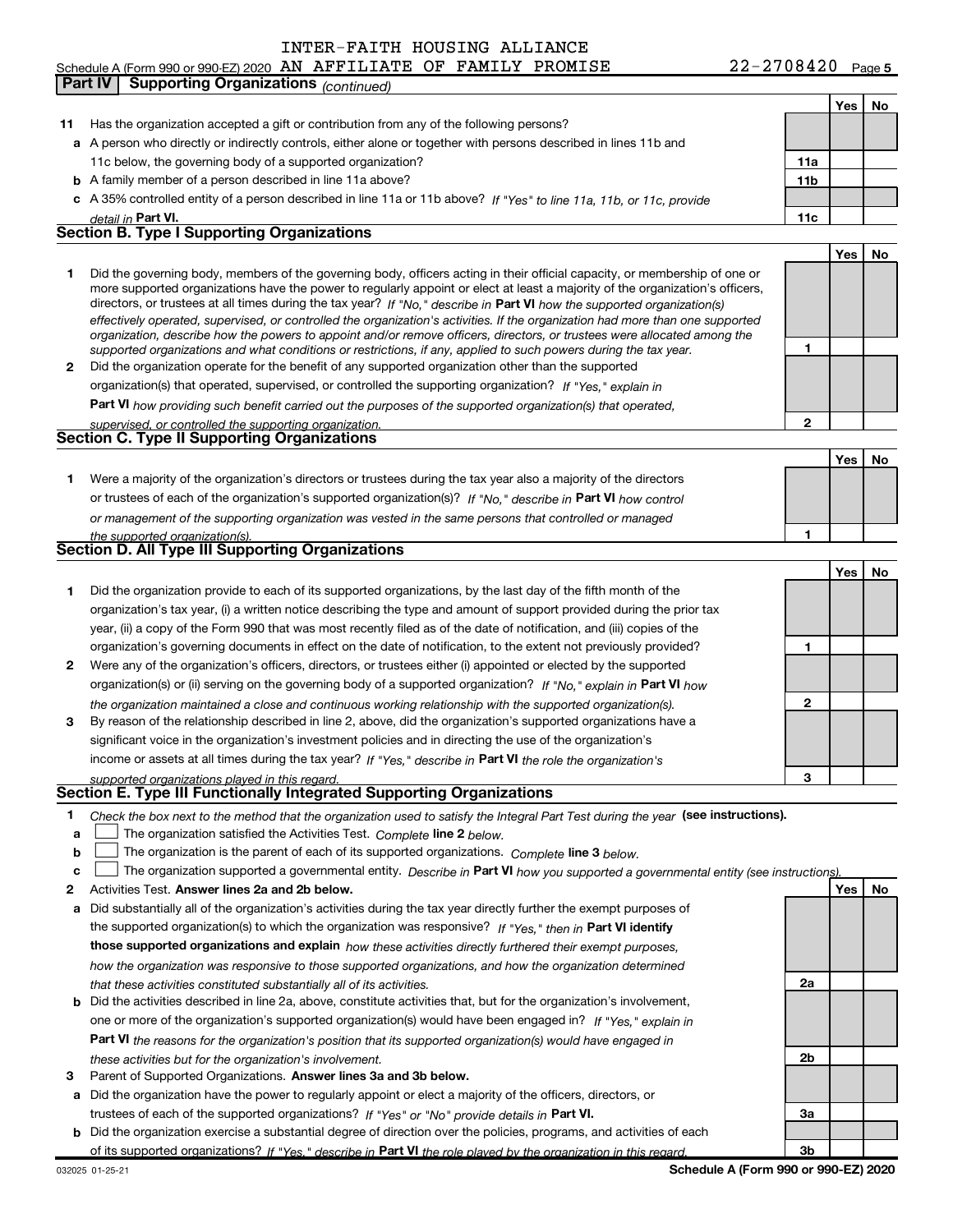INTER-FAITH HOUSING ALLIANCE

Schedule A (Form 990 or 990-EZ) 2020 AN AFFILIATE OF FAMILY PROMISE 22-2708420 Page 5

**Part IV | Supporting Organizations** *(continued)*

| | | | Yes | No |
|---|---|---|---|---|
| **11** | Has the organization accepted a gift or contribution from any of the following persons? | | | |
| **a** | A person who directly or indirectly controls, either alone or together with persons described in lines 11b and 11c below, the governing body of a supported organization? | **11a** | | |
| **b** | A family member of a person described in line 11a above? | **11b** | | |
| **c** | A 35% controlled entity of a person described in line 11a or 11b above? *If "Yes" to line 11a, 11b, or 11c, provide detail in* **Part VI.** | **11c** | | |

## Section B. Type I Supporting Organizations

| | | | Yes | No |
|---|---|---|---|---|
| **1** | Did the governing body, members of the governing body, officers acting in their official capacity, or membership of one or more supported organizations have the power to regularly appoint or elect at least a majority of the organization's officers, directors, or trustees at all times during the tax year? *If "No," describe in* **Part VI** *how the supported organization(s) effectively operated, supervised, or controlled the organization's activities. If the organization had more than one supported organization, describe how the powers to appoint and/or remove officers, directors, or trustees were allocated among the supported organizations and what conditions or restrictions, if any, applied to such powers during the tax year.* | **1** | | |
| **2** | Did the organization operate for the benefit of any supported organization other than the supported organization(s) that operated, supervised, or controlled the supporting organization? *If "Yes," explain in* **Part VI** *how providing such benefit carried out the purposes of the supported organization(s) that operated, supervised, or controlled the supporting organization.* | **2** | | |

## Section C. Type II Supporting Organizations

| | | | Yes | No |
|---|---|---|---|---|
| **1** | Were a majority of the organization's directors or trustees during the tax year also a majority of the directors or trustees of each of the organization's supported organization(s)? *If "No," describe in* **Part VI** *how control or management of the supporting organization was vested in the same persons that controlled or managed the supported organization(s).* | **1** | | |

## Section D. All Type III Supporting Organizations

| | | | Yes | No |
|---|---|---|---|---|
| **1** | Did the organization provide to each of its supported organizations, by the last day of the fifth month of the organization's tax year, (i) a written notice describing the type and amount of support provided during the prior tax year, (ii) a copy of the Form 990 that was most recently filed as of the date of notification, and (iii) copies of the organization's governing documents in effect on the date of notification, to the extent not previously provided? | **1** | | |
| **2** | Were any of the organization's officers, directors, or trustees either (i) appointed or elected by the supported organization(s) or (ii) serving on the governing body of a supported organization? *If "No," explain in* **Part VI** *how the organization maintained a close and continuous working relationship with the supported organization(s).* | **2** | | |
| **3** | By reason of the relationship described in line 2, above, did the organization's supported organizations have a significant voice in the organization's investment policies and in directing the use of the organization's income or assets at all times during the tax year? *If "Yes," describe in* **Part VI** *the role the organization's supported organizations played in this regard.* | **3** | | |

## Section E. Type III Functionally Integrated Supporting Organizations

**1** *Check the box next to the method that the organization used to satisfy the Integral Part Test during the year* **(see instructions).**

**a** ☐ The organization satisfied the Activities Test. *Complete* **line 2** *below.*

**b** ☐ The organization is the parent of each of its supported organizations. *Complete* **line 3** *below.*

**c** ☐ The organization supported a governmental entity. *Describe in* **Part VI** *how you supported a governmental entity (see instructions).*

| | | | Yes | No |
|---|---|---|---|---|
| **2** | Activities Test. **Answer lines 2a and 2b below.** | | | |
| **a** | Did substantially all of the organization's activities during the tax year directly further the exempt purposes of the supported organization(s) to which the organization was responsive? *If "Yes," then in* **Part VI identify those supported organizations and explain** *how these activities directly furthered their exempt purposes, how the organization was responsive to those supported organizations, and how the organization determined that these activities constituted substantially all of its activities.* | **2a** | | |
| **b** | Did the activities described in line 2a, above, constitute activities that, but for the organization's involvement, one or more of the organization's supported organization(s) would have been engaged in? *If "Yes," explain in* **Part VI** *the reasons for the organization's position that its supported organization(s) would have engaged in these activities but for the organization's involvement.* | **2b** | | |
| **3** | Parent of Supported Organizations. **Answer lines 3a and 3b below.** | | | |
| **a** | Did the organization have the power to regularly appoint or elect a majority of the officers, directors, or trustees of each of the supported organizations? *If "Yes" or "No" provide details in* **Part VI.** | **3a** | | |
| **b** | Did the organization exercise a substantial degree of direction over the policies, programs, and activities of each of its supported organizations? *If "Yes," describe in* **Part VI** *the role played by the organization in this regard.* | **3b** | | |

032025 01-25-21 **Schedule A (Form 990 or 990-EZ) 2020**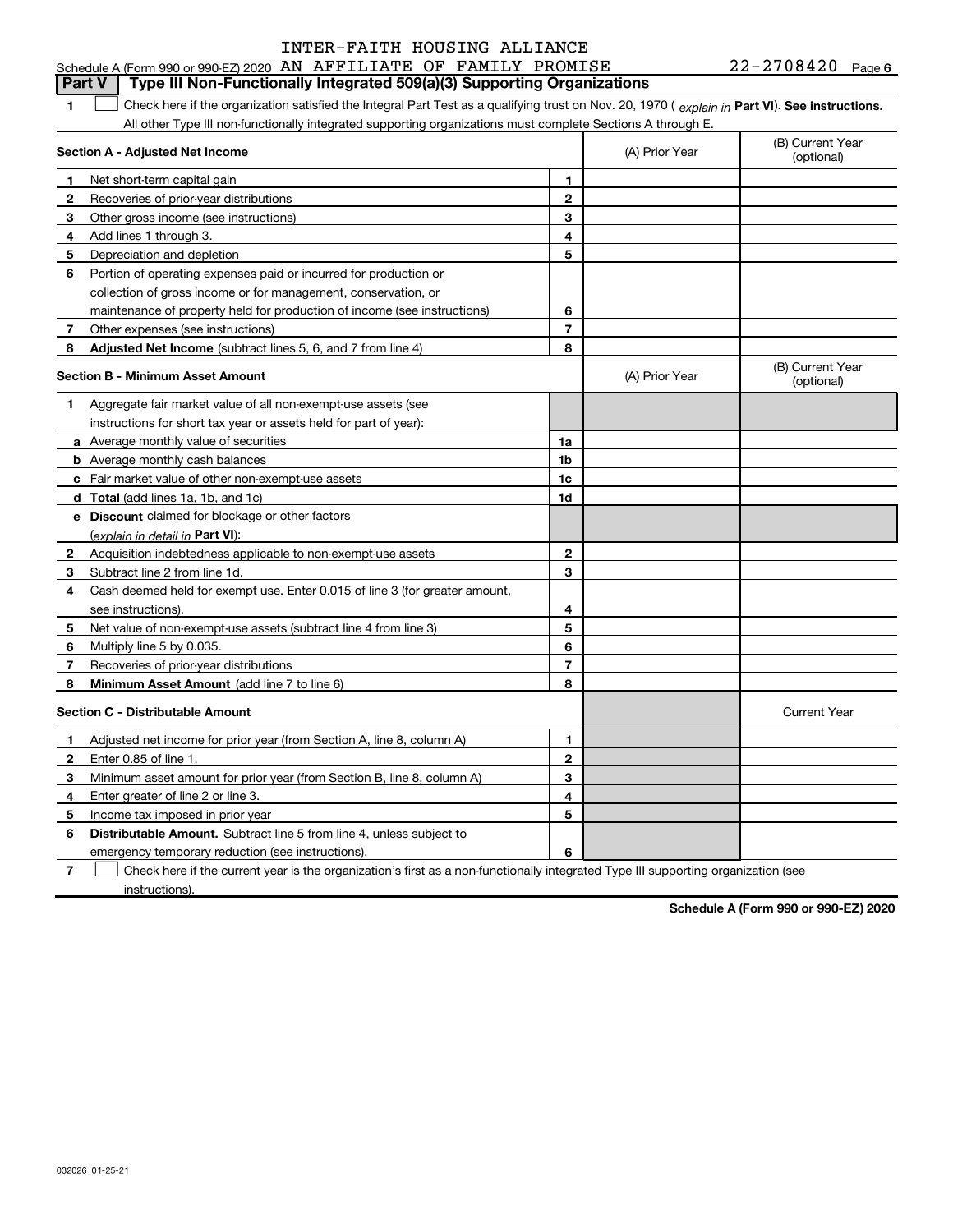INTER-FAITH HOUSING ALLIANCE

Schedule A (Form 990 or 990-EZ) 2020 AN AFFILIATE OF FAMILY PROMISE 22-2708420 Page 6

## Part V Type III Non-Functionally Integrated 509(a)(3) Supporting Organizations

1 ☐ Check here if the organization satisfied the Integral Part Test as a qualifying trust on Nov. 20, 1970 ( *explain in* **Part VI**). **See instructions.** All other Type III non-functionally integrated supporting organizations must complete Sections A through E.

| **Section A - Adjusted Net Income** | | (A) Prior Year | (B) Current Year (optional) |
|---|---|---|---|
| **1** Net short-term capital gain | 1 | | |
| **2** Recoveries of prior-year distributions | 2 | | |
| **3** Other gross income (see instructions) | 3 | | |
| **4** Add lines 1 through 3. | 4 | | |
| **5** Depreciation and depletion | 5 | | |
| **6** Portion of operating expenses paid or incurred for production or collection of gross income or for management, conservation, or maintenance of property held for production of income (see instructions) | 6 | | |
| **7** Other expenses (see instructions) | 7 | | |
| **8** **Adjusted Net Income** (subtract lines 5, 6, and 7 from line 4) | 8 | | |

| **Section B - Minimum Asset Amount** | | (A) Prior Year | (B) Current Year (optional) |
|---|---|---|---|
| **1** Aggregate fair market value of all non-exempt-use assets (see instructions for short tax year or assets held for part of year): | | | |
| **a** Average monthly value of securities | 1a | | |
| **b** Average monthly cash balances | 1b | | |
| **c** Fair market value of other non-exempt-use assets | 1c | | |
| **d** **Total** (add lines 1a, 1b, and 1c) | 1d | | |
| **e** **Discount** claimed for blockage or other factors (*explain in detail in* **Part VI**): | | | |
| **2** Acquisition indebtedness applicable to non-exempt-use assets | 2 | | |
| **3** Subtract line 2 from line 1d. | 3 | | |
| **4** Cash deemed held for exempt use. Enter 0.015 of line 3 (for greater amount, see instructions). | 4 | | |
| **5** Net value of non-exempt-use assets (subtract line 4 from line 3) | 5 | | |
| **6** Multiply line 5 by 0.035. | 6 | | |
| **7** Recoveries of prior-year distributions | 7 | | |
| **8** **Minimum Asset Amount** (add line 7 to line 6) | 8 | | |

| **Section C - Distributable Amount** | | | Current Year |
|---|---|---|---|
| **1** Adjusted net income for prior year (from Section A, line 8, column A) | 1 | | |
| **2** Enter 0.85 of line 1. | 2 | | |
| **3** Minimum asset amount for prior year (from Section B, line 8, column A) | 3 | | |
| **4** Enter greater of line 2 or line 3. | 4 | | |
| **5** Income tax imposed in prior year | 5 | | |
| **6** **Distributable Amount.** Subtract line 5 from line 4, unless subject to emergency temporary reduction (see instructions). | 6 | | |

7 ☐ Check here if the current year is the organization's first as a non-functionally integrated Type III supporting organization (see instructions).

**Schedule A (Form 990 or 990-EZ) 2020**

032026 01-25-21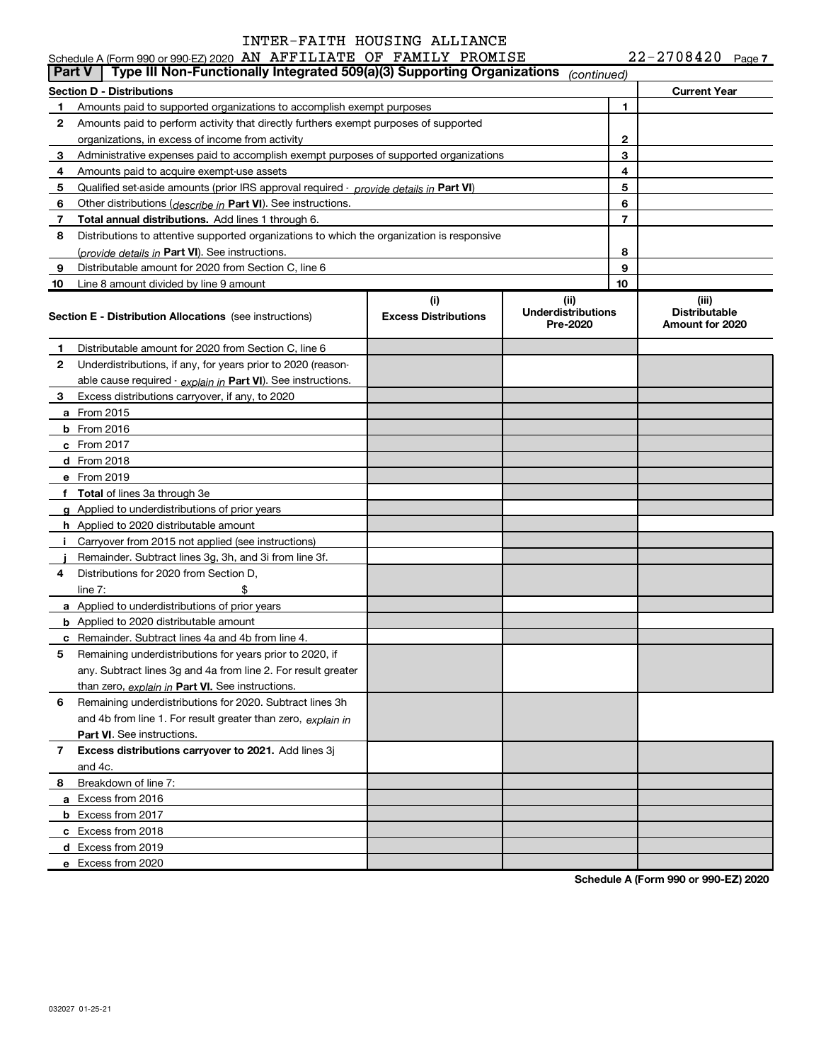INTER-FAITH HOUSING ALLIANCE

Schedule A (Form 990 or 990-EZ) 2020 AN AFFILIATE OF FAMILY PROMISE 22-2708420 Page 7

**Part V | Type III Non-Functionally Integrated 509(a)(3) Supporting Organizations** *(continued)*

| **Section D - Distributions** | | | **Current Year** |
|---|---|---|---|
| 1 | Amounts paid to supported organizations to accomplish exempt purposes | 1 | |
| 2 | Amounts paid to perform activity that directly furthers exempt purposes of supported organizations, in excess of income from activity | 2 | |
| 3 | Administrative expenses paid to accomplish exempt purposes of supported organizations | 3 | |
| 4 | Amounts paid to acquire exempt-use assets | 4 | |
| 5 | Qualified set-aside amounts (prior IRS approval required - *provide details in* **Part VI**) | 5 | |
| 6 | Other distributions (*describe in* **Part VI**). See instructions. | 6 | |
| 7 | **Total annual distributions.** Add lines 1 through 6. | 7 | |
| 8 | Distributions to attentive supported organizations to which the organization is responsive (*provide details in* **Part VI**). See instructions. | 8 | |
| 9 | Distributable amount for 2020 from Section C, line 6 | 9 | |
| 10 | Line 8 amount divided by line 9 amount | 10 | |

| | **Section E - Distribution Allocations** (see instructions) | (i) **Excess Distributions** | (ii) **Underdistributions Pre-2020** | (iii) **Distributable Amount for 2020** |
|---|---|---|---|---|
| 1 | Distributable amount for 2020 from Section C, line 6 | | | |
| 2 | Underdistributions, if any, for years prior to 2020 (reasonable cause required - *explain in* **Part VI**). See instructions. | | | |
| 3 | Excess distributions carryover, if any, to 2020 | | | |
| a | From 2015 | | | |
| b | From 2016 | | | |
| c | From 2017 | | | |
| d | From 2018 | | | |
| e | From 2019 | | | |
| f | **Total** of lines 3a through 3e | | | |
| g | Applied to underdistributions of prior years | | | |
| h | Applied to 2020 distributable amount | | | |
| i | Carryover from 2015 not applied (see instructions) | | | |
| j | Remainder. Subtract lines 3g, 3h, and 3i from line 3f. | | | |
| 4 | Distributions for 2020 from Section D, line 7: $ | | | |
| a | Applied to underdistributions of prior years | | | |
| b | Applied to 2020 distributable amount | | | |
| c | Remainder. Subtract lines 4a and 4b from line 4. | | | |
| 5 | Remaining underdistributions for years prior to 2020, if any. Subtract lines 3g and 4a from line 2. For result greater than zero, *explain in* **Part VI.** See instructions. | | | |
| 6 | Remaining underdistributions for 2020. Subtract lines 3h and 4b from line 1. For result greater than zero, *explain in* **Part VI**. See instructions. | | | |
| 7 | **Excess distributions carryover to 2021.** Add lines 3j and 4c. | | | |
| 8 | Breakdown of line 7: | | | |
| a | Excess from 2016 | | | |
| b | Excess from 2017 | | | |
| c | Excess from 2018 | | | |
| d | Excess from 2019 | | | |
| e | Excess from 2020 | | | |

**Schedule A (Form 990 or 990-EZ) 2020**

032027 01-25-21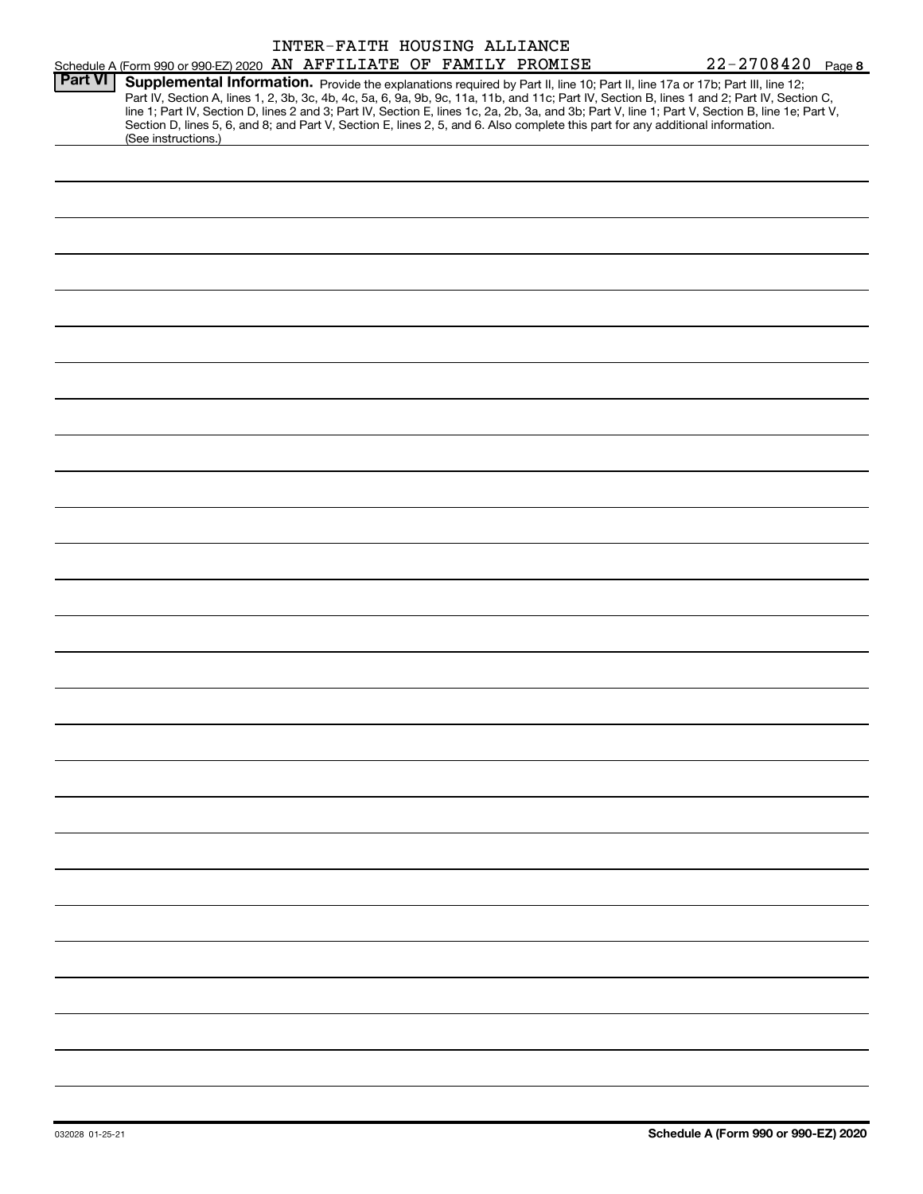Schedule A (Form 990 or 990-EZ) 2020 INTER-FAITH HOUSING ALLIANCE AN AFFILIATE OF FAMILY PROMISE 22-2708420 Page 8

**Part VI** **Supplemental Information.** Provide the explanations required by Part II, line 10; Part II, line 17a or 17b; Part III, line 12; Part IV, Section A, lines 1, 2, 3b, 3c, 4b, 4c, 5a, 6, 9a, 9b, 9c, 11a, 11b, and 11c; Part IV, Section B, lines 1 and 2; Part IV, Section C, line 1; Part IV, Section D, lines 2 and 3; Part IV, Section E, lines 1c, 2a, 2b, 3a, and 3b; Part V, line 1; Part V, Section B, line 1e; Part V, Section D, lines 5, 6, and 8; and Part V, Section E, lines 2, 5, and 6. Also complete this part for any additional information. (See instructions.)

032028 01-25-21

**Schedule A (Form 990 or 990-EZ) 2020**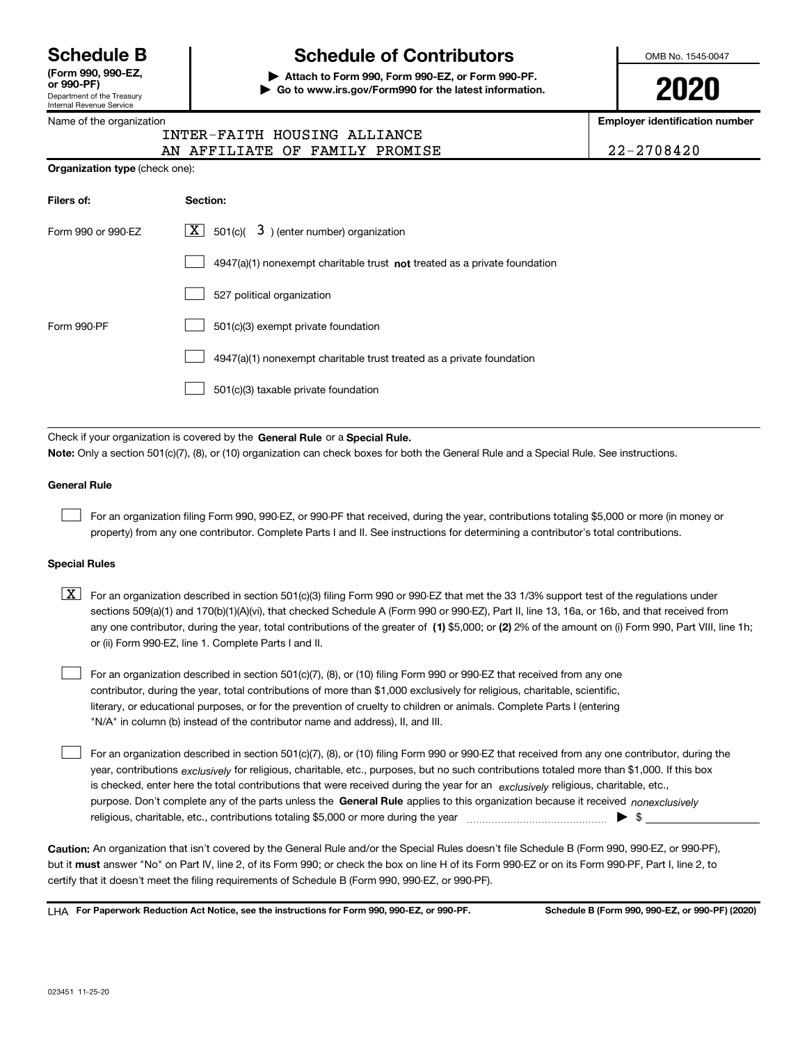# Schedule B

**(Form 990, 990-EZ, or 990-PF)**
Department of the Treasury
Internal Revenue Service

# Schedule of Contributors

▶ **Attach to Form 990, Form 990-EZ, or Form 990-PF.**
▶ **Go to www.irs.gov/Form990 for the latest information.**

OMB No. 1545-0047

**2020**

Name of the organization: INTER-FAITH HOUSING ALLIANCE AN AFFILIATE OF FAMILY PROMISE

**Employer identification number:** 22-2708420

**Organization type** (check one):

| Filers of: | Section: |
|---|---|
| Form 990 or 990-EZ | [X] 501(c)( 3 ) (enter number) organization |
| | [ ] 4947(a)(1) nonexempt charitable trust **not** treated as a private foundation |
| | [ ] 527 political organization |
| Form 990-PF | [ ] 501(c)(3) exempt private foundation |
| | [ ] 4947(a)(1) nonexempt charitable trust treated as a private foundation |
| | [ ] 501(c)(3) taxable private foundation |

Check if your organization is covered by the **General Rule** or a **Special Rule.**

**Note:** Only a section 501(c)(7), (8), or (10) organization can check boxes for both the General Rule and a Special Rule. See instructions.

**General Rule**

[ ] For an organization filing Form 990, 990-EZ, or 990-PF that received, during the year, contributions totaling $5,000 or more (in money or property) from any one contributor. Complete Parts I and II. See instructions for determining a contributor's total contributions.

**Special Rules**

[X] For an organization described in section 501(c)(3) filing Form 990 or 990-EZ that met the 33 1/3% support test of the regulations under sections 509(a)(1) and 170(b)(1)(A)(vi), that checked Schedule A (Form 990 or 990-EZ), Part II, line 13, 16a, or 16b, and that received from any one contributor, during the year, total contributions of the greater of **(1)** $5,000; or **(2)** 2% of the amount on (i) Form 990, Part VIII, line 1h; or (ii) Form 990-EZ, line 1. Complete Parts I and II.

[ ] For an organization described in section 501(c)(7), (8), or (10) filing Form 990 or 990-EZ that received from any one contributor, during the year, total contributions of more than $1,000 exclusively for religious, charitable, scientific, literary, or educational purposes, or for the prevention of cruelty to children or animals. Complete Parts I (entering "N/A" in column (b) instead of the contributor name and address), II, and III.

[ ] For an organization described in section 501(c)(7), (8), or (10) filing Form 990 or 990-EZ that received from any one contributor, during the year, contributions *exclusively* for religious, charitable, etc., purposes, but no such contributions totaled more than $1,000. If this box is checked, enter here the total contributions that were received during the year for an *exclusively* religious, charitable, etc., purpose. Don't complete any of the parts unless the **General Rule** applies to this organization because it received *nonexclusively* religious, charitable, etc., contributions totaling $5,000 or more during the year ▶ $ ____________

**Caution:** An organization that isn't covered by the General Rule and/or the Special Rules doesn't file Schedule B (Form 990, 990-EZ, or 990-PF), but it **must** answer "No" on Part IV, line 2, of its Form 990; or check the box on line H of its Form 990-EZ or on its Form 990-PF, Part I, line 2, to certify that it doesn't meet the filing requirements of Schedule B (Form 990, 990-EZ, or 990-PF).

LHA **For Paperwork Reduction Act Notice, see the instructions for Form 990, 990-EZ, or 990-PF.** **Schedule B (Form 990, 990-EZ, or 990-PF) (2020)**

023451 11-25-20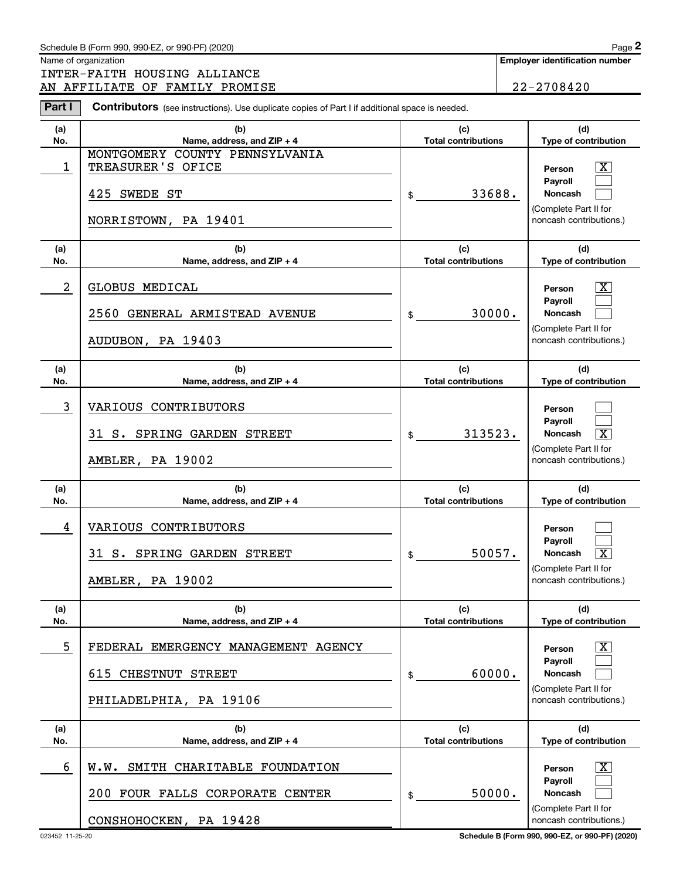Schedule B (Form 990, 990-EZ, or 990-PF) (2020)

Name of organization: INTER-FAITH HOUSING ALLIANCE AN AFFILIATE OF FAMILY PROMISE

**Employer identification number:** 22-2708420

**Part I** **Contributors** (see instructions). Use duplicate copies of Part I if additional space is needed.

| (a) No. | (b) Name, address, and ZIP + 4 | (c) Total contributions | (d) Type of contribution |
|---|---|---|---|
| 1 | MONTGOMERY COUNTY PENNSYLVANIA TREASURER'S OFICE<br>425 SWEDE ST<br>NORRISTOWN, PA 19401 | $ 33688. | Person [X]<br>Payroll [ ]<br>Noncash [ ]<br>(Complete Part II for noncash contributions.) |
| 2 | GLOBUS MEDICAL<br>2560 GENERAL ARMISTEAD AVENUE<br>AUDUBON, PA 19403 | $ 30000. | Person [X]<br>Payroll [ ]<br>Noncash [ ]<br>(Complete Part II for noncash contributions.) |
| 3 | VARIOUS CONTRIBUTORS<br>31 S. SPRING GARDEN STREET<br>AMBLER, PA 19002 | $ 313523. | Person [ ]<br>Payroll [ ]<br>Noncash [X]<br>(Complete Part II for noncash contributions.) |
| 4 | VARIOUS CONTRIBUTORS<br>31 S. SPRING GARDEN STREET<br>AMBLER, PA 19002 | $ 50057. | Person [ ]<br>Payroll [ ]<br>Noncash [X]<br>(Complete Part II for noncash contributions.) |
| 5 | FEDERAL EMERGENCY MANAGEMENT AGENCY<br>615 CHESTNUT STREET<br>PHILADELPHIA, PA 19106 | $ 60000. | Person [X]<br>Payroll [ ]<br>Noncash [ ]<br>(Complete Part II for noncash contributions.) |
| 6 | W.W. SMITH CHARITABLE FOUNDATION<br>200 FOUR FALLS CORPORATE CENTER<br>CONSHOHOCKEN, PA 19428 | $ 50000. | Person [X]<br>Payroll [ ]<br>Noncash [ ]<br>(Complete Part II for noncash contributions.) |

023452 11-25-20 Schedule B (Form 990, 990-EZ, or 990-PF) (2020)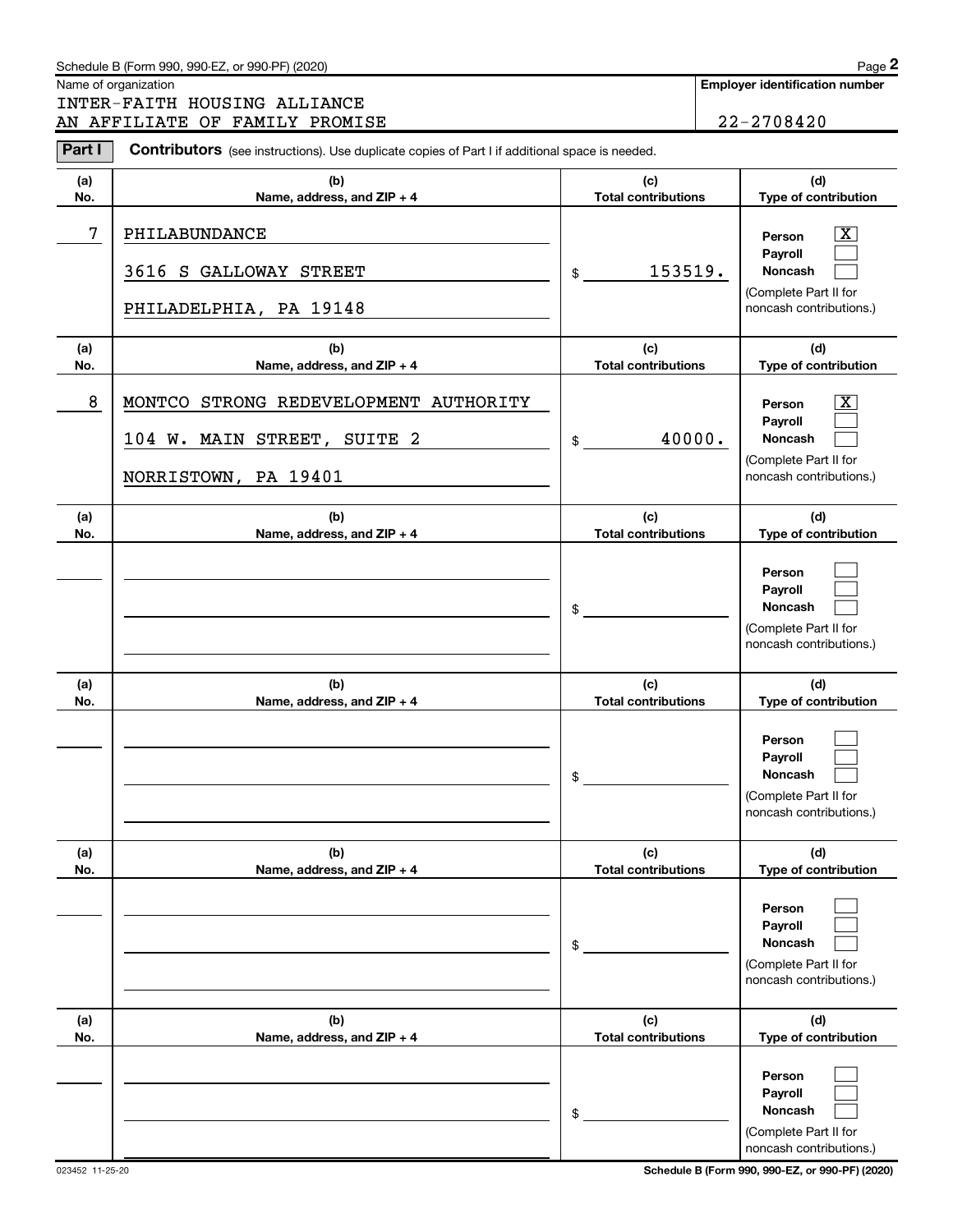Schedule B (Form 990, 990-EZ, or 990-PF) (2020)

Name of organization: INTER-FAITH HOUSING ALLIANCE AN AFFILIATE OF FAMILY PROMISE

Employer identification number: 22-2708420

**Part I** **Contributors** (see instructions). Use duplicate copies of Part I if additional space is needed.

| (a) No. | (b) Name, address, and ZIP + 4 | (c) Total contributions | (d) Type of contribution |
|---|---|---|---|
| 7 | PHILABUNDANCE<br>3616 S GALLOWAY STREET<br>PHILADELPHIA, PA 19148 | $ 153519. | Person [X]<br>Payroll [ ]<br>Noncash [ ]<br>(Complete Part II for noncash contributions.) |
| 8 | MONTCO STRONG REDEVELOPMENT AUTHORITY<br>104 W. MAIN STREET, SUITE 2<br>NORRISTOWN, PA 19401 | $ 40000. | Person [X]<br>Payroll [ ]<br>Noncash [ ]<br>(Complete Part II for noncash contributions.) |
| | | $ | Person [ ]<br>Payroll [ ]<br>Noncash [ ]<br>(Complete Part II for noncash contributions.) |
| | | $ | Person [ ]<br>Payroll [ ]<br>Noncash [ ]<br>(Complete Part II for noncash contributions.) |
| | | $ | Person [ ]<br>Payroll [ ]<br>Noncash [ ]<br>(Complete Part II for noncash contributions.) |
| | | $ | Person [ ]<br>Payroll [ ]<br>Noncash [ ]<br>(Complete Part II for noncash contributions.) |

023452 11-25-20

Schedule B (Form 990, 990-EZ, or 990-PF) (2020)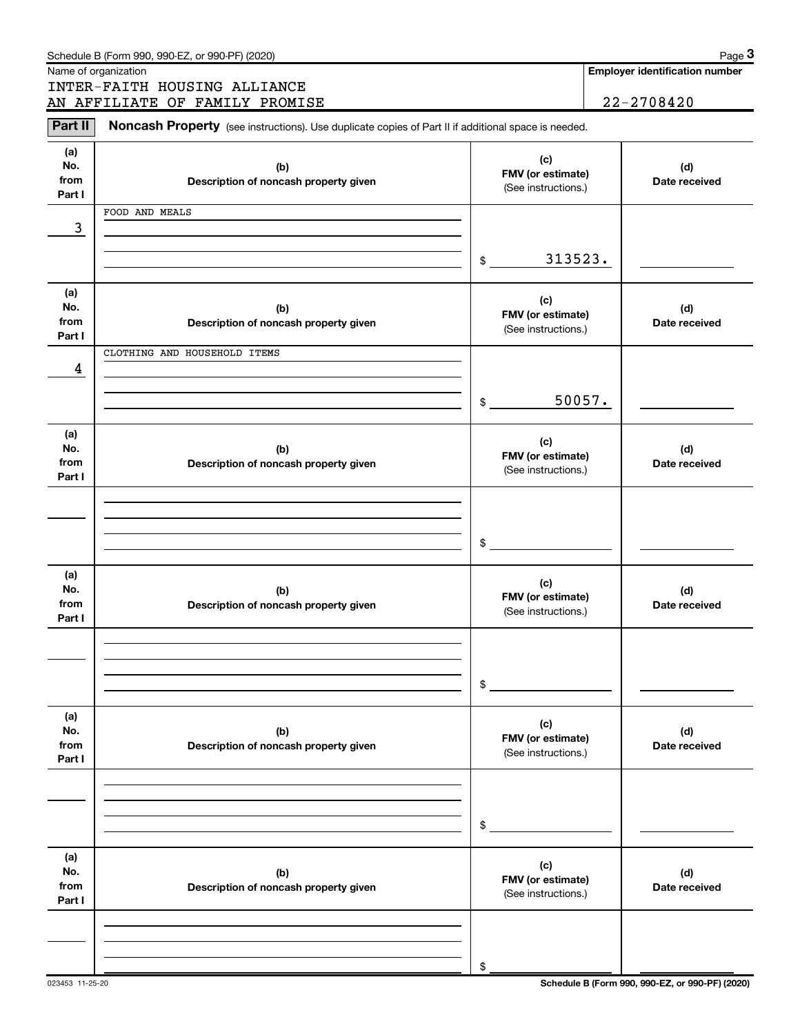Schedule B (Form 990, 990-EZ, or 990-PF) (2020)

Name of organization

INTER-FAITH HOUSING ALLIANCE
AN AFFILIATE OF FAMILY PROMISE

**Employer identification number**

22-2708420

**Part II** **Noncash Property** (see instructions). Use duplicate copies of Part II if additional space is needed.

| (a) No. from Part I | (b) Description of noncash property given | (c) FMV (or estimate) (See instructions.) | (d) Date received |
|---|---|---|---|
| 3 | FOOD AND MEALS | $ 313523. | |
| 4 | CLOTHING AND HOUSEHOLD ITEMS | $ 50057. | |
| | | $ | |
| | | $ | |
| | | $ | |
| | | $ | |

023453 11-25-20

Schedule B (Form 990, 990-EZ, or 990-PF) (2020)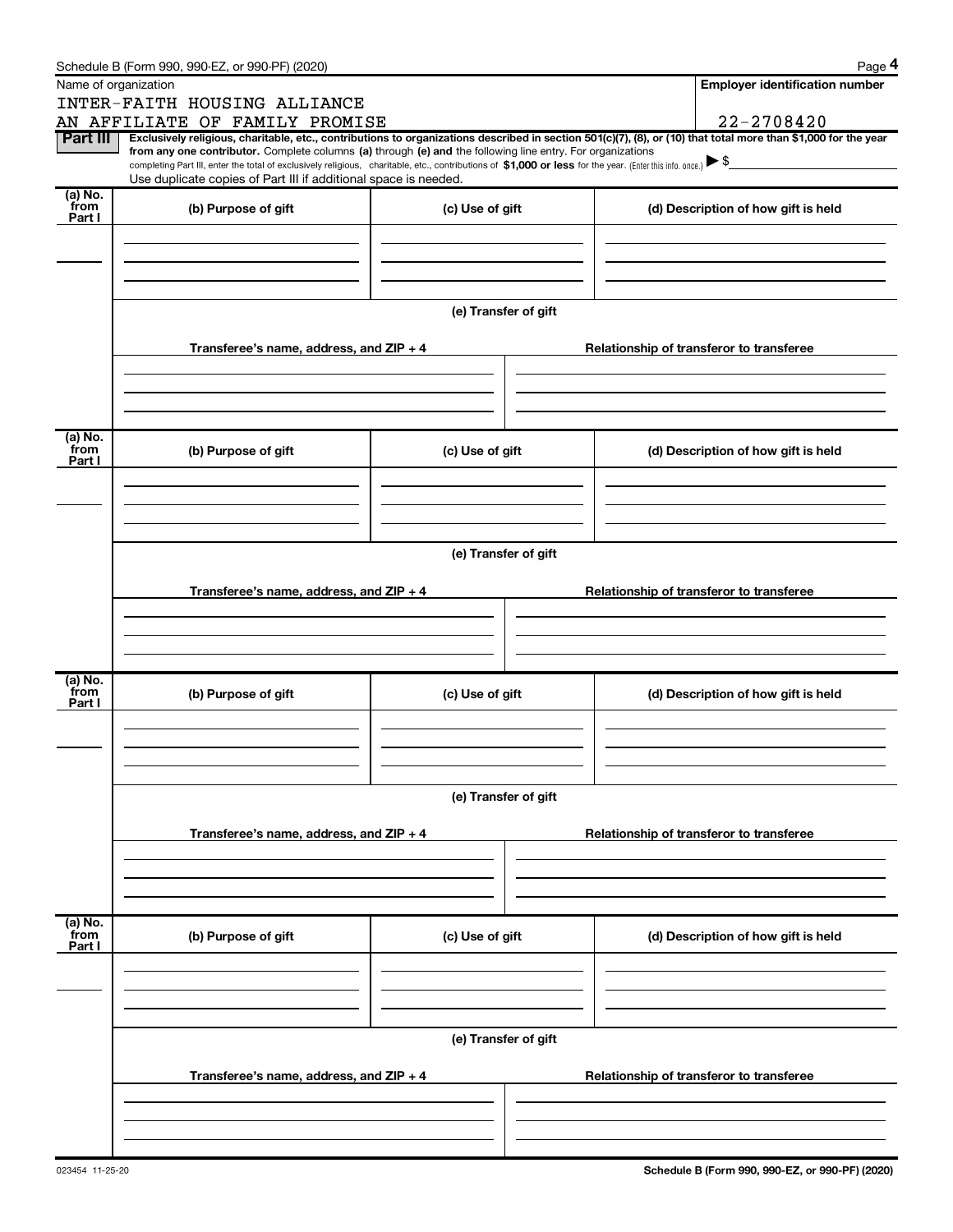Schedule B (Form 990, 990-EZ, or 990-PF) (2020) Page **4**

Name of organization: INTER-FAITH HOUSING ALLIANCE AN AFFILIATE OF FAMILY PROMISE

**Employer identification number**: 22-2708420

**Part III** **Exclusively religious, charitable, etc., contributions to organizations described in section 501(c)(7), (8), or (10) that total more than $1,000 for the year from any one contributor.** Complete columns **(a)** through **(e)** and the following line entry. For organizations completing Part III, enter the total of exclusively religious, charitable, etc., contributions of **$1,000 or less** for the year. (Enter this info. once.) ▶ $

Use duplicate copies of Part III if additional space is needed.

| (a) No. from Part I | (b) Purpose of gift | (c) Use of gift | (d) Description of how gift is held |
|---|---|---|---|
| | | | |

(e) Transfer of gift

| Transferee's name, address, and ZIP + 4 | Relationship of transferor to transferee |
|---|---|
| | |

| (a) No. from Part I | (b) Purpose of gift | (c) Use of gift | (d) Description of how gift is held |
|---|---|---|---|
| | | | |

(e) Transfer of gift

| Transferee's name, address, and ZIP + 4 | Relationship of transferor to transferee |
|---|---|
| | |

| (a) No. from Part I | (b) Purpose of gift | (c) Use of gift | (d) Description of how gift is held |
|---|---|---|---|
| | | | |

(e) Transfer of gift

| Transferee's name, address, and ZIP + 4 | Relationship of transferor to transferee |
|---|---|
| | |

| (a) No. from Part I | (b) Purpose of gift | (c) Use of gift | (d) Description of how gift is held |
|---|---|---|---|
| | | | |

(e) Transfer of gift

| Transferee's name, address, and ZIP + 4 | Relationship of transferor to transferee |
|---|---|
| | |

023454 11-25-20

**Schedule B (Form 990, 990-EZ, or 990-PF) (2020)**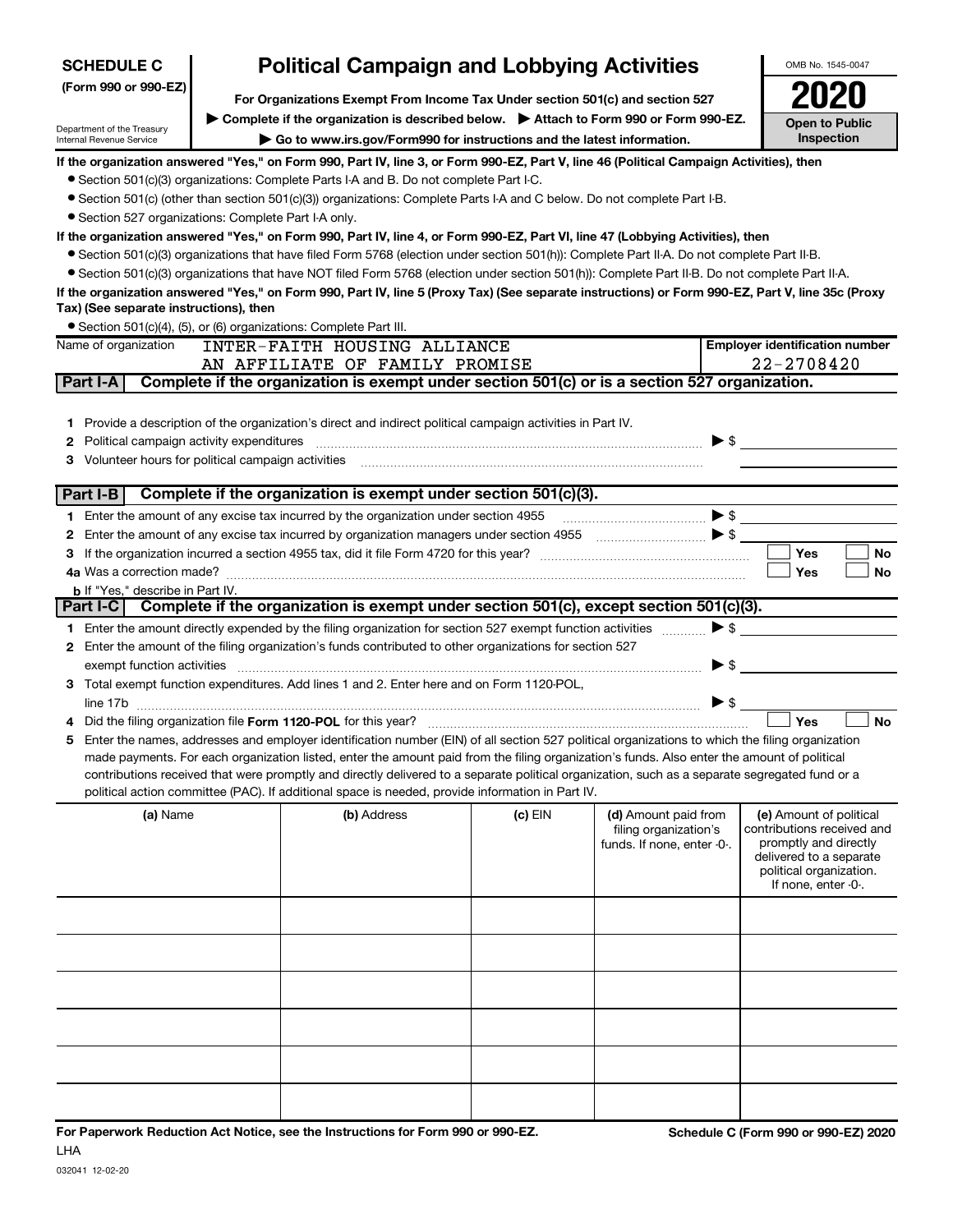**SCHEDULE C (Form 990 or 990-EZ)**

Department of the Treasury
Internal Revenue Service

# Political Campaign and Lobbying Activities

**For Organizations Exempt From Income Tax Under section 501(c) and section 527**

**▶ Complete if the organization is described below. ▶ Attach to Form 990 or Form 990-EZ.**

**▶ Go to www.irs.gov/Form990 for instructions and the latest information.**

OMB No. 1545-0047

**2020**

**Open to Public Inspection**

**If the organization answered "Yes," on Form 990, Part IV, line 3, or Form 990-EZ, Part V, line 46 (Political Campaign Activities), then**

- Section 501(c)(3) organizations: Complete Parts I-A and B. Do not complete Part I-C.
- Section 501(c) (other than section 501(c)(3)) organizations: Complete Parts I-A and C below. Do not complete Part I-B.
- Section 527 organizations: Complete Part I-A only.

**If the organization answered "Yes," on Form 990, Part IV, line 4, or Form 990-EZ, Part VI, line 47 (Lobbying Activities), then**

- Section 501(c)(3) organizations that have filed Form 5768 (election under section 501(h)): Complete Part II-A. Do not complete Part II-B.
- Section 501(c)(3) organizations that have NOT filed Form 5768 (election under section 501(h)): Complete Part II-B. Do not complete Part II-A.

**If the organization answered "Yes," on Form 990, Part IV, line 5 (Proxy Tax) (See separate instructions) or Form 990-EZ, Part V, line 35c (Proxy Tax) (See separate instructions), then**

- Section 501(c)(4), (5), or (6) organizations: Complete Part III.

Name of organization: INTER-FAITH HOUSING ALLIANCE AN AFFILIATE OF FAMILY PROMISE

**Employer identification number:** 22-2708420

## Part I-A Complete if the organization is exempt under section 501(c) or is a section 527 organization.

1. Provide a description of the organization's direct and indirect political campaign activities in Part IV.
2. Political campaign activity expenditures ▶ $
3. Volunteer hours for political campaign activities

## Part I-B Complete if the organization is exempt under section 501(c)(3).

1. Enter the amount of any excise tax incurred by the organization under section 4955 ▶ $
2. Enter the amount of any excise tax incurred by organization managers under section 4955 ▶ $
3. If the organization incurred a section 4955 tax, did it file Form 4720 for this year? ☐ Yes ☐ No

4a. Was a correction made? ☐ Yes ☐ No

b. If "Yes," describe in Part IV.

## Part I-C Complete if the organization is exempt under section 501(c), except section 501(c)(3).

1. Enter the amount directly expended by the filing organization for section 527 exempt function activities ▶ $
2. Enter the amount of the filing organization's funds contributed to other organizations for section 527 exempt function activities ▶ $
3. Total exempt function expenditures. Add lines 1 and 2. Enter here and on Form 1120-POL, line 17b ▶ $
4. Did the filing organization file **Form 1120-POL** for this year? ☐ Yes ☐ No
5. Enter the names, addresses and employer identification number (EIN) of all section 527 political organizations to which the filing organization made payments. For each organization listed, enter the amount paid from the filing organization's funds. Also enter the amount of political contributions received that were promptly and directly delivered to a separate political organization, such as a separate segregated fund or a political action committee (PAC). If additional space is needed, provide information in Part IV.

| (a) Name | (b) Address | (c) EIN | (d) Amount paid from filing organization's funds. If none, enter -0-. | (e) Amount of political contributions received and promptly and directly delivered to a separate political organization. If none, enter -0-. |
|---|---|---|---|---|
| | | | | |
| | | | | |
| | | | | |
| | | | | |
| | | | | |
| | | | | |

**For Paperwork Reduction Act Notice, see the Instructions for Form 990 or 990-EZ.**

LHA

032041 12-02-20

**Schedule C (Form 990 or 990-EZ) 2020**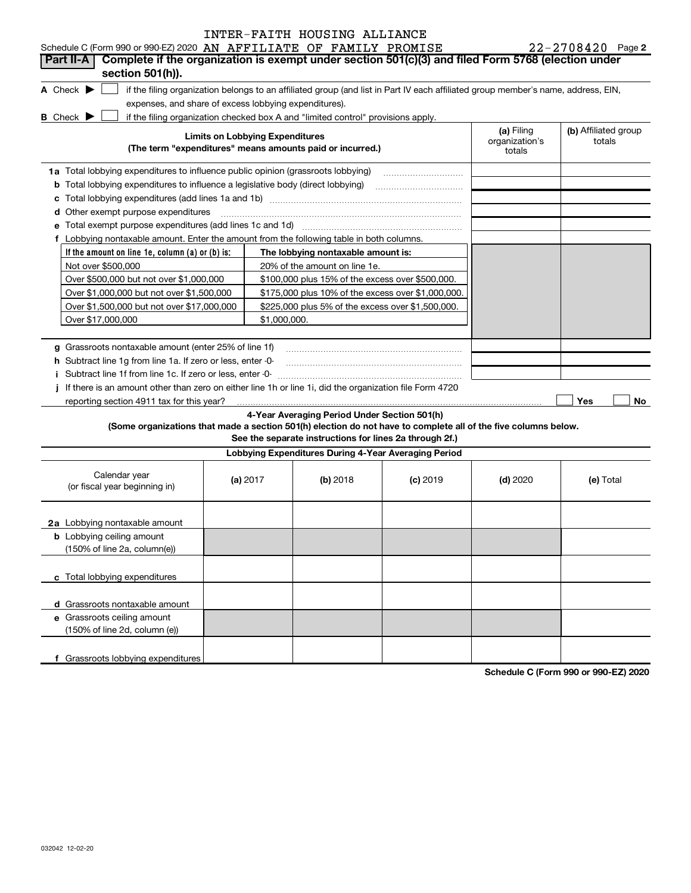INTER-FAITH HOUSING ALLIANCE

Schedule C (Form 990 or 990-EZ) 2020 AN AFFILIATE OF FAMILY PROMISE 22-2708420 Page 2

**Part II-A** **Complete if the organization is exempt under section 501(c)(3) and filed Form 5768 (election under section 501(h)).**

A Check ▶ ☐ if the filing organization belongs to an affiliated group (and list in Part IV each affiliated group member's name, address, EIN, expenses, and share of excess lobbying expenditures).

B Check ▶ ☐ if the filing organization checked box A and "limited control" provisions apply.

| **Limits on Lobbying Expenditures** (The term "expenditures" means amounts paid or incurred.) | **(a)** Filing organization's totals | **(b)** Affiliated group totals |
|---|---|---|
| **1a** Total lobbying expenditures to influence public opinion (grassroots lobbying) | | |
| **b** Total lobbying expenditures to influence a legislative body (direct lobbying) | | |
| **c** Total lobbying expenditures (add lines 1a and 1b) | | |
| **d** Other exempt purpose expenditures | | |
| **e** Total exempt purpose expenditures (add lines 1c and 1d) | | |
| **f** Lobbying nontaxable amount. Enter the amount from the following table in both columns. | | |

| If the amount on line 1e, column (a) or (b) is: | The lobbying nontaxable amount is: |
|---|---|
| Not over $500,000 | 20% of the amount on line 1e. |
| Over $500,000 but not over $1,000,000 | $100,000 plus 15% of the excess over $500,000. |
| Over $1,000,000 but not over $1,500,000 | $175,000 plus 10% of the excess over $1,000,000. |
| Over $1,500,000 but not over $17,000,000 | $225,000 plus 5% of the excess over $1,500,000. |
| Over $17,000,000 | $1,000,000. |

| | (a) | (b) |
|---|---|---|
| **g** Grassroots nontaxable amount (enter 25% of line 1f) | | |
| **h** Subtract line 1g from line 1a. If zero or less, enter -0- | | |
| **i** Subtract line 1f from line 1c. If zero or less, enter -0- | | |

**j** If there is an amount other than zero on either line 1h or line 1i, did the organization file Form 4720 reporting section 4911 tax for this year? ☐ Yes ☐ No

**4-Year Averaging Period Under Section 501(h)**

**(Some organizations that made a section 501(h) election do not have to complete all of the five columns below. See the separate instructions for lines 2a through 2f.)**

**Lobbying Expenditures During 4-Year Averaging Period**

| Calendar year (or fiscal year beginning in) | **(a)** 2017 | **(b)** 2018 | **(c)** 2019 | **(d)** 2020 | **(e)** Total |
|---|---|---|---|---|---|
| **2a** Lobbying nontaxable amount | | | | | |
| **b** Lobbying ceiling amount (150% of line 2a, column(e)) | | | | | |
| **c** Total lobbying expenditures | | | | | |
| **d** Grassroots nontaxable amount | | | | | |
| **e** Grassroots ceiling amount (150% of line 2d, column (e)) | | | | | |
| **f** Grassroots lobbying expenditures | | | | | |

**Schedule C (Form 990 or 990-EZ) 2020**

032042 12-02-20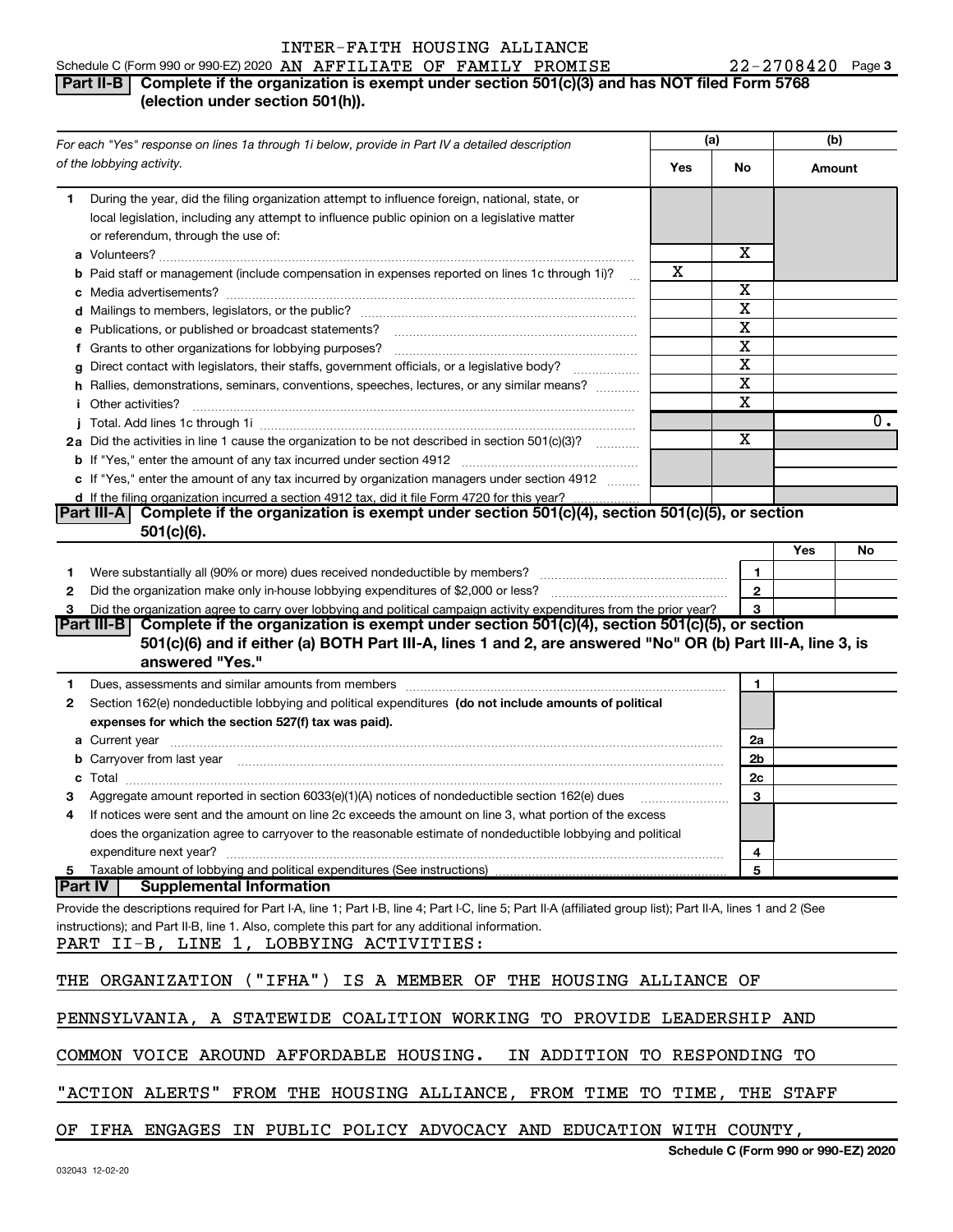INTER-FAITH HOUSING ALLIANCE

Schedule C (Form 990 or 990-EZ) 2020 AN AFFILIATE OF FAMILY PROMISE 22-2708420 Page 3

## Part II-B Complete if the organization is exempt under section 501(c)(3) and has NOT filed Form 5768 (election under section 501(h)).

| For each "Yes" response on lines 1a through 1i below, provide in Part IV a detailed description of the lobbying activity. | (a) Yes | (a) No | (b) Amount |
|---|---|---|---|
| **1** During the year, did the filing organization attempt to influence foreign, national, state, or local legislation, including any attempt to influence public opinion on a legislative matter or referendum, through the use of: | | | |
| **a** Volunteers? | | X | |
| **b** Paid staff or management (include compensation in expenses reported on lines 1c through 1i)? | X | | |
| **c** Media advertisements? | | X | |
| **d** Mailings to members, legislators, or the public? | | X | |
| **e** Publications, or published or broadcast statements? | | X | |
| **f** Grants to other organizations for lobbying purposes? | | X | |
| **g** Direct contact with legislators, their staffs, government officials, or a legislative body? | | X | |
| **h** Rallies, demonstrations, seminars, conventions, speeches, lectures, or any similar means? | | X | |
| **i** Other activities? | | X | |
| **j** Total. Add lines 1c through 1i | | | 0. |
| **2a** Did the activities in line 1 cause the organization to be not described in section 501(c)(3)? | | X | |
| **b** If "Yes," enter the amount of any tax incurred under section 4912 | | | |
| **c** If "Yes," enter the amount of any tax incurred by organization managers under section 4912 | | | |
| **d** If the filing organization incurred a section 4912 tax, did it file Form 4720 for this year? | | | |

## Part III-A Complete if the organization is exempt under section 501(c)(4), section 501(c)(5), or section 501(c)(6).

| | | Yes | No |
|---|---|---|---|
| **1** Were substantially all (90% or more) dues received nondeductible by members? | 1 | | |
| **2** Did the organization make only in-house lobbying expenditures of $2,000 or less? | 2 | | |
| **3** Did the organization agree to carry over lobbying and political campaign activity expenditures from the prior year? | 3 | | |

## Part III-B Complete if the organization is exempt under section 501(c)(4), section 501(c)(5), or section 501(c)(6) and if either (a) BOTH Part III-A, lines 1 and 2, are answered "No" OR (b) Part III-A, line 3, is answered "Yes."

| | | |
|---|---|---|
| **1** Dues, assessments and similar amounts from members | 1 | |
| **2** Section 162(e) nondeductible lobbying and political expenditures **(do not include amounts of political expenses for which the section 527(f) tax was paid).** | | |
| **a** Current year | 2a | |
| **b** Carryover from last year | 2b | |
| **c** Total | 2c | |
| **3** Aggregate amount reported in section 6033(e)(1)(A) notices of nondeductible section 162(e) dues | 3 | |
| **4** If notices were sent and the amount on line 2c exceeds the amount on line 3, what portion of the excess does the organization agree to carryover to the reasonable estimate of nondeductible lobbying and political expenditure next year? | 4 | |
| **5** Taxable amount of lobbying and political expenditures (See instructions) | 5 | |

## Part IV Supplemental Information

Provide the descriptions required for Part I-A, line 1; Part I-B, line 4; Part I-C, line 5; Part II-A (affiliated group list); Part II-A, lines 1 and 2 (See instructions); and Part II-B, line 1. Also, complete this part for any additional information.

PART II-B, LINE 1, LOBBYING ACTIVITIES:

THE ORGANIZATION ("IFHA") IS A MEMBER OF THE HOUSING ALLIANCE OF PENNSYLVANIA, A STATEWIDE COALITION WORKING TO PROVIDE LEADERSHIP AND COMMON VOICE AROUND AFFORDABLE HOUSING. IN ADDITION TO RESPONDING TO "ACTION ALERTS" FROM THE HOUSING ALLIANCE, FROM TIME TO TIME, THE STAFF OF IFHA ENGAGES IN PUBLIC POLICY ADVOCACY AND EDUCATION WITH COUNTY,

Schedule C (Form 990 or 990-EZ) 2020

032043 12-02-20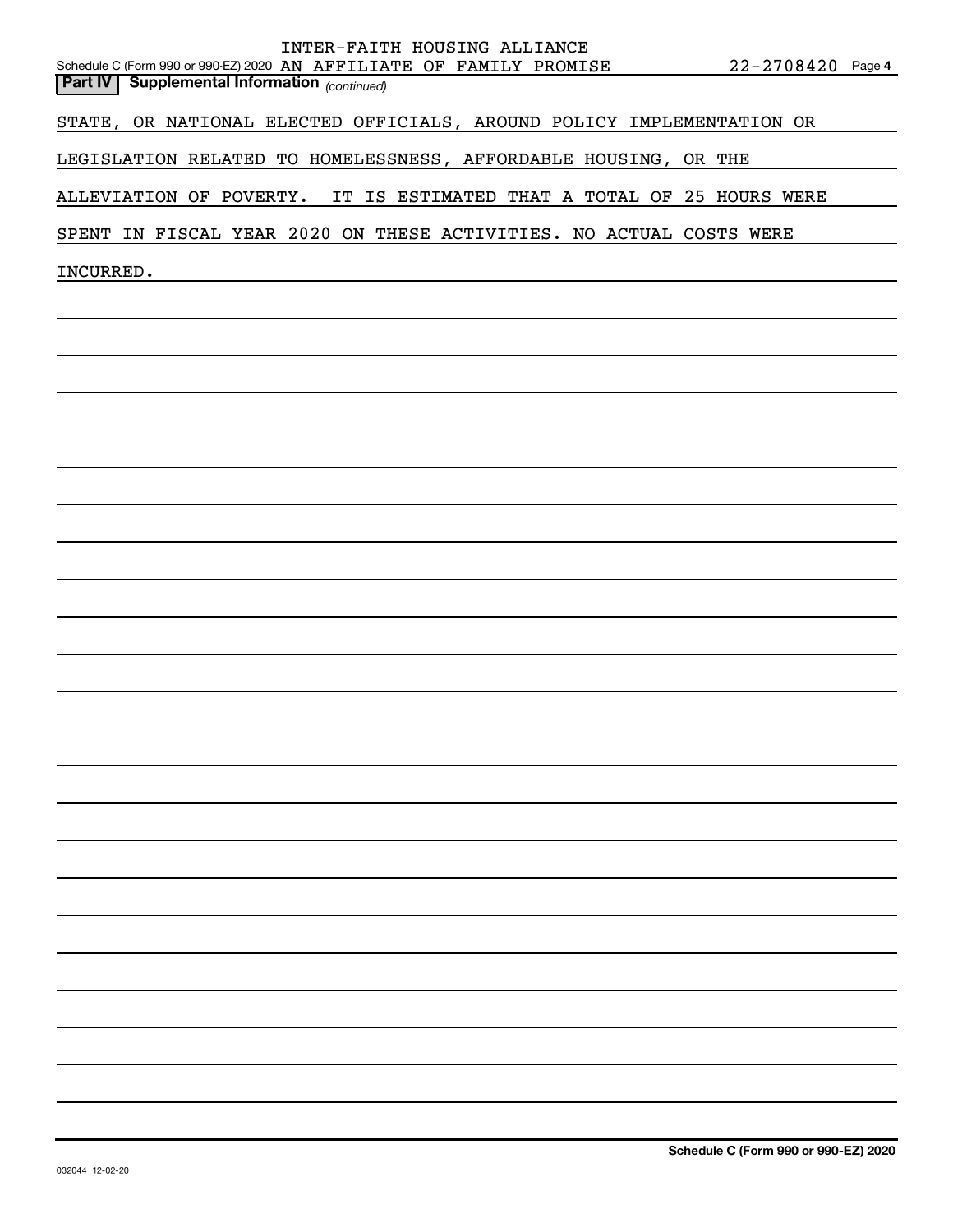**Part IV | Supplemental Information** *(continued)*

STATE, OR NATIONAL ELECTED OFFICIALS, AROUND POLICY IMPLEMENTATION OR LEGISLATION RELATED TO HOMELESSNESS, AFFORDABLE HOUSING, OR THE ALLEVIATION OF POVERTY. IT IS ESTIMATED THAT A TOTAL OF 25 HOURS WERE SPENT IN FISCAL YEAR 2020 ON THESE ACTIVITIES. NO ACTUAL COSTS WERE INCURRED.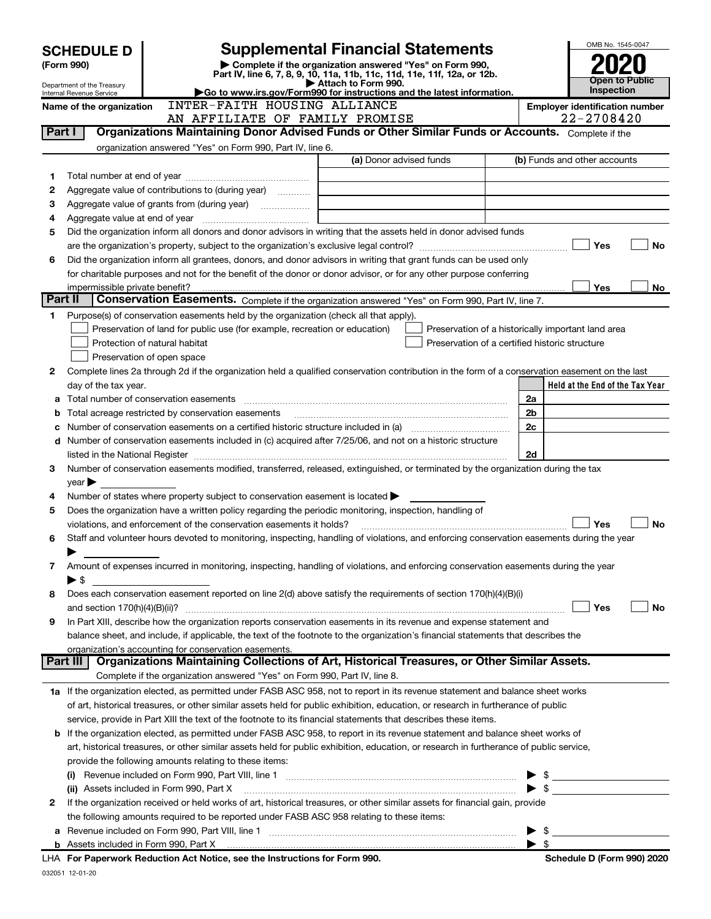# SCHEDULE D (Form 990)

Department of the Treasury
Internal Revenue Service

# Supplemental Financial Statements

▶ Complete if the organization answered "Yes" on Form 990, Part IV, line 6, 7, 8, 9, 10, 11a, 11b, 11c, 11d, 11e, 11f, 12a, or 12b.
▶ Attach to Form 990.
▶Go to www.irs.gov/Form990 for instructions and the latest information.

OMB No. 1545-0047

**2020**

**Open to Public Inspection**

Name of the organization: INTER-FAITH HOUSING ALLIANCE AN AFFILIATE OF FAMILY PROMISE

Employer identification number: 22-2708420

## Part I — Organizations Maintaining Donor Advised Funds or Other Similar Funds or Accounts.

Complete if the organization answered "Yes" on Form 990, Part IV, line 6.

| | | (a) Donor advised funds | (b) Funds and other accounts |
|---|---|---|---|
| 1 | Total number at end of year | | |
| 2 | Aggregate value of contributions to (during year) | | |
| 3 | Aggregate value of grants from (during year) | | |
| 4 | Aggregate value at end of year | | |

5 Did the organization inform all donors and donor advisors in writing that the assets held in donor advised funds are the organization's property, subject to the organization's exclusive legal control? ☐ Yes ☐ No

6 Did the organization inform all grantees, donors, and donor advisors in writing that grant funds can be used only for charitable purposes and not for the benefit of the donor or donor advisor, or for any other purpose conferring impermissible private benefit? ☐ Yes ☐ No

## Part II — Conservation Easements.

Complete if the organization answered "Yes" on Form 990, Part IV, line 7.

1 Purpose(s) of conservation easements held by the organization (check all that apply).

- ☐ Preservation of land for public use (for example, recreation or education)
- ☐ Protection of natural habitat
- ☐ Preservation of open space
- ☐ Preservation of a historically important land area
- ☐ Preservation of a certified historic structure

2 Complete lines 2a through 2d if the organization held a qualified conservation contribution in the form of a conservation easement on the last day of the tax year.

| | | | Held at the End of the Tax Year |
|---|---|---|---|
| a | Total number of conservation easements | 2a | |
| b | Total acreage restricted by conservation easements | 2b | |
| c | Number of conservation easements on a certified historic structure included in (a) | 2c | |
| d | Number of conservation easements included in (c) acquired after 7/25/06, and not on a historic structure listed in the National Register | 2d | |

3 Number of conservation easements modified, transferred, released, extinguished, or terminated by the organization during the tax year ▶

4 Number of states where property subject to conservation easement is located ▶

5 Does the organization have a written policy regarding the periodic monitoring, inspection, handling of violations, and enforcement of the conservation easements it holds? ☐ Yes ☐ No

6 Staff and volunteer hours devoted to monitoring, inspecting, handling of violations, and enforcing conservation easements during the year ▶

7 Amount of expenses incurred in monitoring, inspecting, handling of violations, and enforcing conservation easements during the year ▶ $

8 Does each conservation easement reported on line 2(d) above satisfy the requirements of section 170(h)(4)(B)(i) and section 170(h)(4)(B)(ii)? ☐ Yes ☐ No

9 In Part XIII, describe how the organization reports conservation easements in its revenue and expense statement and balance sheet, and include, if applicable, the text of the footnote to the organization's financial statements that describes the organization's accounting for conservation easements.

## Part III — Organizations Maintaining Collections of Art, Historical Treasures, or Other Similar Assets.

Complete if the organization answered "Yes" on Form 990, Part IV, line 8.

1a If the organization elected, as permitted under FASB ASC 958, not to report in its revenue statement and balance sheet works of art, historical treasures, or other similar assets held for public exhibition, education, or research in furtherance of public service, provide in Part XIII the text of the footnote to its financial statements that describes these items.

b If the organization elected, as permitted under FASB ASC 958, to report in its revenue statement and balance sheet works of art, historical treasures, or other similar assets held for public exhibition, education, or research in furtherance of public service, provide the following amounts relating to these items:

(i) Revenue included on Form 990, Part VIII, line 1 ▶ $

(ii) Assets included in Form 990, Part X ▶ $

2 If the organization received or held works of art, historical treasures, or other similar assets for financial gain, provide the following amounts required to be reported under FASB ASC 958 relating to these items:

a Revenue included on Form 990, Part VIII, line 1 ▶ $

b Assets included in Form 990, Part X ▶ $

LHA For Paperwork Reduction Act Notice, see the Instructions for Form 990. Schedule D (Form 990) 2020

032051 12-01-20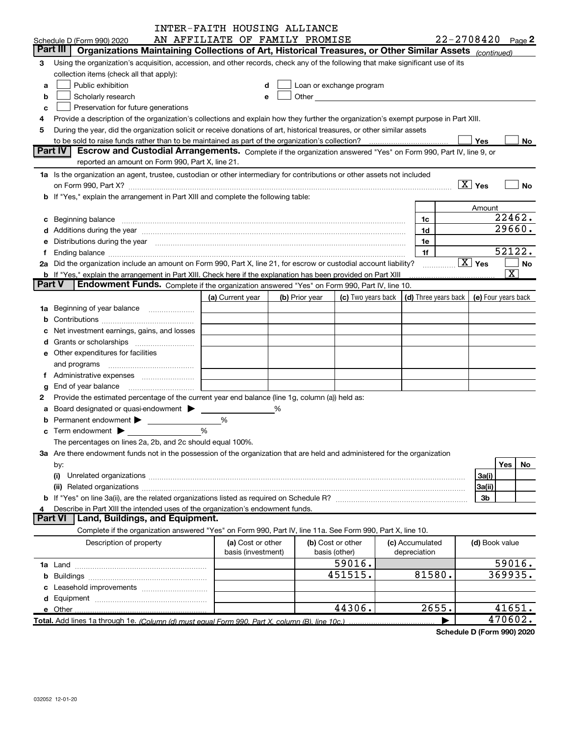INTER-FAITH HOUSING ALLIANCE
AN AFFILIATE OF FAMILY PROMISE

Schedule D (Form 990) 2020 — 22-2708420 Page 2

## Part III — Organizations Maintaining Collections of Art, Historical Treasures, or Other Similar Assets *(continued)*

**3** Using the organization's acquisition, accession, and other records, check any of the following that make significant use of its collection items (check all that apply):

- **a** ☐ Public exhibition
- **b** ☐ Scholarly research
- **c** ☐ Preservation for future generations
- **d** ☐ Loan or exchange program
- **e** ☐ Other

**4** Provide a description of the organization's collections and explain how they further the organization's exempt purpose in Part XIII.

**5** During the year, did the organization solicit or receive donations of art, historical treasures, or other similar assets to be sold to raise funds rather than to be maintained as part of the organization's collection? ☐ Yes ☐ No

## Part IV — Escrow and Custodial Arrangements.

Complete if the organization answered "Yes" on Form 990, Part IV, line 9, or reported an amount on Form 990, Part X, line 21.

**1a** Is the organization an agent, trustee, custodian or other intermediary for contributions or other assets not included on Form 990, Part X? ☒ Yes ☐ No

**b** If "Yes," explain the arrangement in Part XIII and complete the following table:

| | | | Amount |
|---|---|---|---|
| **c** | Beginning balance | 1c | 22462. |
| **d** | Additions during the year | 1d | 29660. |
| **e** | Distributions during the year | 1e | |
| **f** | Ending balance | 1f | 52122. |

**2a** Did the organization include an amount on Form 990, Part X, line 21, for escrow or custodial account liability? ☒ Yes ☐ No

**b** If "Yes," explain the arrangement in Part XIII. Check here if the explanation has been provided on Part XIII ☒

## Part V — Endowment Funds.

Complete if the organization answered "Yes" on Form 990, Part IV, line 10.

| | (a) Current year | (b) Prior year | (c) Two years back | (d) Three years back | (e) Four years back |
|---|---|---|---|---|---|
| **1a** Beginning of year balance | | | | | |
| **b** Contributions | | | | | |
| **c** Net investment earnings, gains, and losses | | | | | |
| **d** Grants or scholarships | | | | | |
| **e** Other expenditures for facilities and programs | | | | | |
| **f** Administrative expenses | | | | | |
| **g** End of year balance | | | | | |

**2** Provide the estimated percentage of the current year end balance (line 1g, column (a)) held as:

- **a** Board designated or quasi-endowment ▶ ______ %
- **b** Permanent endowment ▶ ______ %
- **c** Term endowment ▶ ______ %

The percentages on lines 2a, 2b, and 2c should equal 100%.

**3a** Are there endowment funds not in the possession of the organization that are held and administered for the organization by:

| | | Yes | No |
|---|---|---|---|
| (i) Unrelated organizations | 3a(i) | | |
| (ii) Related organizations | 3a(ii) | | |
| **b** If "Yes" on line 3a(ii), are the related organizations listed as required on Schedule R? | 3b | | |

**4** Describe in Part XIII the intended uses of the organization's endowment funds.

## Part VI — Land, Buildings, and Equipment.

Complete if the organization answered "Yes" on Form 990, Part IV, line 11a. See Form 990, Part X, line 10.

| Description of property | (a) Cost or other basis (investment) | (b) Cost or other basis (other) | (c) Accumulated depreciation | (d) Book value |
|---|---|---|---|---|
| **1a** Land | | 59016. | | 59016. |
| **b** Buildings | | 451515. | 81580. | 369935. |
| **c** Leasehold improvements | | | | |
| **d** Equipment | | | | |
| **e** Other | | 44306. | 2655. | 41651. |
| **Total.** Add lines 1a through 1e. *(Column (d) must equal Form 990, Part X, column (B), line 10c.)* | | | | 470602. |

Schedule D (Form 990) 2020

032052 12-01-20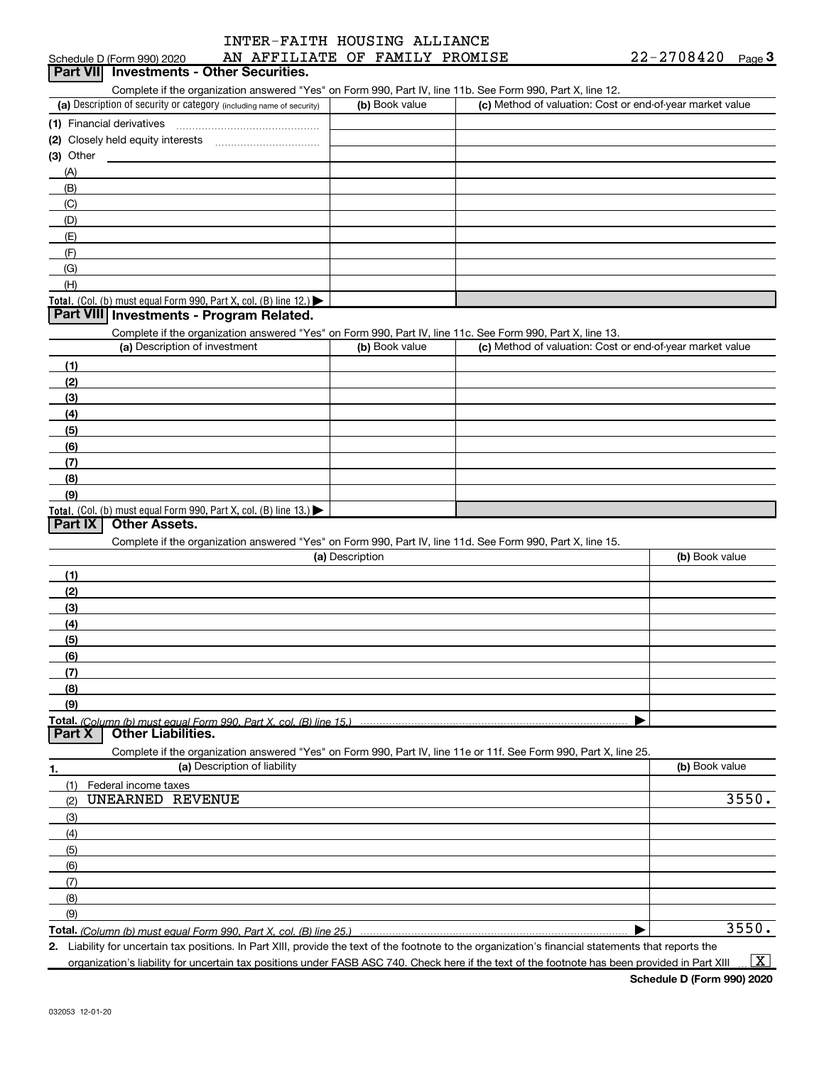Schedule D (Form 990) 2020 INTER-FAITH HOUSING ALLIANCE AN AFFILIATE OF FAMILY PROMISE 22-2708420 Page 3

## Part VII Investments - Other Securities.

Complete if the organization answered "Yes" on Form 990, Part IV, line 11b. See Form 990, Part X, line 12.

| (a) Description of security or category (including name of security) | (b) Book value | (c) Method of valuation: Cost or end-of-year market value |
|---|---|---|
| (1) Financial derivatives | | |
| (2) Closely held equity interests | | |
| (3) Other | | |
| (A) | | |
| (B) | | |
| (C) | | |
| (D) | | |
| (E) | | |
| (F) | | |
| (G) | | |
| (H) | | |
| **Total.** (Col. (b) must equal Form 990, Part X, col. (B) line 12.) | | |

## Part VIII Investments - Program Related.

Complete if the organization answered "Yes" on Form 990, Part IV, line 11c. See Form 990, Part X, line 13.

| (a) Description of investment | (b) Book value | (c) Method of valuation: Cost or end-of-year market value |
|---|---|---|
| (1) | | |
| (2) | | |
| (3) | | |
| (4) | | |
| (5) | | |
| (6) | | |
| (7) | | |
| (8) | | |
| (9) | | |
| **Total.** (Col. (b) must equal Form 990, Part X, col. (B) line 13.) | | |

## Part IX Other Assets.

Complete if the organization answered "Yes" on Form 990, Part IV, line 11d. See Form 990, Part X, line 15.

| (a) Description | (b) Book value |
|---|---|
| (1) | |
| (2) | |
| (3) | |
| (4) | |
| (5) | |
| (6) | |
| (7) | |
| (8) | |
| (9) | |
| **Total.** *(Column (b) must equal Form 990, Part X, col. (B) line 15.)* | |

## Part X Other Liabilities.

Complete if the organization answered "Yes" on Form 990, Part IV, line 11e or 11f. See Form 990, Part X, line 25.

| 1. (a) Description of liability | (b) Book value |
|---|---|
| (1) Federal income taxes | |
| (2) UNEARNED REVENUE | 3550. |
| (3) | |
| (4) | |
| (5) | |
| (6) | |
| (7) | |
| (8) | |
| (9) | |
| **Total.** *(Column (b) must equal Form 990, Part X, col. (B) line 25.)* | 3550. |

2. Liability for uncertain tax positions. In Part XIII, provide the text of the footnote to the organization's financial statements that reports the organization's liability for uncertain tax positions under FASB ASC 740. Check here if the text of the footnote has been provided in Part XIII [X]

Schedule D (Form 990) 2020

032053 12-01-20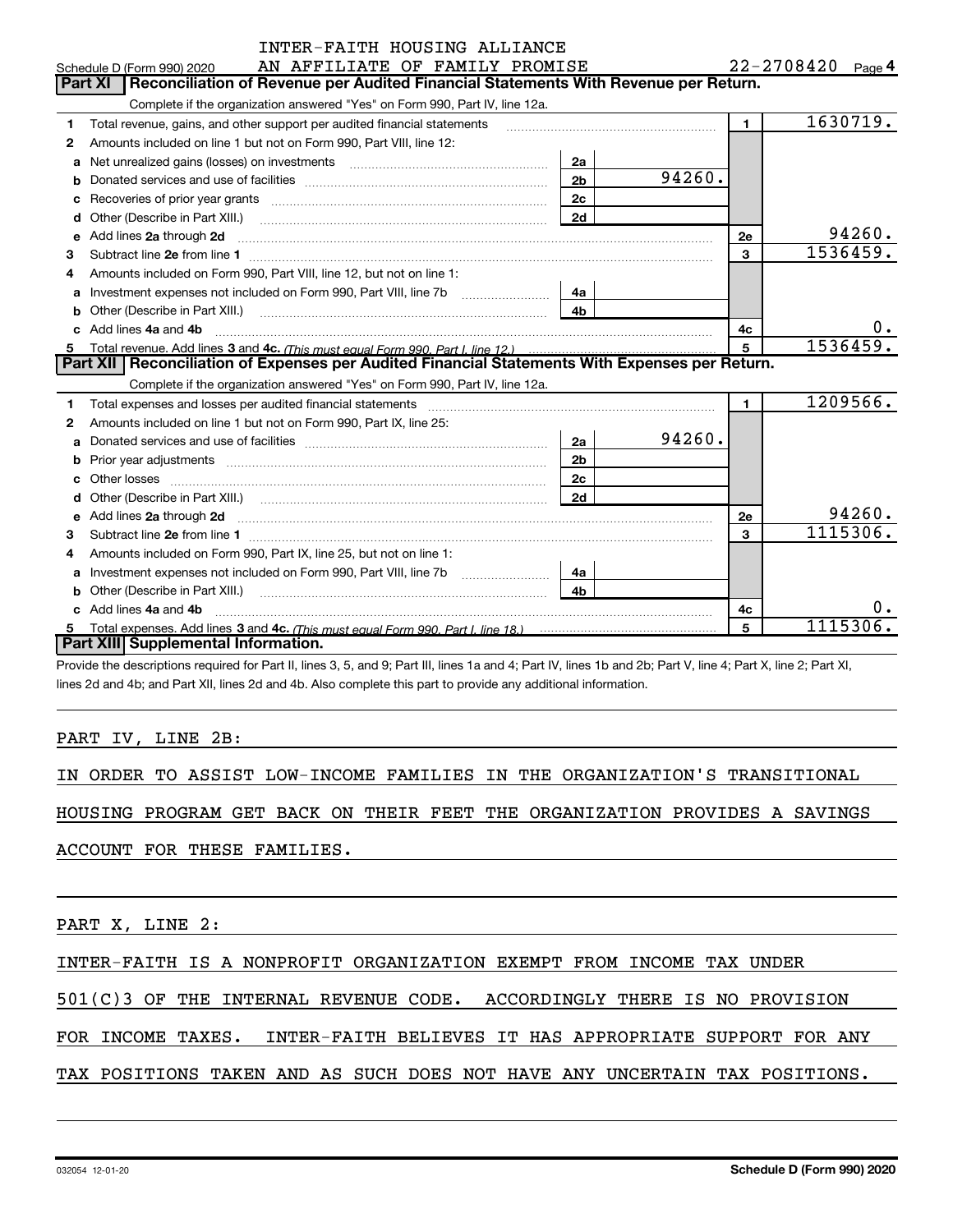INTER-FAITH HOUSING ALLIANCE
AN AFFILIATE OF FAMILY PROMISE

Schedule D (Form 990) 2020 — 22-2708420 Page 4

## Part XI Reconciliation of Revenue per Audited Financial Statements With Revenue per Return.

Complete if the organization answered "Yes" on Form 990, Part IV, line 12a.

| Line | Description | Sub-line | Amount | Line | Amount |
|---|---|---|---|---|---|
| 1 | Total revenue, gains, and other support per audited financial statements | | | 1 | 1630719. |
| 2 | Amounts included on line 1 but not on Form 990, Part VIII, line 12: | | | | |
| a | Net unrealized gains (losses) on investments | 2a | | | |
| b | Donated services and use of facilities | 2b | 94260. | | |
| c | Recoveries of prior year grants | 2c | | | |
| d | Other (Describe in Part XIII.) | 2d | | | |
| e | Add lines 2a through 2d | | | 2e | 94260. |
| 3 | Subtract line 2e from line 1 | | | 3 | 1536459. |
| 4 | Amounts included on Form 990, Part VIII, line 12, but not on line 1: | | | | |
| a | Investment expenses not included on Form 990, Part VIII, line 7b | 4a | | | |
| b | Other (Describe in Part XIII.) | 4b | | | |
| c | Add lines 4a and 4b | | | 4c | 0. |
| 5 | Total revenue. Add lines 3 and 4c. *(This must equal Form 990, Part I, line 12.)* | | | 5 | 1536459. |

## Part XII Reconciliation of Expenses per Audited Financial Statements With Expenses per Return.

Complete if the organization answered "Yes" on Form 990, Part IV, line 12a.

| Line | Description | Sub-line | Amount | Line | Amount |
|---|---|---|---|---|---|
| 1 | Total expenses and losses per audited financial statements | | | 1 | 1209566. |
| 2 | Amounts included on line 1 but not on Form 990, Part IX, line 25: | | | | |
| a | Donated services and use of facilities | 2a | 94260. | | |
| b | Prior year adjustments | 2b | | | |
| c | Other losses | 2c | | | |
| d | Other (Describe in Part XIII.) | 2d | | | |
| e | Add lines 2a through 2d | | | 2e | 94260. |
| 3 | Subtract line 2e from line 1 | | | 3 | 1115306. |
| 4 | Amounts included on Form 990, Part IX, line 25, but not on line 1: | | | | |
| a | Investment expenses not included on Form 990, Part VIII, line 7b | 4a | | | |
| b | Other (Describe in Part XIII.) | 4b | | | |
| c | Add lines 4a and 4b | | | 4c | 0. |
| 5 | Total expenses. Add lines 3 and 4c. *(This must equal Form 990, Part I, line 18.)* | | | 5 | 1115306. |

## Part XIII Supplemental Information.

Provide the descriptions required for Part II, lines 3, 5, and 9; Part III, lines 1a and 4; Part IV, lines 1b and 2b; Part V, line 4; Part X, line 2; Part XI, lines 2d and 4b; and Part XII, lines 2d and 4b. Also complete this part to provide any additional information.

PART IV, LINE 2B:

IN ORDER TO ASSIST LOW-INCOME FAMILIES IN THE ORGANIZATION'S TRANSITIONAL HOUSING PROGRAM GET BACK ON THEIR FEET THE ORGANIZATION PROVIDES A SAVINGS ACCOUNT FOR THESE FAMILIES.

PART X, LINE 2:

INTER-FAITH IS A NONPROFIT ORGANIZATION EXEMPT FROM INCOME TAX UNDER 501(C)3 OF THE INTERNAL REVENUE CODE. ACCORDINGLY THERE IS NO PROVISION FOR INCOME TAXES. INTER-FAITH BELIEVES IT HAS APPROPRIATE SUPPORT FOR ANY TAX POSITIONS TAKEN AND AS SUCH DOES NOT HAVE ANY UNCERTAIN TAX POSITIONS.

032054 12-01-20 Schedule D (Form 990) 2020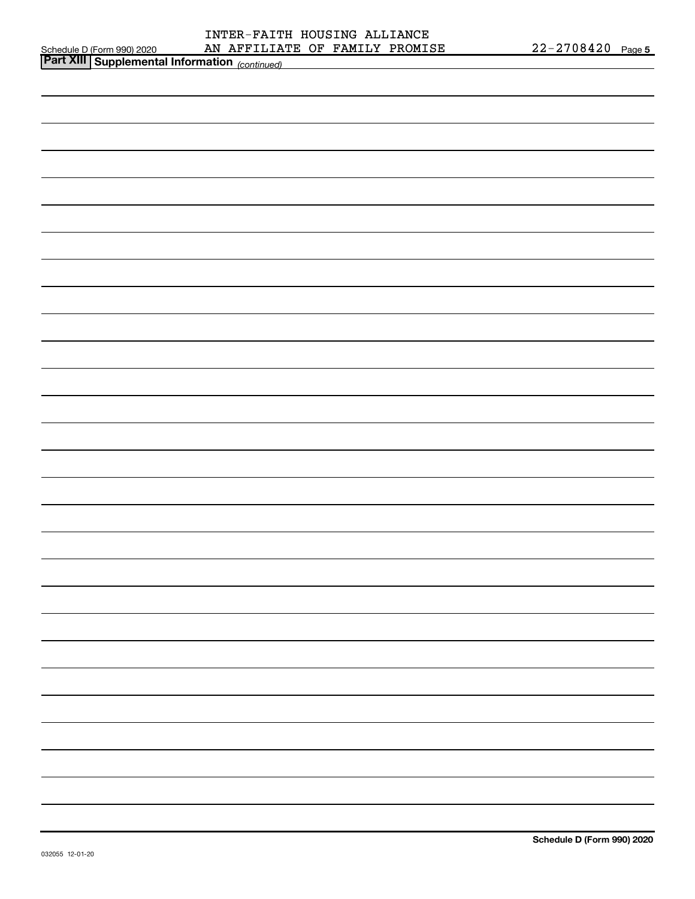INTER-FAITH HOUSING ALLIANCE
AN AFFILIATE OF FAMILY PROMISE 22-2708420

## Part XIII Supplemental Information *(continued)*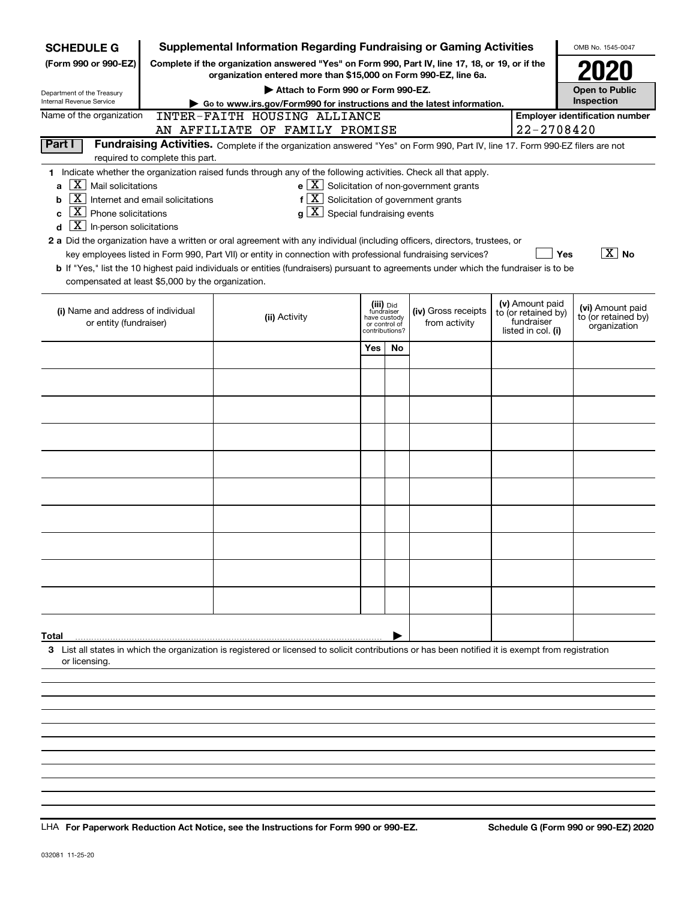# SCHEDULE G (Form 990 or 990-EZ)

Department of the Treasury
Internal Revenue Service

## Supplemental Information Regarding Fundraising or Gaming Activities

**Complete if the organization answered "Yes" on Form 990, Part IV, line 17, 18, or 19, or if the organization entered more than $15,000 on Form 990-EZ, line 6a.**

**▶ Attach to Form 990 or Form 990-EZ.**

**▶ Go to www.irs.gov/Form990 for instructions and the latest information.**

OMB No. 1545-0047

**2020**

**Open to Public Inspection**

Name of the organization: INTER-FAITH HOUSING ALLIANCE AN AFFILIATE OF FAMILY PROMISE

**Employer identification number:** 22-2708420

## Part I Fundraising Activities.

Complete if the organization answered "Yes" on Form 990, Part IV, line 17. Form 990-EZ filers are not required to complete this part.

**1** Indicate whether the organization raised funds through any of the following activities. Check all that apply.

- **a** [X] Mail solicitations
- **b** [X] Internet and email solicitations
- **c** [X] Phone solicitations
- **d** [X] In-person solicitations
- **e** [X] Solicitation of non-government grants
- **f** [X] Solicitation of government grants
- **g** [X] Special fundraising events

**2 a** Did the organization have a written or oral agreement with any individual (including officers, directors, trustees, or key employees listed in Form 990, Part VII) or entity in connection with professional fundraising services? [ ] Yes [X] No

**b** If "Yes," list the 10 highest paid individuals or entities (fundraisers) pursuant to agreements under which the fundraiser is to be compensated at least $5,000 by the organization.

| (i) Name and address of individual or entity (fundraiser) | (ii) Activity | (iii) Did fundraiser have custody or control of contributions? Yes | No | (iv) Gross receipts from activity | (v) Amount paid to (or retained by) fundraiser listed in col. (i) | (vi) Amount paid to (or retained by) organization |
|---|---|---|---|---|---|---|
| | | | | | | |
| | | | | | | |
| | | | | | | |
| | | | | | | |
| | | | | | | |
| | | | | | | |
| | | | | | | |
| | | | | | | |
| | | | | | | |
| | | | | | | |
| **Total** ▶ | | | | | | |

**3** List all states in which the organization is registered or licensed to solicit contributions or has been notified it is exempt from registration or licensing.

LHA **For Paperwork Reduction Act Notice, see the Instructions for Form 990 or 990-EZ.** **Schedule G (Form 990 or 990-EZ) 2020**

032081 11-25-20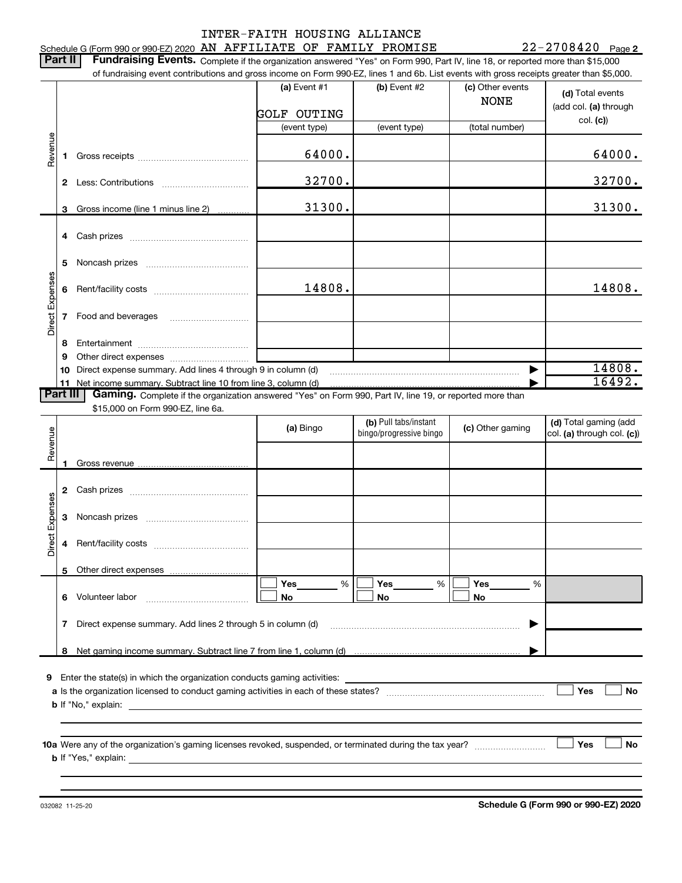INTER-FAITH HOUSING ALLIANCE

Schedule G (Form 990 or 990-EZ) 2020 AN AFFILIATE OF FAMILY PROMISE 22-2708420 Page 2

**Part II Fundraising Events.** Complete if the organization answered "Yes" on Form 990, Part IV, line 18, or reported more than $15,000 of fundraising event contributions and gross income on Form 990-EZ, lines 1 and 6b. List events with gross receipts greater than $5,000.

| | | | (a) Event #1<br>GOLF OUTING<br>(event type) | (b) Event #2<br>(event type) | (c) Other events<br>NONE<br>(total number) | (d) Total events (add col. (a) through col. (c)) |
|---|---|---|---|---|---|---|
| Revenue | 1 | Gross receipts | 64000. | | | 64000. |
| | 2 | Less: Contributions | 32700. | | | 32700. |
| | 3 | Gross income (line 1 minus line 2) | 31300. | | | 31300. |
| Direct Expenses | 4 | Cash prizes | | | | |
| | 5 | Noncash prizes | | | | |
| | 6 | Rent/facility costs | 14808. | | | 14808. |
| | 7 | Food and beverages | | | | |
| | 8 | Entertainment | | | | |
| | 9 | Other direct expenses | | | | |
| | 10 | Direct expense summary. Add lines 4 through 9 in column (d) | | | ▶ | 14808. |
| | 11 | Net income summary. Subtract line 10 from line 3, column (d) | | | ▶ | 16492. |

**Part III Gaming.** Complete if the organization answered "Yes" on Form 990, Part IV, line 19, or reported more than $15,000 on Form 990-EZ, line 6a.

| | | | (a) Bingo | (b) Pull tabs/instant bingo/progressive bingo | (c) Other gaming | (d) Total gaming (add col. (a) through col. (c)) |
|---|---|---|---|---|---|---|
| Revenue | 1 | Gross revenue | | | | |
| Direct Expenses | 2 | Cash prizes | | | | |
| | 3 | Noncash prizes | | | | |
| | 4 | Rent/facility costs | | | | |
| | 5 | Other direct expenses | | | | |
| | 6 | Volunteer labor | ☐ Yes ___ %<br>☐ No | ☐ Yes ___ %<br>☐ No | ☐ Yes ___ %<br>☐ No | |
| | 7 | Direct expense summary. Add lines 2 through 5 in column (d) | | | ▶ | |
| | 8 | Net gaming income summary. Subtract line 7 from line 1, column (d) | | | ▶ | |

9 Enter the state(s) in which the organization conducts gaming activities: ______

a Is the organization licensed to conduct gaming activities in each of these states? ☐ Yes ☐ No

b If "No," explain: ______

10a Were any of the organization's gaming licenses revoked, suspended, or terminated during the tax year? ☐ Yes ☐ No

b If "Yes," explain: ______

032082 11-25-20

**Schedule G (Form 990 or 990-EZ) 2020**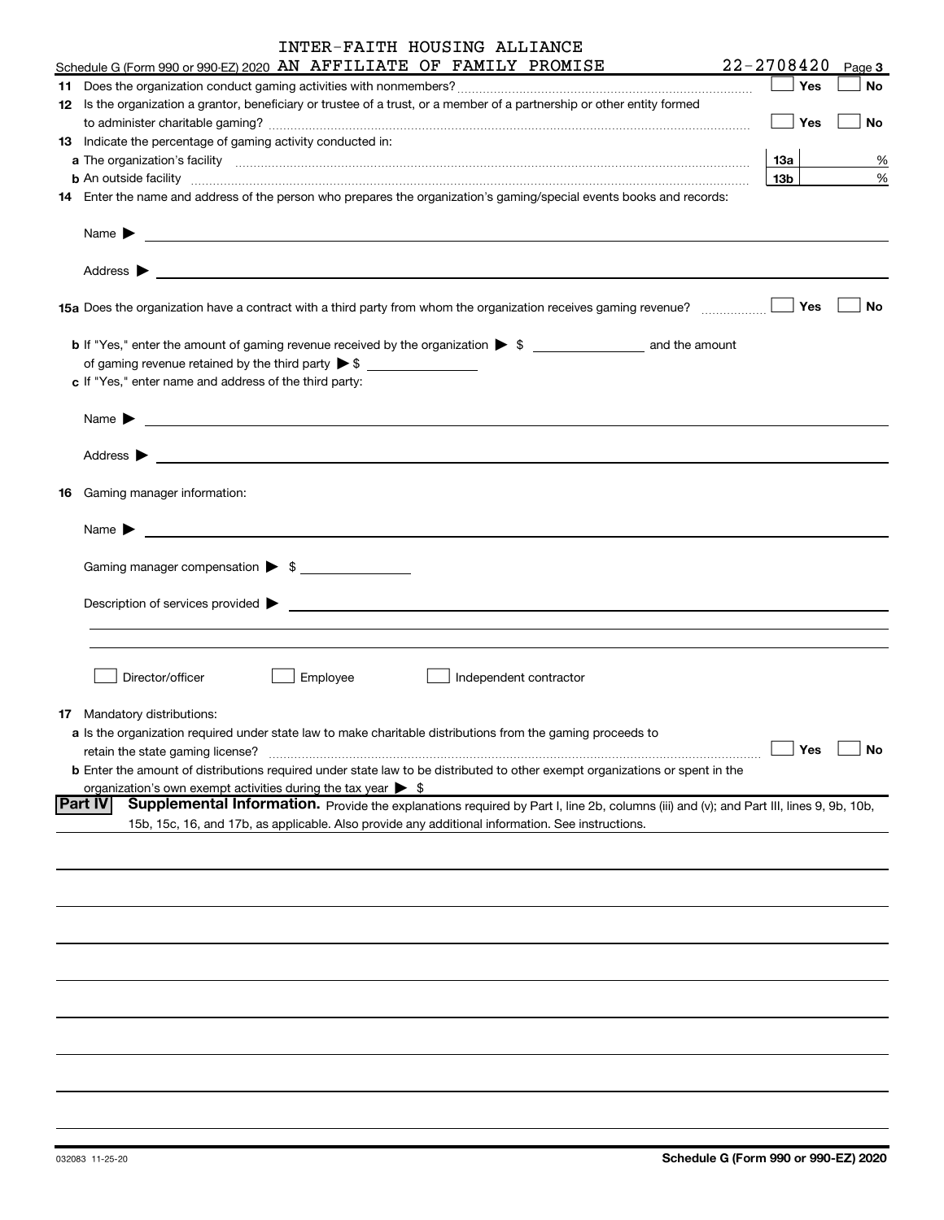Schedule G (Form 990 or 990-EZ) 2020 INTER-FAITH HOUSING ALLIANCE AN AFFILIATE OF FAMILY PROMISE 22-2708420 Page 3

**11** Does the organization conduct gaming activities with nonmembers? ☐ Yes ☐ No

**12** Is the organization a grantor, beneficiary or trustee of a trust, or a member of a partnership or other entity formed to administer charitable gaming? ☐ Yes ☐ No

**13** Indicate the percentage of gaming activity conducted in:

**a** The organization's facility **13a** %

**b** An outside facility **13b** %

**14** Enter the name and address of the person who prepares the organization's gaming/special events books and records:

Name ▶

Address ▶

**15a** Does the organization have a contract with a third party from whom the organization receives gaming revenue? ☐ Yes ☐ No

**b** If "Yes," enter the amount of gaming revenue received by the organization ▶ $ ____________ and the amount of gaming revenue retained by the third party ▶ $ ____________

**c** If "Yes," enter name and address of the third party:

Name ▶

Address ▶

**16** Gaming manager information:

Name ▶

Gaming manager compensation ▶ $ ____________

Description of services provided ▶

☐ Director/officer ☐ Employee ☐ Independent contractor

**17** Mandatory distributions:

**a** Is the organization required under state law to make charitable distributions from the gaming proceeds to retain the state gaming license? ☐ Yes ☐ No

**b** Enter the amount of distributions required under state law to be distributed to other exempt organizations or spent in the organization's own exempt activities during the tax year ▶ $

**Part IV** **Supplemental Information.** Provide the explanations required by Part I, line 2b, columns (iii) and (v); and Part III, lines 9, 9b, 10b, 15b, 15c, 16, and 17b, as applicable. Also provide any additional information. See instructions.

032083 11-25-20 **Schedule G (Form 990 or 990-EZ) 2020**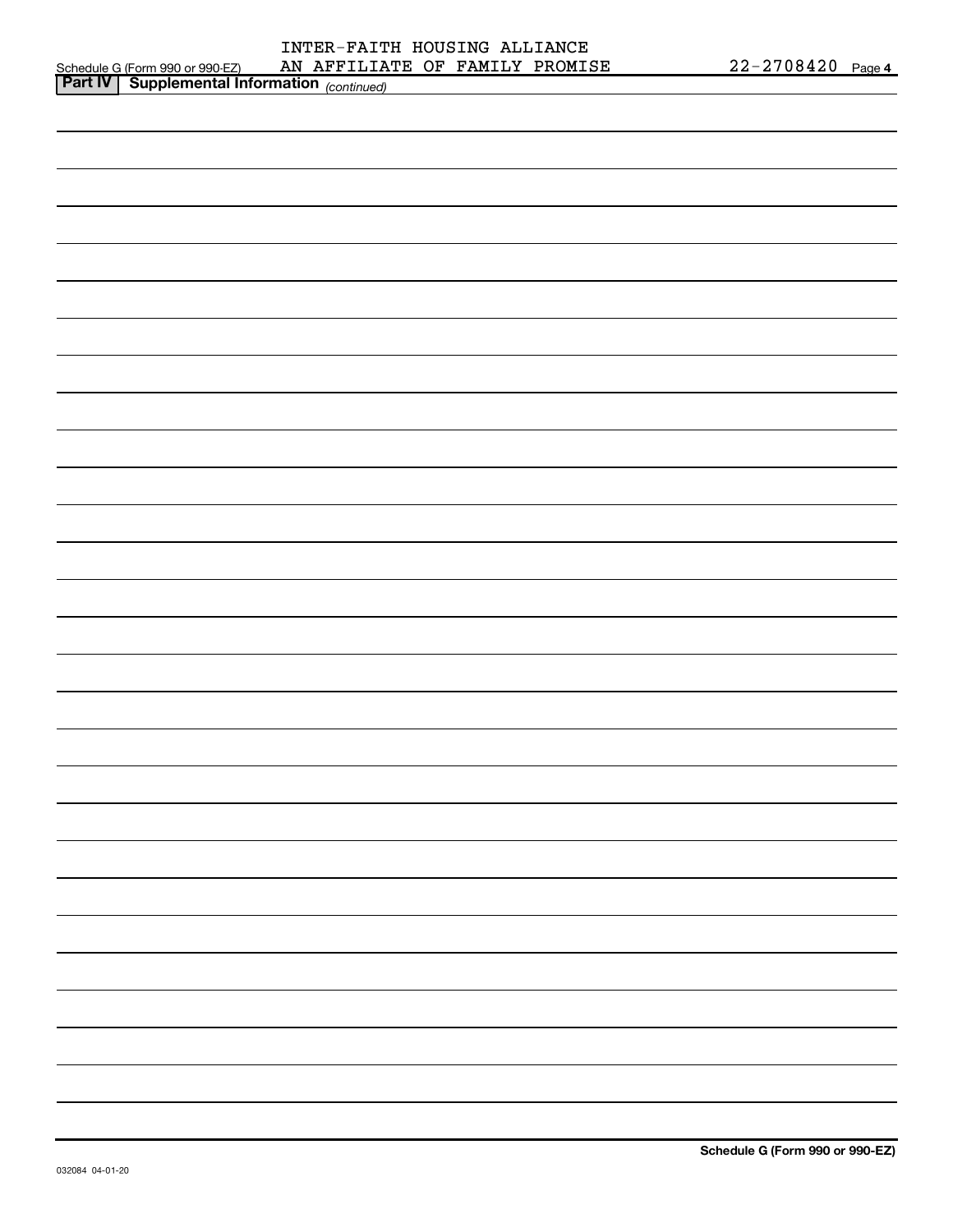Schedule G (Form 990 or 990-EZ) INTER-FAITH HOUSING ALLIANCE AN AFFILIATE OF FAMILY PROMISE 22-2708420 Page **4**

**Part IV** **Supplemental Information** *(continued)*

**Schedule G (Form 990 or 990-EZ)**

032084 04-01-20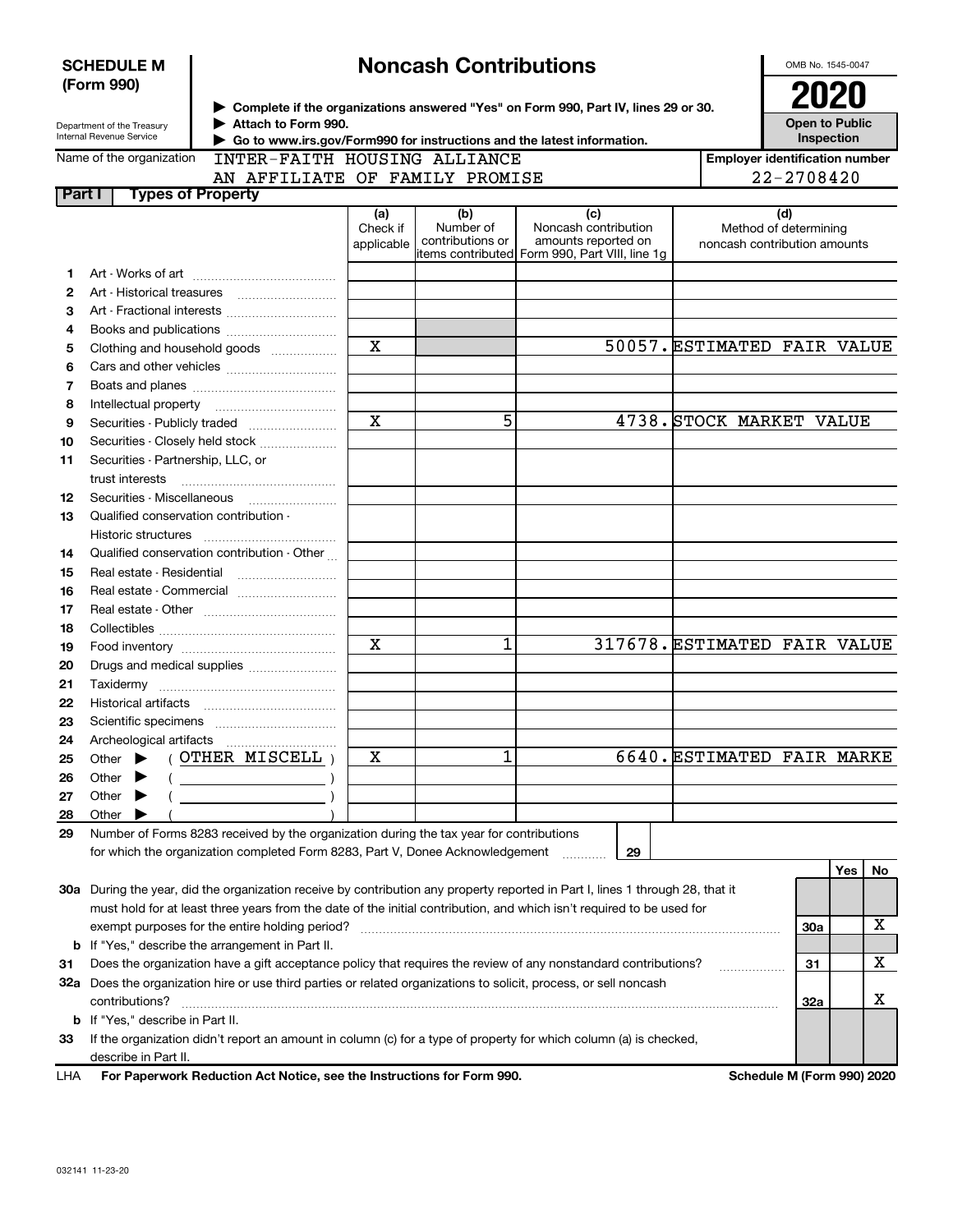**SCHEDULE M (Form 990)**

Department of the Treasury
Internal Revenue Service

# Noncash Contributions

▶ Complete if the organizations answered "Yes" on Form 990, Part IV, lines 29 or 30.
▶ Attach to Form 990.
▶ Go to www.irs.gov/Form990 for instructions and the latest information.

OMB No. 1545-0047

**2020**

**Open to Public Inspection**

Name of the organization: INTER-FAITH HOUSING ALLIANCE AN AFFILIATE OF FAMILY PROMISE

Employer identification number: 22-2708420

## Part I Types of Property

| | | (a) Check if applicable | (b) Number of contributions or items contributed | (c) Noncash contribution amounts reported on Form 990, Part VIII, line 1g | (d) Method of determining noncash contribution amounts |
|---|---|---|---|---|---|
| 1 | Art - Works of art | | | | |
| 2 | Art - Historical treasures | | | | |
| 3 | Art - Fractional interests | | | | |
| 4 | Books and publications | | | | |
| 5 | Clothing and household goods | X | | 50057. | ESTIMATED FAIR VALUE |
| 6 | Cars and other vehicles | | | | |
| 7 | Boats and planes | | | | |
| 8 | Intellectual property | | | | |
| 9 | Securities - Publicly traded | X | 5 | 4738. | STOCK MARKET VALUE |
| 10 | Securities - Closely held stock | | | | |
| 11 | Securities - Partnership, LLC, or trust interests | | | | |
| 12 | Securities - Miscellaneous | | | | |
| 13 | Qualified conservation contribution - Historic structures | | | | |
| 14 | Qualified conservation contribution - Other | | | | |
| 15 | Real estate - Residential | | | | |
| 16 | Real estate - Commercial | | | | |
| 17 | Real estate - Other | | | | |
| 18 | Collectibles | | | | |
| 19 | Food inventory | X | 1 | 317678. | ESTIMATED FAIR VALUE |
| 20 | Drugs and medical supplies | | | | |
| 21 | Taxidermy | | | | |
| 22 | Historical artifacts | | | | |
| 23 | Scientific specimens | | | | |
| 24 | Archeological artifacts | | | | |
| 25 | Other ▶ ( OTHER MISCELL ) | X | 1 | 6640. | ESTIMATED FAIR MARKE |
| 26 | Other ▶ ( ) | | | | |
| 27 | Other ▶ ( ) | | | | |
| 28 | Other ▶ ( ) | | | | |

29 Number of Forms 8283 received by the organization during the tax year for contributions for which the organization completed Form 8283, Part V, Donee Acknowledgement ..... 29

| | | | Yes | No |
|---|---|---|---|---|
| 30a | During the year, did the organization receive by contribution any property reported in Part I, lines 1 through 28, that it must hold for at least three years from the date of the initial contribution, and which isn't required to be used for exempt purposes for the entire holding period? | 30a | | X |
| b | If "Yes," describe the arrangement in Part II. | | | |
| 31 | Does the organization have a gift acceptance policy that requires the review of any nonstandard contributions? | 31 | | X |
| 32a | Does the organization hire or use third parties or related organizations to solicit, process, or sell noncash contributions? | 32a | | X |
| b | If "Yes," describe in Part II. | | | |
| 33 | If the organization didn't report an amount in column (c) for a type of property for which column (a) is checked, describe in Part II. | | | |

LHA **For Paperwork Reduction Act Notice, see the Instructions for Form 990.** **Schedule M (Form 990) 2020**

032141 11-23-20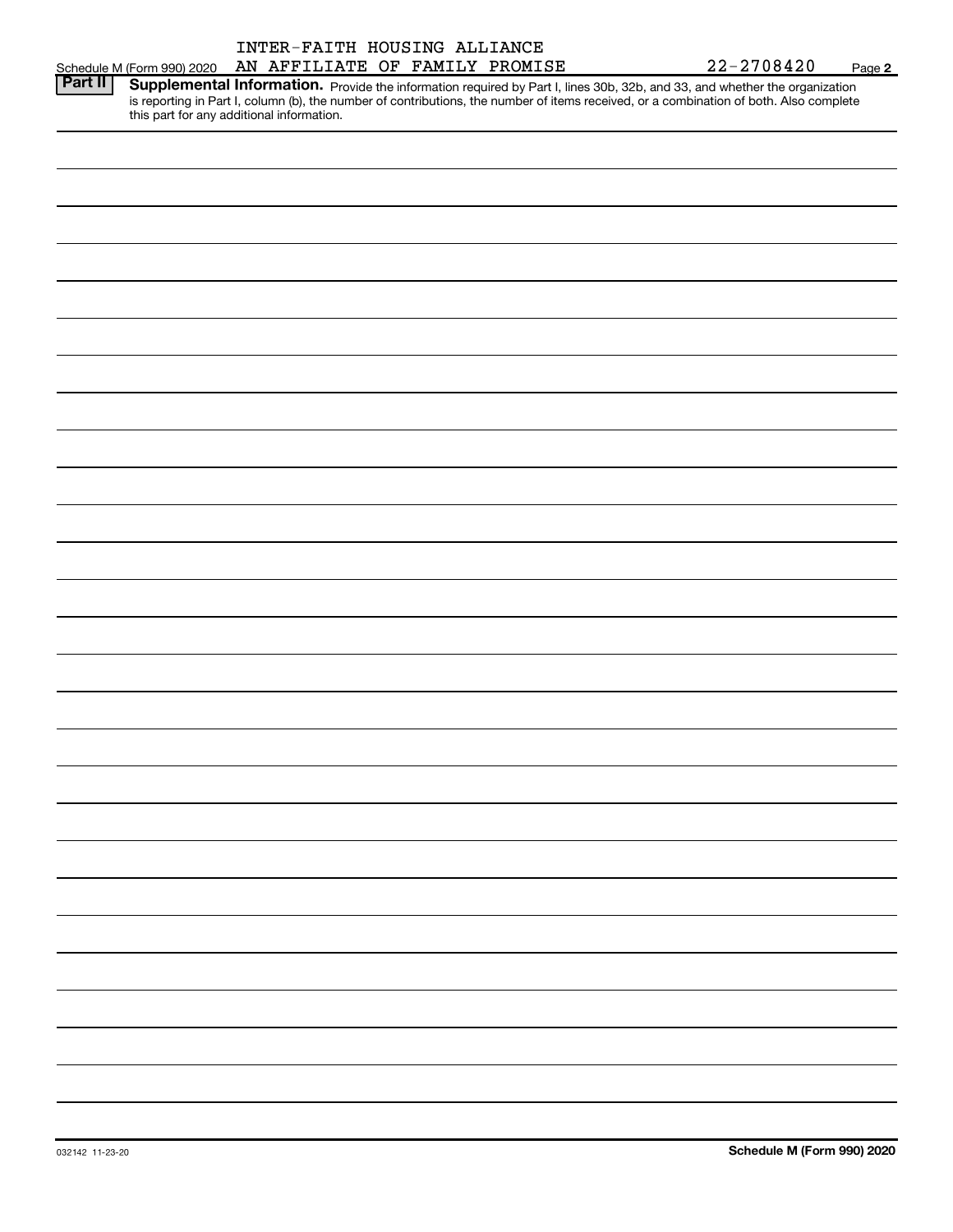INTER-FAITH HOUSING ALLIANCE

Schedule M (Form 990) 2020 AN AFFILIATE OF FAMILY PROMISE 22-2708420 Page **2**

**Part II** **Supplemental Information.** Provide the information required by Part I, lines 30b, 32b, and 33, and whether the organization is reporting in Part I, column (b), the number of contributions, the number of items received, or a combination of both. Also complete this part for any additional information.

032142 11-23-20

**Schedule M (Form 990) 2020**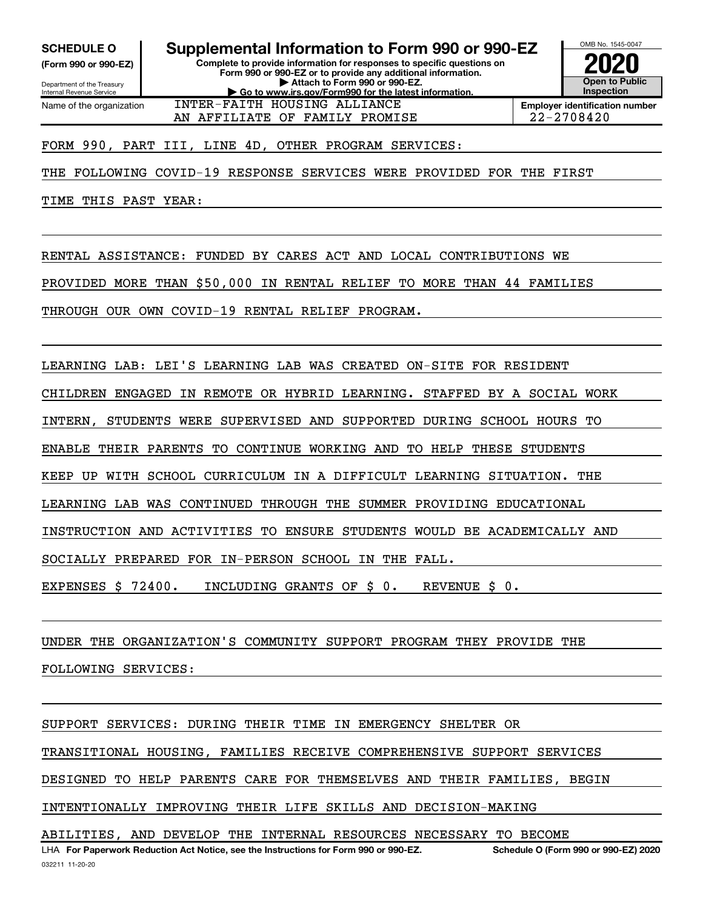**SCHEDULE O**
**(Form 990 or 990-EZ)**

Department of the Treasury
Internal Revenue Service

# Supplemental Information to Form 990 or 990-EZ

**Complete to provide information for responses to specific questions on Form 990 or 990-EZ or to provide any additional information.**
**▶ Attach to Form 990 or 990-EZ.**
**▶ Go to www.irs.gov/Form990 for the latest information.**

OMB No. 1545-0047
**2020**
**Open to Public Inspection**

Name of the organization: INTER-FAITH HOUSING ALLIANCE AN AFFILIATE OF FAMILY PROMISE

**Employer identification number:** 22-2708420

FORM 990, PART III, LINE 4D, OTHER PROGRAM SERVICES:

THE FOLLOWING COVID-19 RESPONSE SERVICES WERE PROVIDED FOR THE FIRST TIME THIS PAST YEAR:

RENTAL ASSISTANCE: FUNDED BY CARES ACT AND LOCAL CONTRIBUTIONS WE PROVIDED MORE THAN $50,000 IN RENTAL RELIEF TO MORE THAN 44 FAMILIES THROUGH OUR OWN COVID-19 RENTAL RELIEF PROGRAM.

LEARNING LAB: LEI'S LEARNING LAB WAS CREATED ON-SITE FOR RESIDENT CHILDREN ENGAGED IN REMOTE OR HYBRID LEARNING. STAFFED BY A SOCIAL WORK INTERN, STUDENTS WERE SUPERVISED AND SUPPORTED DURING SCHOOL HOURS TO ENABLE THEIR PARENTS TO CONTINUE WORKING AND TO HELP THESE STUDENTS KEEP UP WITH SCHOOL CURRICULUM IN A DIFFICULT LEARNING SITUATION. THE LEARNING LAB WAS CONTINUED THROUGH THE SUMMER PROVIDING EDUCATIONAL INSTRUCTION AND ACTIVITIES TO ENSURE STUDENTS WOULD BE ACADEMICALLY AND SOCIALLY PREPARED FOR IN-PERSON SCHOOL IN THE FALL.

EXPENSES $ 72400. INCLUDING GRANTS OF $ 0. REVENUE $ 0.

UNDER THE ORGANIZATION'S COMMUNITY SUPPORT PROGRAM THEY PROVIDE THE FOLLOWING SERVICES:

SUPPORT SERVICES: DURING THEIR TIME IN EMERGENCY SHELTER OR TRANSITIONAL HOUSING, FAMILIES RECEIVE COMPREHENSIVE SUPPORT SERVICES DESIGNED TO HELP PARENTS CARE FOR THEMSELVES AND THEIR FAMILIES, BEGIN INTENTIONALLY IMPROVING THEIR LIFE SKILLS AND DECISION-MAKING ABILITIES, AND DEVELOP THE INTERNAL RESOURCES NECESSARY TO BECOME

LHA **For Paperwork Reduction Act Notice, see the Instructions for Form 990 or 990-EZ.** **Schedule O (Form 990 or 990-EZ) 2020**

032211 11-20-20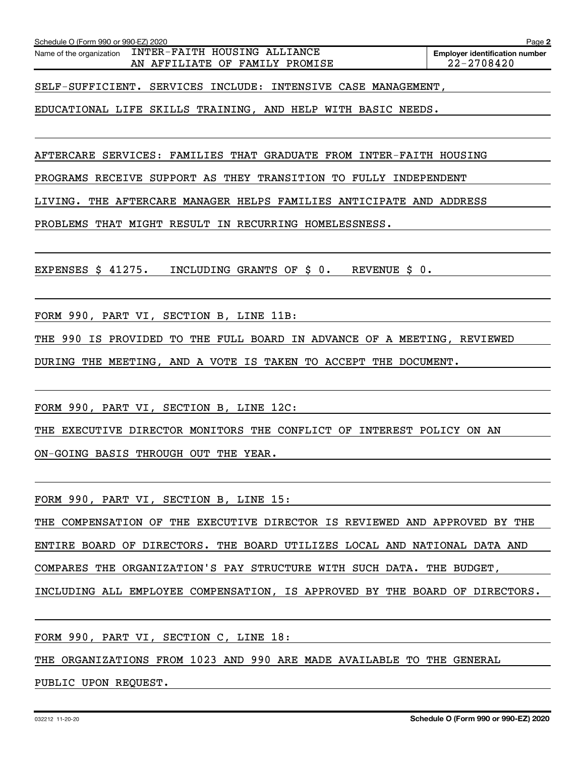Schedule O (Form 990 or 990-EZ) 2020

Name of the organization: INTER-FAITH HOUSING ALLIANCE AN AFFILIATE OF FAMILY PROMISE

**Employer identification number** 22-2708420

SELF-SUFFICIENT. SERVICES INCLUDE: INTENSIVE CASE MANAGEMENT, EDUCATIONAL LIFE SKILLS TRAINING, AND HELP WITH BASIC NEEDS.

AFTERCARE SERVICES: FAMILIES THAT GRADUATE FROM INTER-FAITH HOUSING PROGRAMS RECEIVE SUPPORT AS THEY TRANSITION TO FULLY INDEPENDENT LIVING. THE AFTERCARE MANAGER HELPS FAMILIES ANTICIPATE AND ADDRESS PROBLEMS THAT MIGHT RESULT IN RECURRING HOMELESSNESS.

EXPENSES $ 41275. INCLUDING GRANTS OF $ 0. REVENUE $ 0.

FORM 990, PART VI, SECTION B, LINE 11B:

THE 990 IS PROVIDED TO THE FULL BOARD IN ADVANCE OF A MEETING, REVIEWED DURING THE MEETING, AND A VOTE IS TAKEN TO ACCEPT THE DOCUMENT.

FORM 990, PART VI, SECTION B, LINE 12C:

THE EXECUTIVE DIRECTOR MONITORS THE CONFLICT OF INTEREST POLICY ON AN ON-GOING BASIS THROUGH OUT THE YEAR.

FORM 990, PART VI, SECTION B, LINE 15:

THE COMPENSATION OF THE EXECUTIVE DIRECTOR IS REVIEWED AND APPROVED BY THE ENTIRE BOARD OF DIRECTORS. THE BOARD UTILIZES LOCAL AND NATIONAL DATA AND COMPARES THE ORGANIZATION'S PAY STRUCTURE WITH SUCH DATA. THE BUDGET, INCLUDING ALL EMPLOYEE COMPENSATION, IS APPROVED BY THE BOARD OF DIRECTORS.

FORM 990, PART VI, SECTION C, LINE 18:

THE ORGANIZATIONS FROM 1023 AND 990 ARE MADE AVAILABLE TO THE GENERAL PUBLIC UPON REQUEST.

032212 11-20-20

**Schedule O (Form 990 or 990-EZ) 2020**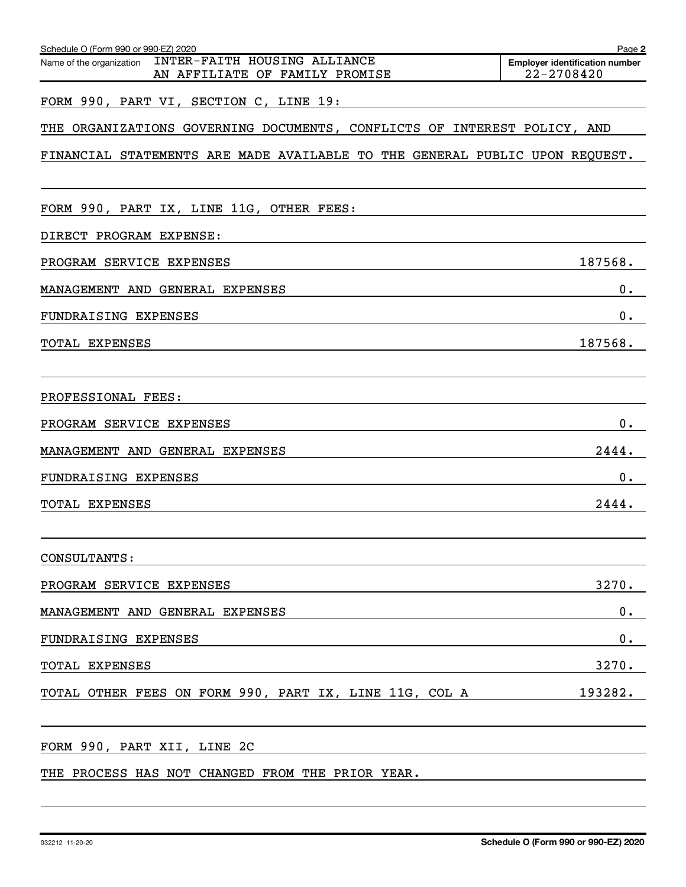Schedule O (Form 990 or 990-EZ) 2020 Page **2**

Name of the organization INTER-FAITH HOUSING ALLIANCE AN AFFILIATE OF FAMILY PROMISE

**Employer identification number** 22-2708420

FORM 990, PART VI, SECTION C, LINE 19:

THE ORGANIZATIONS GOVERNING DOCUMENTS, CONFLICTS OF INTEREST POLICY, AND FINANCIAL STATEMENTS ARE MADE AVAILABLE TO THE GENERAL PUBLIC UPON REQUEST.

FORM 990, PART IX, LINE 11G, OTHER FEES:

| | |
|---|---|
| DIRECT PROGRAM EXPENSE: | |
| PROGRAM SERVICE EXPENSES | 187568. |
| MANAGEMENT AND GENERAL EXPENSES | 0. |
| FUNDRAISING EXPENSES | 0. |
| TOTAL EXPENSES | 187568. |
| | |
| PROFESSIONAL FEES: | |
| PROGRAM SERVICE EXPENSES | 0. |
| MANAGEMENT AND GENERAL EXPENSES | 2444. |
| FUNDRAISING EXPENSES | 0. |
| TOTAL EXPENSES | 2444. |
| | |
| CONSULTANTS: | |
| PROGRAM SERVICE EXPENSES | 3270. |
| MANAGEMENT AND GENERAL EXPENSES | 0. |
| FUNDRAISING EXPENSES | 0. |
| TOTAL EXPENSES | 3270. |
| TOTAL OTHER FEES ON FORM 990, PART IX, LINE 11G, COL A | 193282. |

FORM 990, PART XII, LINE 2C

THE PROCESS HAS NOT CHANGED FROM THE PRIOR YEAR.

032212 11-20-20 **Schedule O (Form 990 or 990-EZ) 2020**